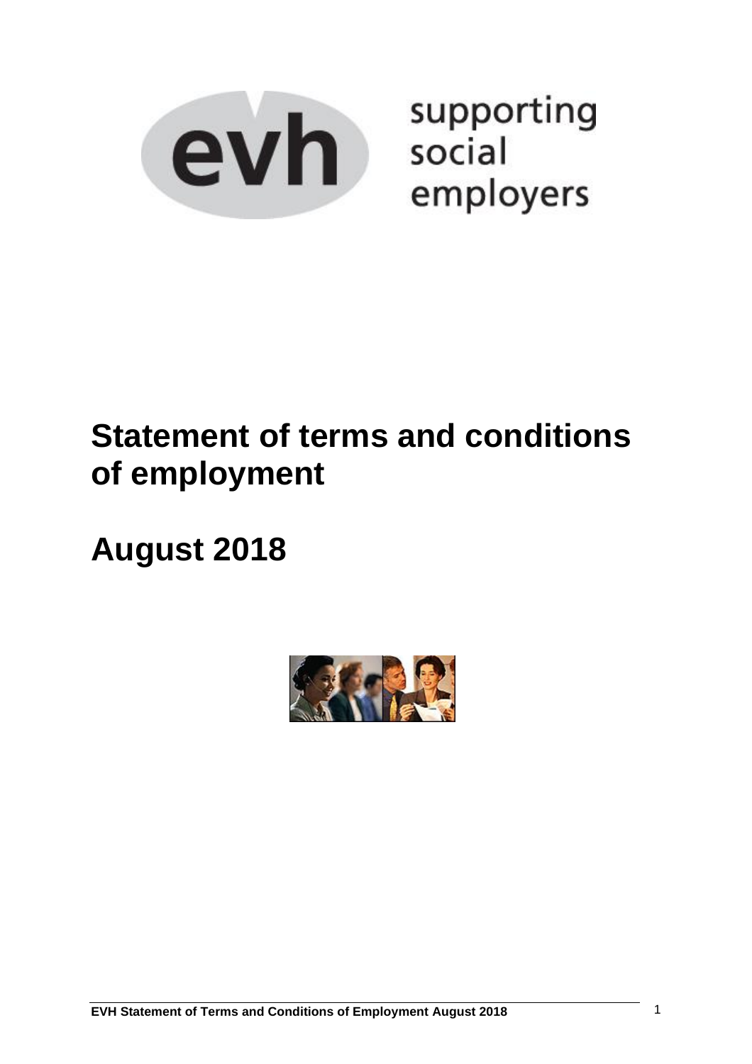evh supporting social employers

# Statement of terms and conditions of employment

# August 2018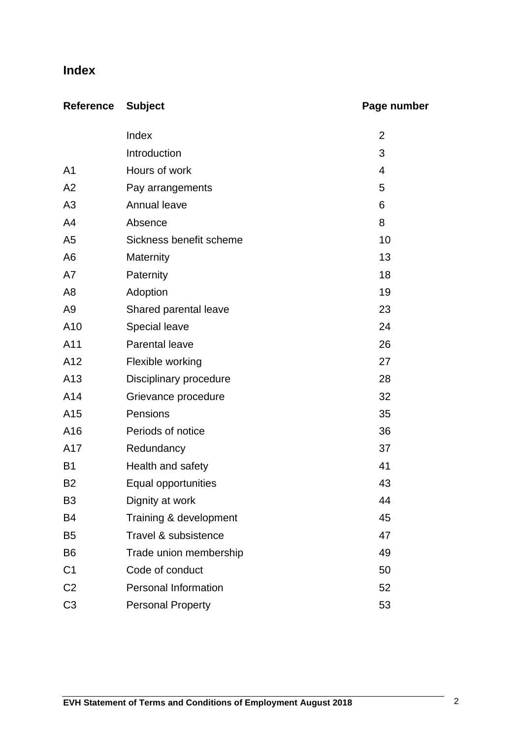# Index

| Reference | Subject | Page number |
|---|---|---|
| | Index | 2 |
| | Introduction | 3 |
| A1 | Hours of work | 4 |
| A2 | Pay arrangements | 5 |
| A3 | Annual leave | 6 |
| A4 | Absence | 8 |
| A5 | Sickness benefit scheme | 10 |
| A6 | Maternity | 13 |
| A7 | Paternity | 18 |
| A8 | Adoption | 19 |
| A9 | Shared parental leave | 23 |
| A10 | Special leave | 24 |
| A11 | Parental leave | 26 |
| A12 | Flexible working | 27 |
| A13 | Disciplinary procedure | 28 |
| A14 | Grievance procedure | 32 |
| A15 | Pensions | 35 |
| A16 | Periods of notice | 36 |
| A17 | Redundancy | 37 |
| B1 | Health and safety | 41 |
| B2 | Equal opportunities | 43 |
| B3 | Dignity at work | 44 |
| B4 | Training & development | 45 |
| B5 | Travel & subsistence | 47 |
| B6 | Trade union membership | 49 |
| C1 | Code of conduct | 50 |
| C2 | Personal Information | 52 |
| C3 | Personal Property | 53 |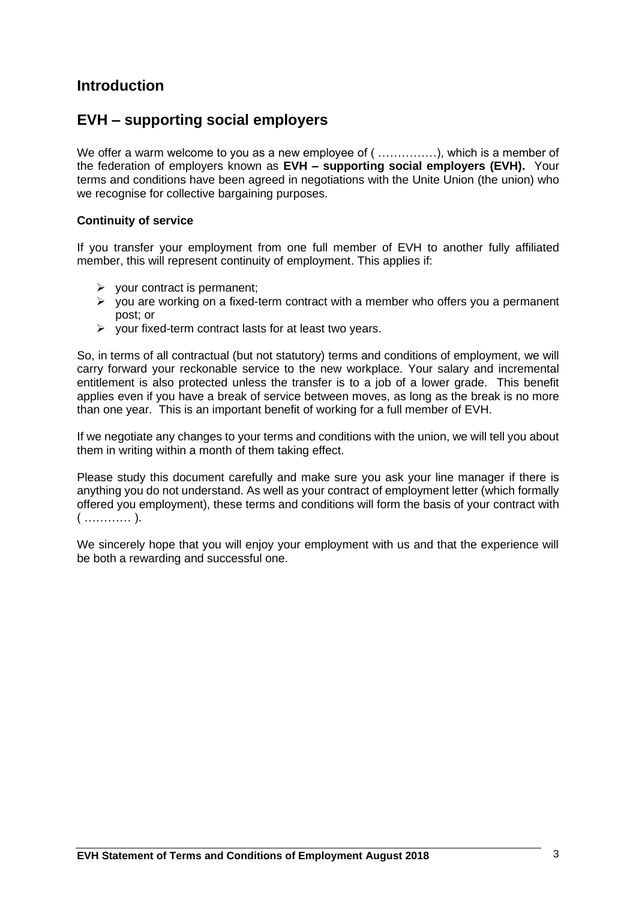## Introduction

## EVH – supporting social employers

We offer a warm welcome to you as a new employee of ( ……………), which is a member of the federation of employers known as **EVH – supporting social employers (EVH).** Your terms and conditions have been agreed in negotiations with the Unite Union (the union) who we recognise for collective bargaining purposes.

**Continuity of service**

If you transfer your employment from one full member of EVH to another fully affiliated member, this will represent continuity of employment. This applies if:

- your contract is permanent;
- you are working on a fixed-term contract with a member who offers you a permanent post; or
- your fixed-term contract lasts for at least two years.

So, in terms of all contractual (but not statutory) terms and conditions of employment, we will carry forward your reckonable service to the new workplace. Your salary and incremental entitlement is also protected unless the transfer is to a job of a lower grade. This benefit applies even if you have a break of service between moves, as long as the break is no more than one year. This is an important benefit of working for a full member of EVH.

If we negotiate any changes to your terms and conditions with the union, we will tell you about them in writing within a month of them taking effect.

Please study this document carefully and make sure you ask your line manager if there is anything you do not understand. As well as your contract of employment letter (which formally offered you employment), these terms and conditions will form the basis of your contract with ( ………… ).

We sincerely hope that you will enjoy your employment with us and that the experience will be both a rewarding and successful one.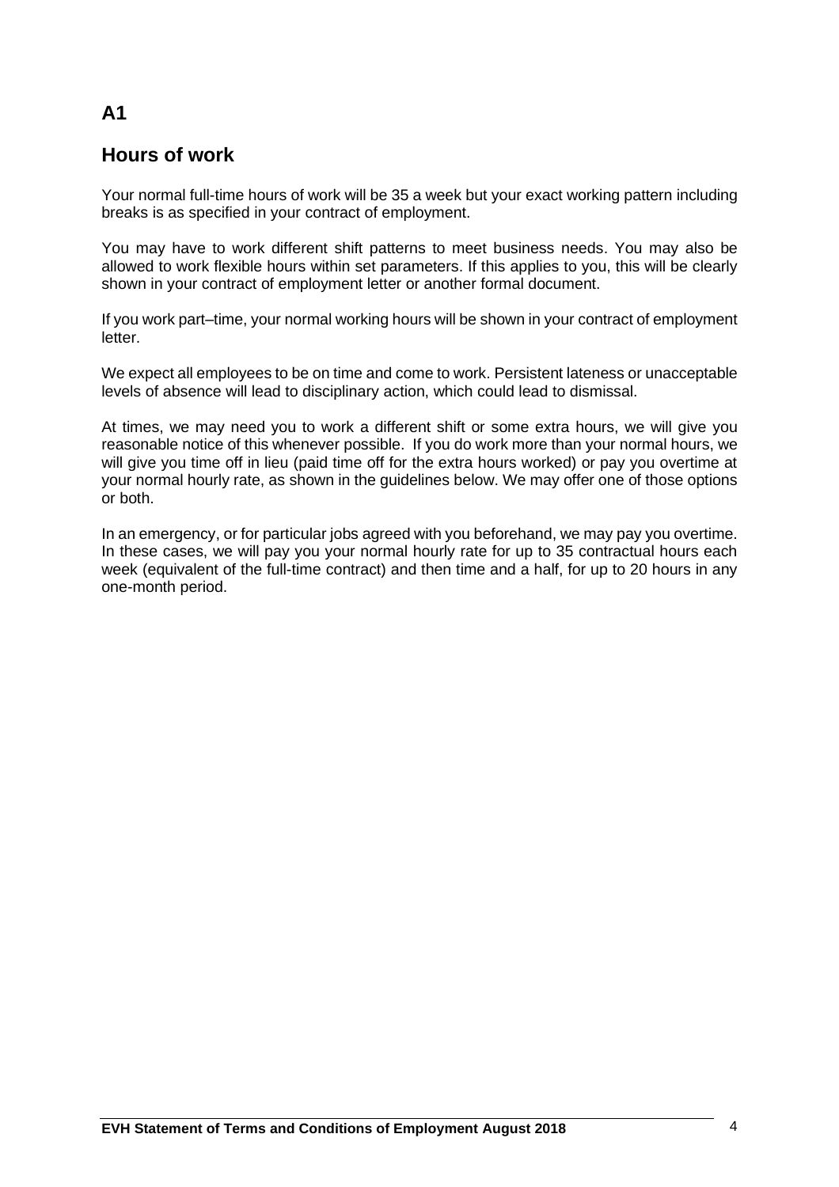## A1

## Hours of work

Your normal full-time hours of work will be 35 a week but your exact working pattern including breaks is as specified in your contract of employment.

You may have to work different shift patterns to meet business needs. You may also be allowed to work flexible hours within set parameters. If this applies to you, this will be clearly shown in your contract of employment letter or another formal document.

If you work part–time, your normal working hours will be shown in your contract of employment letter.

We expect all employees to be on time and come to work. Persistent lateness or unacceptable levels of absence will lead to disciplinary action, which could lead to dismissal.

At times, we may need you to work a different shift or some extra hours, we will give you reasonable notice of this whenever possible. If you do work more than your normal hours, we will give you time off in lieu (paid time off for the extra hours worked) or pay you overtime at your normal hourly rate, as shown in the guidelines below. We may offer one of those options or both.

In an emergency, or for particular jobs agreed with you beforehand, we may pay you overtime. In these cases, we will pay you your normal hourly rate for up to 35 contractual hours each week (equivalent of the full-time contract) and then time and a half, for up to 20 hours in any one-month period.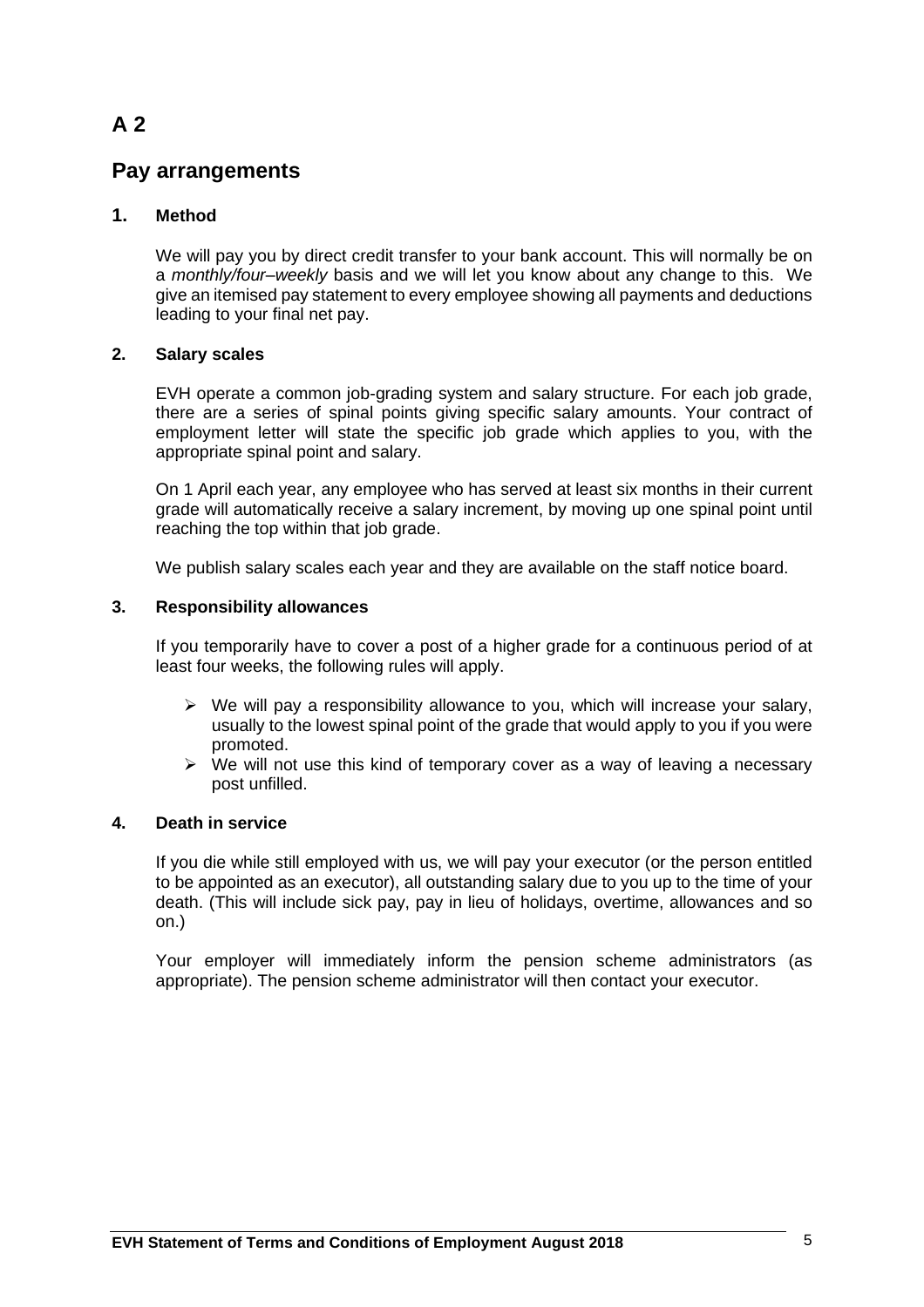# A 2

## Pay arrangements

### 1. Method

We will pay you by direct credit transfer to your bank account. This will normally be on a *monthly/four–weekly* basis and we will let you know about any change to this. We give an itemised pay statement to every employee showing all payments and deductions leading to your final net pay.

### 2. Salary scales

EVH operate a common job-grading system and salary structure. For each job grade, there are a series of spinal points giving specific salary amounts. Your contract of employment letter will state the specific job grade which applies to you, with the appropriate spinal point and salary.

On 1 April each year, any employee who has served at least six months in their current grade will automatically receive a salary increment, by moving up one spinal point until reaching the top within that job grade.

We publish salary scales each year and they are available on the staff notice board.

### 3. Responsibility allowances

If you temporarily have to cover a post of a higher grade for a continuous period of at least four weeks, the following rules will apply.

- We will pay a responsibility allowance to you, which will increase your salary, usually to the lowest spinal point of the grade that would apply to you if you were promoted.
- We will not use this kind of temporary cover as a way of leaving a necessary post unfilled.

### 4. Death in service

If you die while still employed with us, we will pay your executor (or the person entitled to be appointed as an executor), all outstanding salary due to you up to the time of your death. (This will include sick pay, pay in lieu of holidays, overtime, allowances and so on.)

Your employer will immediately inform the pension scheme administrators (as appropriate). The pension scheme administrator will then contact your executor.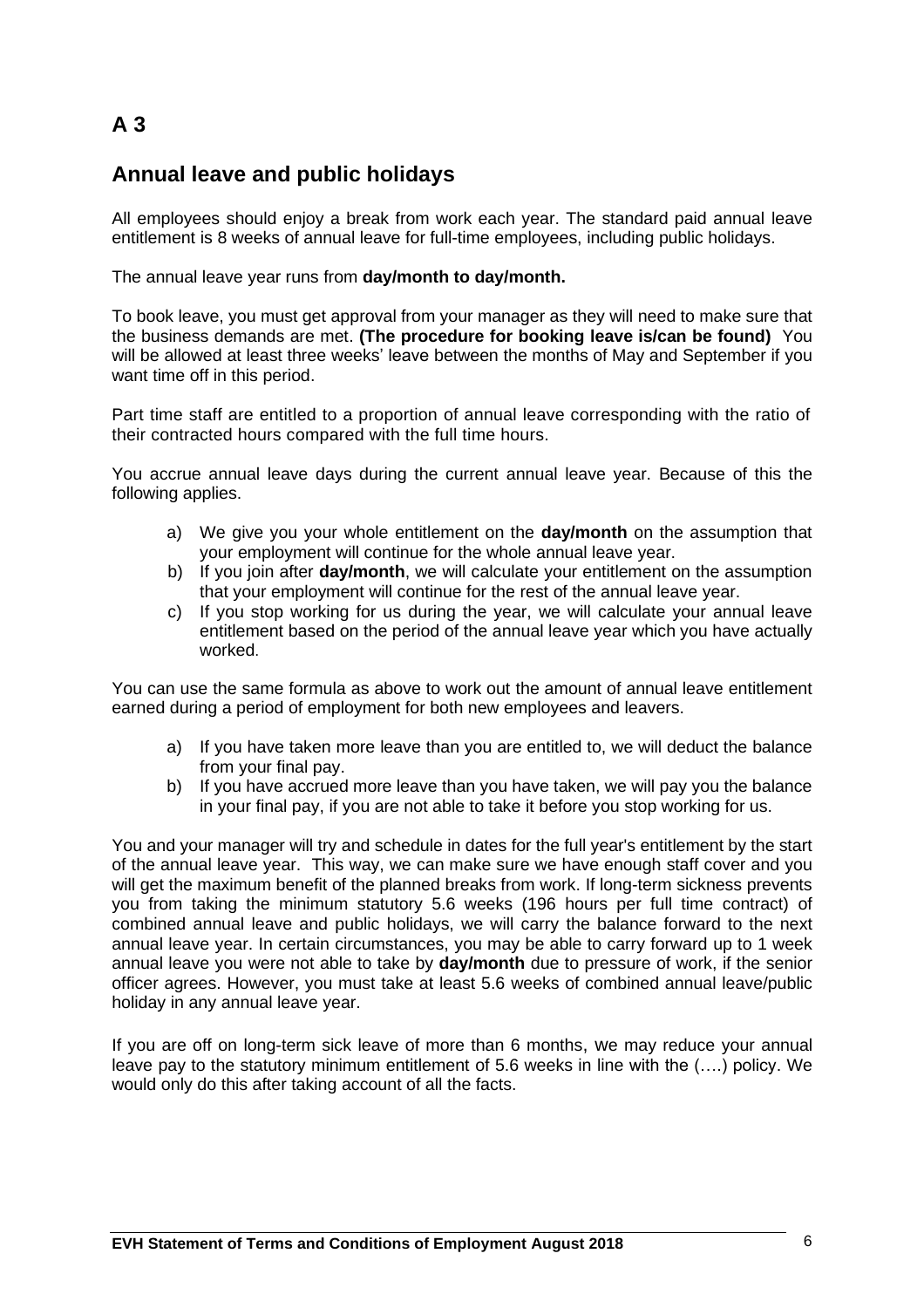# A 3

## Annual leave and public holidays

All employees should enjoy a break from work each year. The standard paid annual leave entitlement is 8 weeks of annual leave for full-time employees, including public holidays.

The annual leave year runs from **day/month to day/month.**

To book leave, you must get approval from your manager as they will need to make sure that the business demands are met. **(The procedure for booking leave is/can be found)** You will be allowed at least three weeks' leave between the months of May and September if you want time off in this period.

Part time staff are entitled to a proportion of annual leave corresponding with the ratio of their contracted hours compared with the full time hours.

You accrue annual leave days during the current annual leave year. Because of this the following applies.

a) We give you your whole entitlement on the **day/month** on the assumption that your employment will continue for the whole annual leave year.
b) If you join after **day/month**, we will calculate your entitlement on the assumption that your employment will continue for the rest of the annual leave year.
c) If you stop working for us during the year, we will calculate your annual leave entitlement based on the period of the annual leave year which you have actually worked.

You can use the same formula as above to work out the amount of annual leave entitlement earned during a period of employment for both new employees and leavers.

a) If you have taken more leave than you are entitled to, we will deduct the balance from your final pay.
b) If you have accrued more leave than you have taken, we will pay you the balance in your final pay, if you are not able to take it before you stop working for us.

You and your manager will try and schedule in dates for the full year's entitlement by the start of the annual leave year. This way, we can make sure we have enough staff cover and you will get the maximum benefit of the planned breaks from work. If long-term sickness prevents you from taking the minimum statutory 5.6 weeks (196 hours per full time contract) of combined annual leave and public holidays, we will carry the balance forward to the next annual leave year. In certain circumstances, you may be able to carry forward up to 1 week annual leave you were not able to take by **day/month** due to pressure of work, if the senior officer agrees. However, you must take at least 5.6 weeks of combined annual leave/public holiday in any annual leave year.

If you are off on long-term sick leave of more than 6 months, we may reduce your annual leave pay to the statutory minimum entitlement of 5.6 weeks in line with the (….) policy. We would only do this after taking account of all the facts.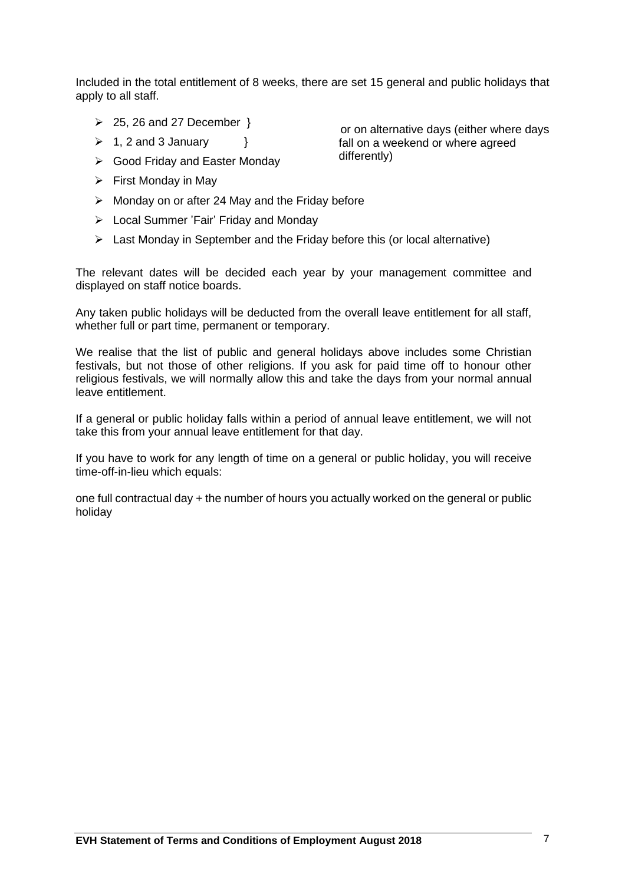Included in the total entitlement of 8 weeks, there are set 15 general and public holidays that apply to all staff.

- 25, 26 and 27 December }
- 1, 2 and 3 January }
- Good Friday and Easter Monday

or on alternative days (either where days fall on a weekend or where agreed differently)

- First Monday in May
- Monday on or after 24 May and the Friday before
- Local Summer 'Fair' Friday and Monday
- Last Monday in September and the Friday before this (or local alternative)

The relevant dates will be decided each year by your management committee and displayed on staff notice boards.

Any taken public holidays will be deducted from the overall leave entitlement for all staff, whether full or part time, permanent or temporary.

We realise that the list of public and general holidays above includes some Christian festivals, but not those of other religions. If you ask for paid time off to honour other religious festivals, we will normally allow this and take the days from your normal annual leave entitlement.

If a general or public holiday falls within a period of annual leave entitlement, we will not take this from your annual leave entitlement for that day.

If you have to work for any length of time on a general or public holiday, you will receive time-off-in-lieu which equals:

one full contractual day + the number of hours you actually worked on the general or public holiday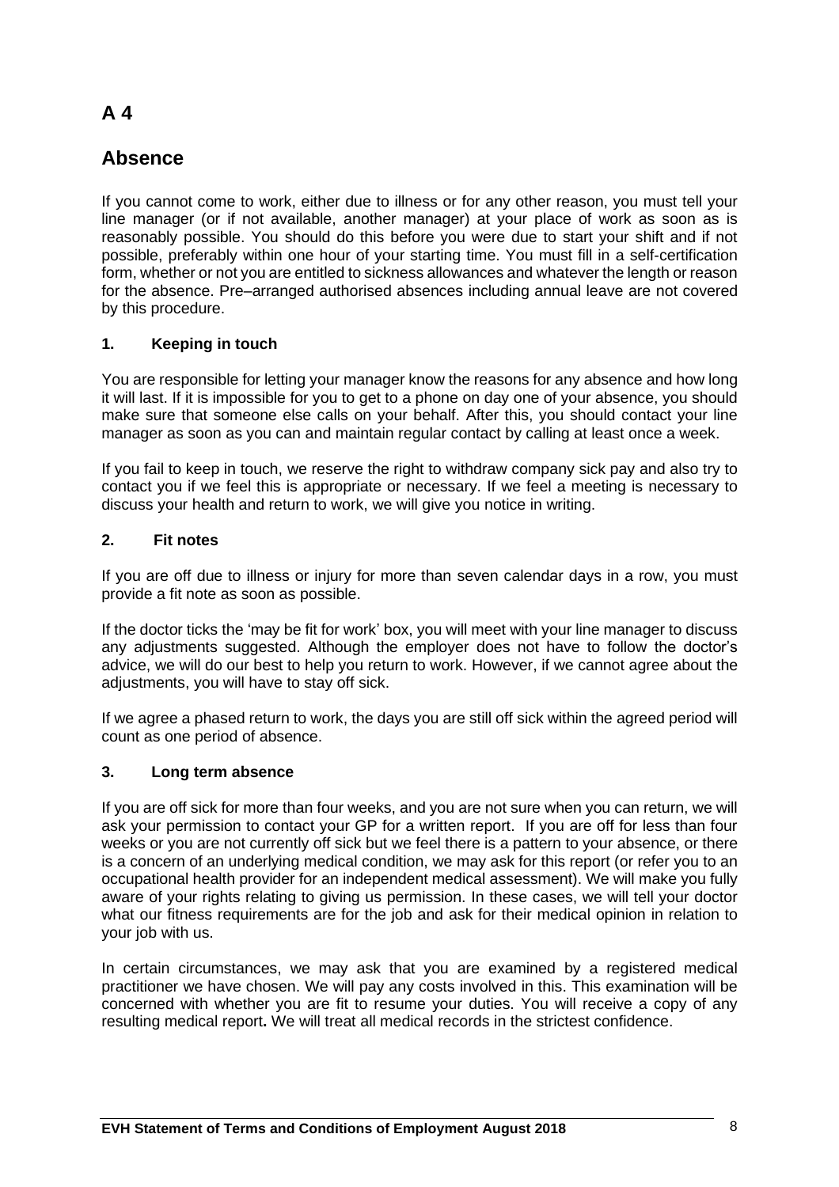# A 4

# Absence

If you cannot come to work, either due to illness or for any other reason, you must tell your line manager (or if not available, another manager) at your place of work as soon as is reasonably possible. You should do this before you were due to start your shift and if not possible, preferably within one hour of your starting time. You must fill in a self-certification form, whether or not you are entitled to sickness allowances and whatever the length or reason for the absence. Pre–arranged authorised absences including annual leave are not covered by this procedure.

### 1. Keeping in touch

You are responsible for letting your manager know the reasons for any absence and how long it will last. If it is impossible for you to get to a phone on day one of your absence, you should make sure that someone else calls on your behalf. After this, you should contact your line manager as soon as you can and maintain regular contact by calling at least once a week.

If you fail to keep in touch, we reserve the right to withdraw company sick pay and also try to contact you if we feel this is appropriate or necessary. If we feel a meeting is necessary to discuss your health and return to work, we will give you notice in writing.

### 2. Fit notes

If you are off due to illness or injury for more than seven calendar days in a row, you must provide a fit note as soon as possible.

If the doctor ticks the 'may be fit for work' box, you will meet with your line manager to discuss any adjustments suggested. Although the employer does not have to follow the doctor's advice, we will do our best to help you return to work. However, if we cannot agree about the adjustments, you will have to stay off sick.

If we agree a phased return to work, the days you are still off sick within the agreed period will count as one period of absence.

### 3. Long term absence

If you are off sick for more than four weeks, and you are not sure when you can return, we will ask your permission to contact your GP for a written report. If you are off for less than four weeks or you are not currently off sick but we feel there is a pattern to your absence, or there is a concern of an underlying medical condition, we may ask for this report (or refer you to an occupational health provider for an independent medical assessment). We will make you fully aware of your rights relating to giving us permission. In these cases, we will tell your doctor what our fitness requirements are for the job and ask for their medical opinion in relation to your job with us.

In certain circumstances, we may ask that you are examined by a registered medical practitioner we have chosen. We will pay any costs involved in this. This examination will be concerned with whether you are fit to resume your duties. You will receive a copy of any resulting medical report**.** We will treat all medical records in the strictest confidence.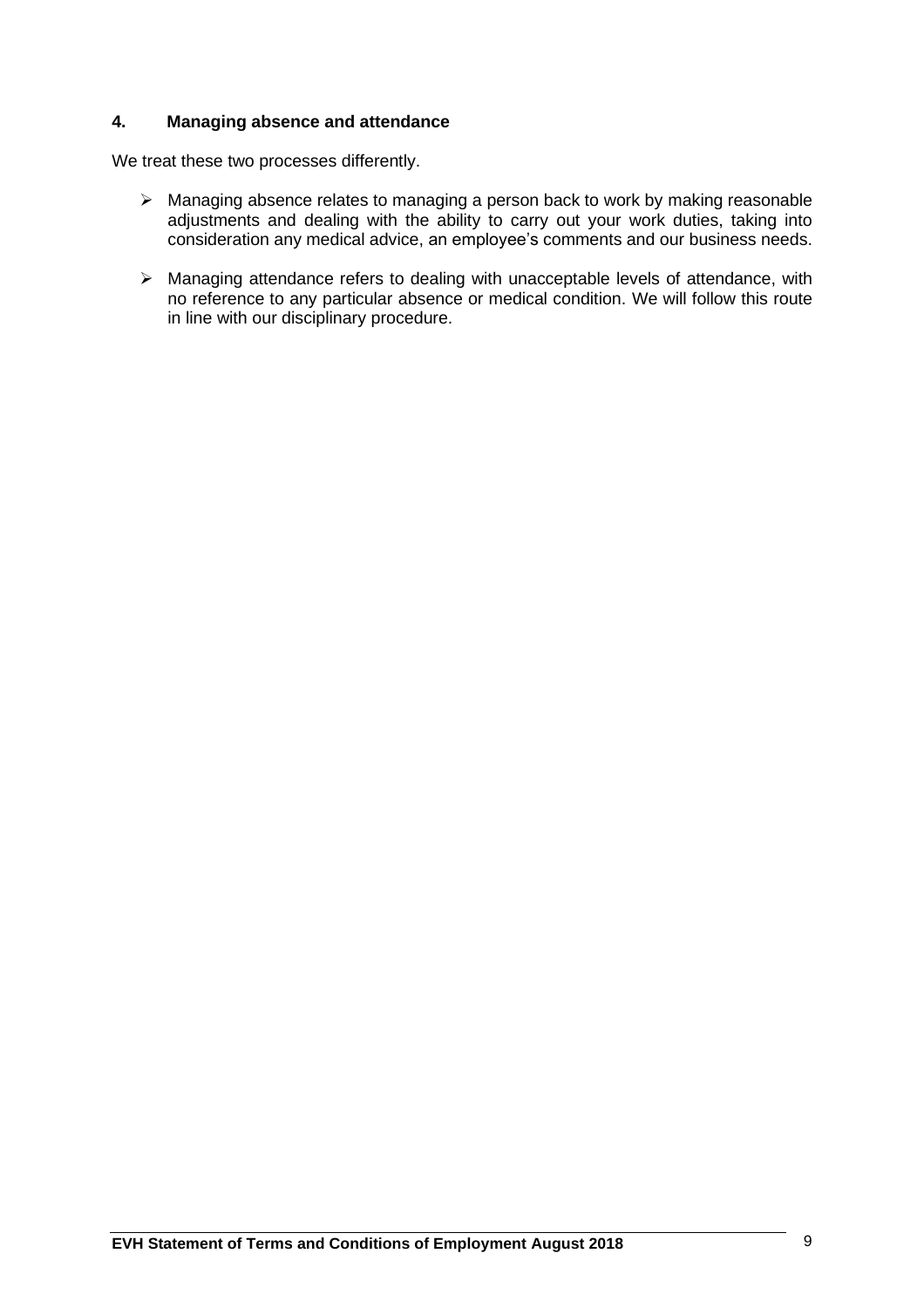## 4. Managing absence and attendance

We treat these two processes differently.

- Managing absence relates to managing a person back to work by making reasonable adjustments and dealing with the ability to carry out your work duties, taking into consideration any medical advice, an employee's comments and our business needs.

- Managing attendance refers to dealing with unacceptable levels of attendance, with no reference to any particular absence or medical condition. We will follow this route in line with our disciplinary procedure.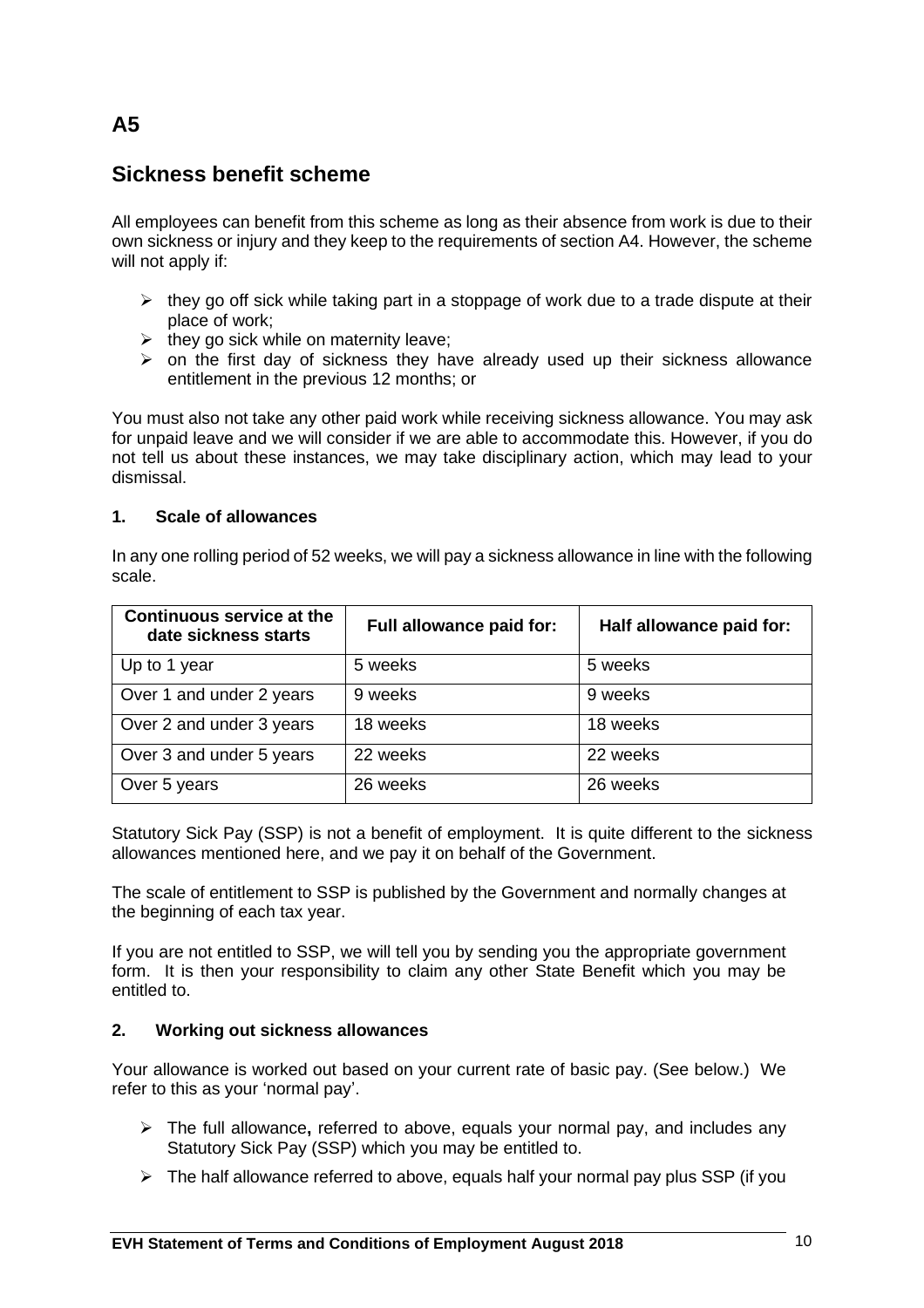# A5

## Sickness benefit scheme

All employees can benefit from this scheme as long as their absence from work is due to their own sickness or injury and they keep to the requirements of section A4. However, the scheme will not apply if:

- they go off sick while taking part in a stoppage of work due to a trade dispute at their place of work;
- they go sick while on maternity leave;
- on the first day of sickness they have already used up their sickness allowance entitlement in the previous 12 months; or

You must also not take any other paid work while receiving sickness allowance. You may ask for unpaid leave and we will consider if we are able to accommodate this. However, if you do not tell us about these instances, we may take disciplinary action, which may lead to your dismissal.

### 1. Scale of allowances

In any one rolling period of 52 weeks, we will pay a sickness allowance in line with the following scale.

| Continuous service at the date sickness starts | Full allowance paid for: | Half allowance paid for: |
|---|---|---|
| Up to 1 year | 5 weeks | 5 weeks |
| Over 1 and under 2 years | 9 weeks | 9 weeks |
| Over 2 and under 3 years | 18 weeks | 18 weeks |
| Over 3 and under 5 years | 22 weeks | 22 weeks |
| Over 5 years | 26 weeks | 26 weeks |

Statutory Sick Pay (SSP) is not a benefit of employment. It is quite different to the sickness allowances mentioned here, and we pay it on behalf of the Government.

The scale of entitlement to SSP is published by the Government and normally changes at the beginning of each tax year.

If you are not entitled to SSP, we will tell you by sending you the appropriate government form. It is then your responsibility to claim any other State Benefit which you may be entitled to.

### 2. Working out sickness allowances

Your allowance is worked out based on your current rate of basic pay. (See below.) We refer to this as your 'normal pay'.

- The full allowance**,** referred to above, equals your normal pay, and includes any Statutory Sick Pay (SSP) which you may be entitled to.
- The half allowance referred to above, equals half your normal pay plus SSP (if you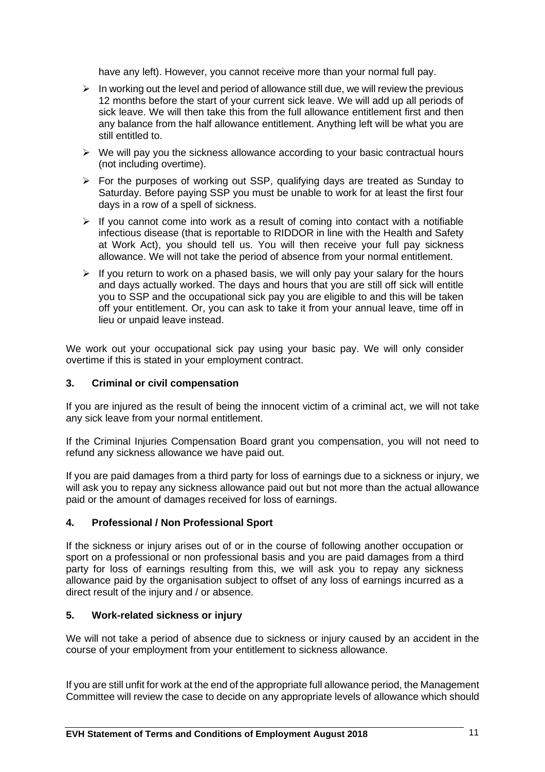have any left). However, you cannot receive more than your normal full pay.

- In working out the level and period of allowance still due, we will review the previous 12 months before the start of your current sick leave. We will add up all periods of sick leave. We will then take this from the full allowance entitlement first and then any balance from the half allowance entitlement. Anything left will be what you are still entitled to.
- We will pay you the sickness allowance according to your basic contractual hours (not including overtime).
- For the purposes of working out SSP, qualifying days are treated as Sunday to Saturday. Before paying SSP you must be unable to work for at least the first four days in a row of a spell of sickness.
- If you cannot come into work as a result of coming into contact with a notifiable infectious disease (that is reportable to RIDDOR in line with the Health and Safety at Work Act), you should tell us. You will then receive your full pay sickness allowance. We will not take the period of absence from your normal entitlement.
- If you return to work on a phased basis, we will only pay your salary for the hours and days actually worked. The days and hours that you are still off sick will entitle you to SSP and the occupational sick pay you are eligible to and this will be taken off your entitlement. Or, you can ask to take it from your annual leave, time off in lieu or unpaid leave instead.

We work out your occupational sick pay using your basic pay. We will only consider overtime if this is stated in your employment contract.

### 3. Criminal or civil compensation

If you are injured as the result of being the innocent victim of a criminal act, we will not take any sick leave from your normal entitlement.

If the Criminal Injuries Compensation Board grant you compensation, you will not need to refund any sickness allowance we have paid out.

If you are paid damages from a third party for loss of earnings due to a sickness or injury, we will ask you to repay any sickness allowance paid out but not more than the actual allowance paid or the amount of damages received for loss of earnings.

### 4. Professional / Non Professional Sport

If the sickness or injury arises out of or in the course of following another occupation or sport on a professional or non professional basis and you are paid damages from a third party for loss of earnings resulting from this, we will ask you to repay any sickness allowance paid by the organisation subject to offset of any loss of earnings incurred as a direct result of the injury and / or absence.

### 5. Work-related sickness or injury

We will not take a period of absence due to sickness or injury caused by an accident in the course of your employment from your entitlement to sickness allowance.

If you are still unfit for work at the end of the appropriate full allowance period, the Management Committee will review the case to decide on any appropriate levels of allowance which should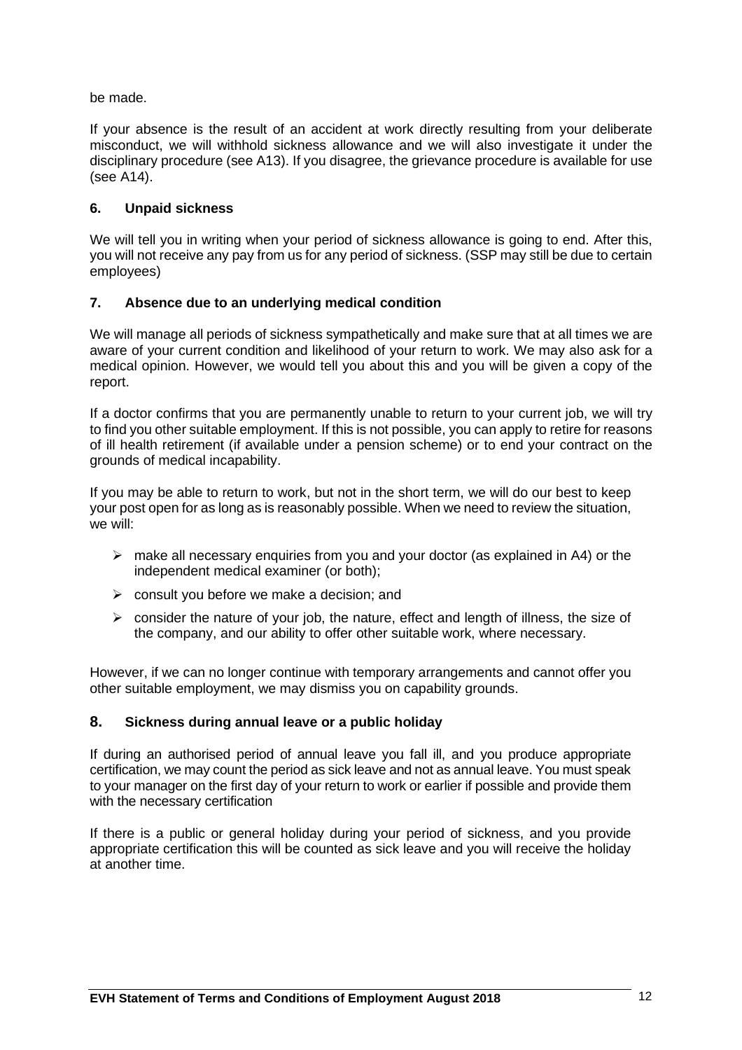be made.

If your absence is the result of an accident at work directly resulting from your deliberate misconduct, we will withhold sickness allowance and we will also investigate it under the disciplinary procedure (see A13). If you disagree, the grievance procedure is available for use (see A14).

### 6. Unpaid sickness

We will tell you in writing when your period of sickness allowance is going to end. After this, you will not receive any pay from us for any period of sickness. (SSP may still be due to certain employees)

### 7. Absence due to an underlying medical condition

We will manage all periods of sickness sympathetically and make sure that at all times we are aware of your current condition and likelihood of your return to work. We may also ask for a medical opinion. However, we would tell you about this and you will be given a copy of the report.

If a doctor confirms that you are permanently unable to return to your current job, we will try to find you other suitable employment. If this is not possible, you can apply to retire for reasons of ill health retirement (if available under a pension scheme) or to end your contract on the grounds of medical incapability.

If you may be able to return to work, but not in the short term, we will do our best to keep your post open for as long as is reasonably possible. When we need to review the situation, we will:

- make all necessary enquiries from you and your doctor (as explained in A4) or the independent medical examiner (or both);
- consult you before we make a decision; and
- consider the nature of your job, the nature, effect and length of illness, the size of the company, and our ability to offer other suitable work, where necessary.

However, if we can no longer continue with temporary arrangements and cannot offer you other suitable employment, we may dismiss you on capability grounds.

### 8. Sickness during annual leave or a public holiday

If during an authorised period of annual leave you fall ill, and you produce appropriate certification, we may count the period as sick leave and not as annual leave. You must speak to your manager on the first day of your return to work or earlier if possible and provide them with the necessary certification

If there is a public or general holiday during your period of sickness, and you provide appropriate certification this will be counted as sick leave and you will receive the holiday at another time.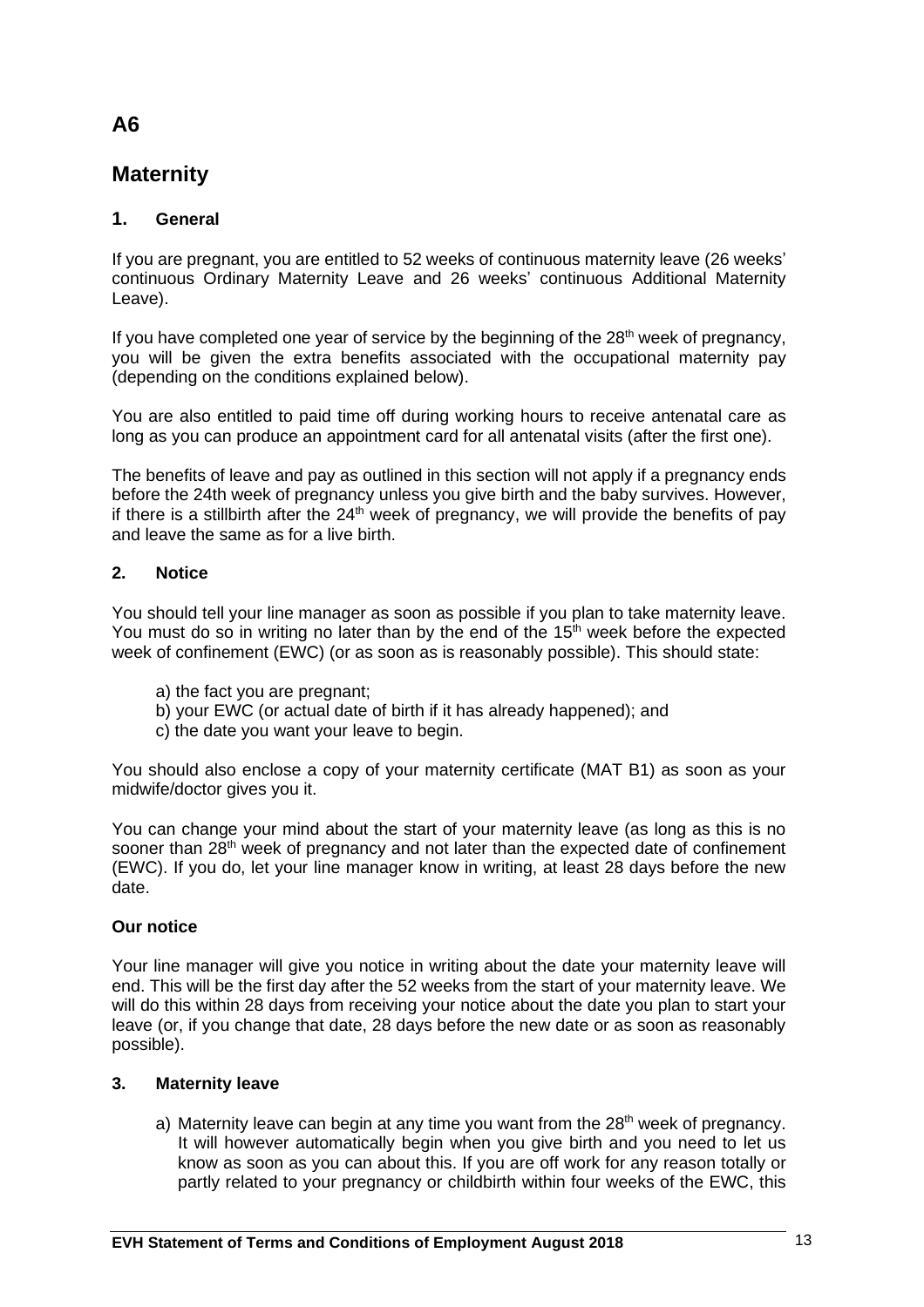# A6

## Maternity

### 1. General

If you are pregnant, you are entitled to 52 weeks of continuous maternity leave (26 weeks' continuous Ordinary Maternity Leave and 26 weeks' continuous Additional Maternity Leave).

If you have completed one year of service by the beginning of the 28th week of pregnancy, you will be given the extra benefits associated with the occupational maternity pay (depending on the conditions explained below).

You are also entitled to paid time off during working hours to receive antenatal care as long as you can produce an appointment card for all antenatal visits (after the first one).

The benefits of leave and pay as outlined in this section will not apply if a pregnancy ends before the 24th week of pregnancy unless you give birth and the baby survives. However, if there is a stillbirth after the 24th week of pregnancy, we will provide the benefits of pay and leave the same as for a live birth.

### 2. Notice

You should tell your line manager as soon as possible if you plan to take maternity leave. You must do so in writing no later than by the end of the 15th week before the expected week of confinement (EWC) (or as soon as is reasonably possible). This should state:

a) the fact you are pregnant;
b) your EWC (or actual date of birth if it has already happened); and
c) the date you want your leave to begin.

You should also enclose a copy of your maternity certificate (MAT B1) as soon as your midwife/doctor gives you it.

You can change your mind about the start of your maternity leave (as long as this is no sooner than 28th week of pregnancy and not later than the expected date of confinement (EWC). If you do, let your line manager know in writing, at least 28 days before the new date.

**Our notice**

Your line manager will give you notice in writing about the date your maternity leave will end. This will be the first day after the 52 weeks from the start of your maternity leave. We will do this within 28 days from receiving your notice about the date you plan to start your leave (or, if you change that date, 28 days before the new date or as soon as reasonably possible).

### 3. Maternity leave

a) Maternity leave can begin at any time you want from the 28th week of pregnancy. It will however automatically begin when you give birth and you need to let us know as soon as you can about this. If you are off work for any reason totally or partly related to your pregnancy or childbirth within four weeks of the EWC, this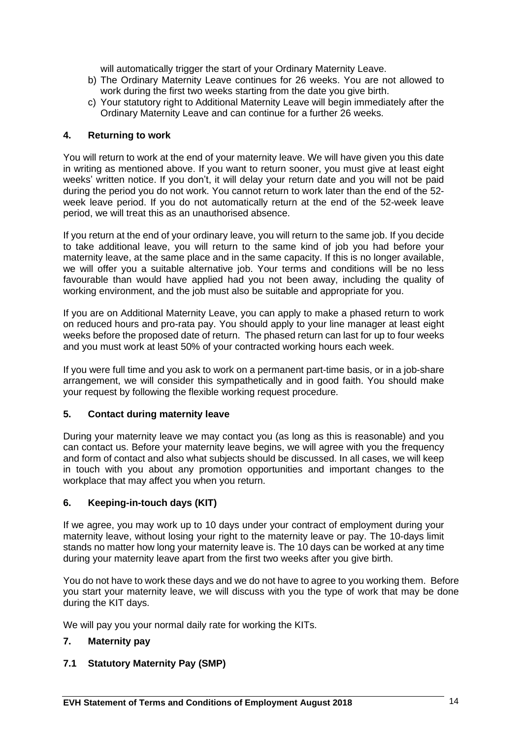will automatically trigger the start of your Ordinary Maternity Leave.

b) The Ordinary Maternity Leave continues for 26 weeks. You are not allowed to work during the first two weeks starting from the date you give birth.
c) Your statutory right to Additional Maternity Leave will begin immediately after the Ordinary Maternity Leave and can continue for a further 26 weeks.

## 4. Returning to work

You will return to work at the end of your maternity leave. We will have given you this date in writing as mentioned above. If you want to return sooner, you must give at least eight weeks' written notice. If you don't, it will delay your return date and you will not be paid during the period you do not work. You cannot return to work later than the end of the 52-week leave period. If you do not automatically return at the end of the 52-week leave period, we will treat this as an unauthorised absence.

If you return at the end of your ordinary leave, you will return to the same job. If you decide to take additional leave, you will return to the same kind of job you had before your maternity leave, at the same place and in the same capacity. If this is no longer available, we will offer you a suitable alternative job. Your terms and conditions will be no less favourable than would have applied had you not been away, including the quality of working environment, and the job must also be suitable and appropriate for you.

If you are on Additional Maternity Leave, you can apply to make a phased return to work on reduced hours and pro-rata pay. You should apply to your line manager at least eight weeks before the proposed date of return. The phased return can last for up to four weeks and you must work at least 50% of your contracted working hours each week.

If you were full time and you ask to work on a permanent part-time basis, or in a job-share arrangement, we will consider this sympathetically and in good faith. You should make your request by following the flexible working request procedure.

## 5. Contact during maternity leave

During your maternity leave we may contact you (as long as this is reasonable) and you can contact us. Before your maternity leave begins, we will agree with you the frequency and form of contact and also what subjects should be discussed. In all cases, we will keep in touch with you about any promotion opportunities and important changes to the workplace that may affect you when you return.

## 6. Keeping-in-touch days (KIT)

If we agree, you may work up to 10 days under your contract of employment during your maternity leave, without losing your right to the maternity leave or pay. The 10-days limit stands no matter how long your maternity leave is. The 10 days can be worked at any time during your maternity leave apart from the first two weeks after you give birth.

You do not have to work these days and we do not have to agree to you working them. Before you start your maternity leave, we will discuss with you the type of work that may be done during the KIT days.

We will pay you your normal daily rate for working the KITs.

## 7. Maternity pay

### 7.1 Statutory Maternity Pay (SMP)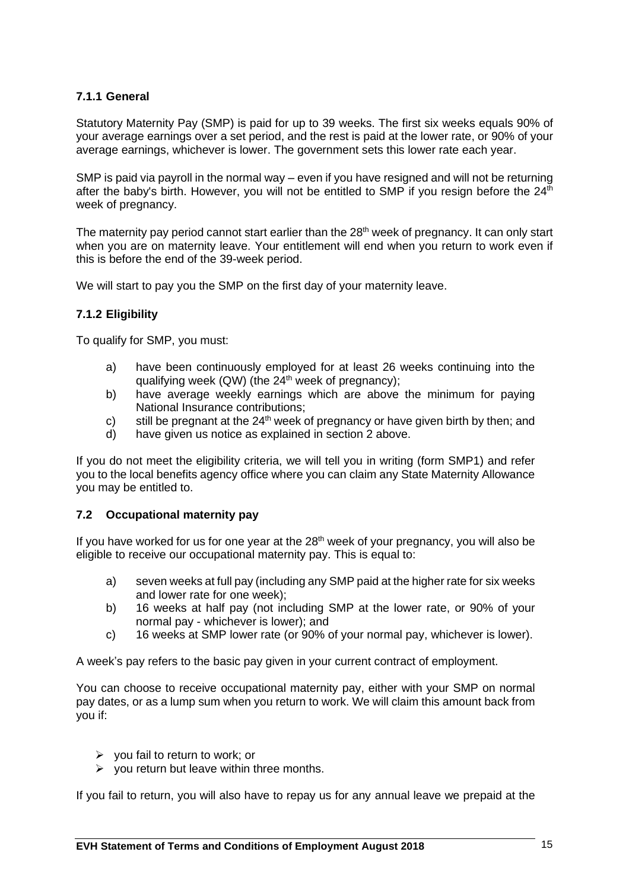### 7.1.1 General

Statutory Maternity Pay (SMP) is paid for up to 39 weeks. The first six weeks equals 90% of your average earnings over a set period, and the rest is paid at the lower rate, or 90% of your average earnings, whichever is lower. The government sets this lower rate each year.

SMP is paid via payroll in the normal way – even if you have resigned and will not be returning after the baby's birth. However, you will not be entitled to SMP if you resign before the 24th week of pregnancy.

The maternity pay period cannot start earlier than the 28th week of pregnancy. It can only start when you are on maternity leave. Your entitlement will end when you return to work even if this is before the end of the 39-week period.

We will start to pay you the SMP on the first day of your maternity leave.

### 7.1.2 Eligibility

To qualify for SMP, you must:

a) have been continuously employed for at least 26 weeks continuing into the qualifying week (QW) (the 24th week of pregnancy);
b) have average weekly earnings which are above the minimum for paying National Insurance contributions;
c) still be pregnant at the 24th week of pregnancy or have given birth by then; and
d) have given us notice as explained in section 2 above.

If you do not meet the eligibility criteria, we will tell you in writing (form SMP1) and refer you to the local benefits agency office where you can claim any State Maternity Allowance you may be entitled to.

### 7.2 Occupational maternity pay

If you have worked for us for one year at the 28th week of your pregnancy, you will also be eligible to receive our occupational maternity pay. This is equal to:

a) seven weeks at full pay (including any SMP paid at the higher rate for six weeks and lower rate for one week);
b) 16 weeks at half pay (not including SMP at the lower rate, or 90% of your normal pay - whichever is lower); and
c) 16 weeks at SMP lower rate (or 90% of your normal pay, whichever is lower).

A week's pay refers to the basic pay given in your current contract of employment.

You can choose to receive occupational maternity pay, either with your SMP on normal pay dates, or as a lump sum when you return to work. We will claim this amount back from you if:

- you fail to return to work; or
- you return but leave within three months.

If you fail to return, you will also have to repay us for any annual leave we prepaid at the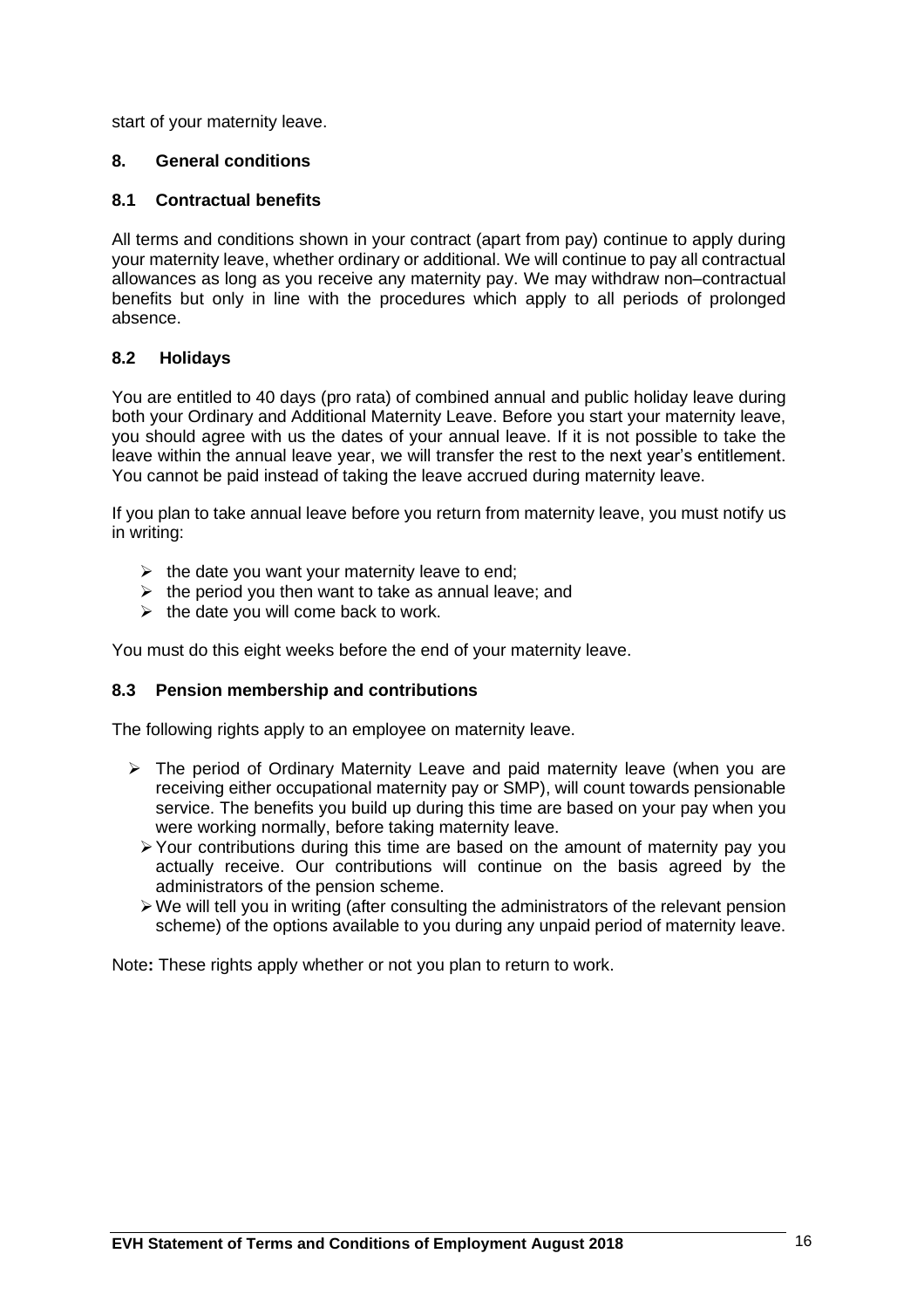start of your maternity leave.

## 8. General conditions

### 8.1 Contractual benefits

All terms and conditions shown in your contract (apart from pay) continue to apply during your maternity leave, whether ordinary or additional. We will continue to pay all contractual allowances as long as you receive any maternity pay. We may withdraw non–contractual benefits but only in line with the procedures which apply to all periods of prolonged absence.

### 8.2 Holidays

You are entitled to 40 days (pro rata) of combined annual and public holiday leave during both your Ordinary and Additional Maternity Leave. Before you start your maternity leave, you should agree with us the dates of your annual leave. If it is not possible to take the leave within the annual leave year, we will transfer the rest to the next year's entitlement. You cannot be paid instead of taking the leave accrued during maternity leave.

If you plan to take annual leave before you return from maternity leave, you must notify us in writing:

- the date you want your maternity leave to end;
- the period you then want to take as annual leave; and
- the date you will come back to work.

You must do this eight weeks before the end of your maternity leave.

### 8.3 Pension membership and contributions

The following rights apply to an employee on maternity leave.

- The period of Ordinary Maternity Leave and paid maternity leave (when you are receiving either occupational maternity pay or SMP), will count towards pensionable service. The benefits you build up during this time are based on your pay when you were working normally, before taking maternity leave.
- Your contributions during this time are based on the amount of maternity pay you actually receive. Our contributions will continue on the basis agreed by the administrators of the pension scheme.
- We will tell you in writing (after consulting the administrators of the relevant pension scheme) of the options available to you during any unpaid period of maternity leave.

Note**:** These rights apply whether or not you plan to return to work.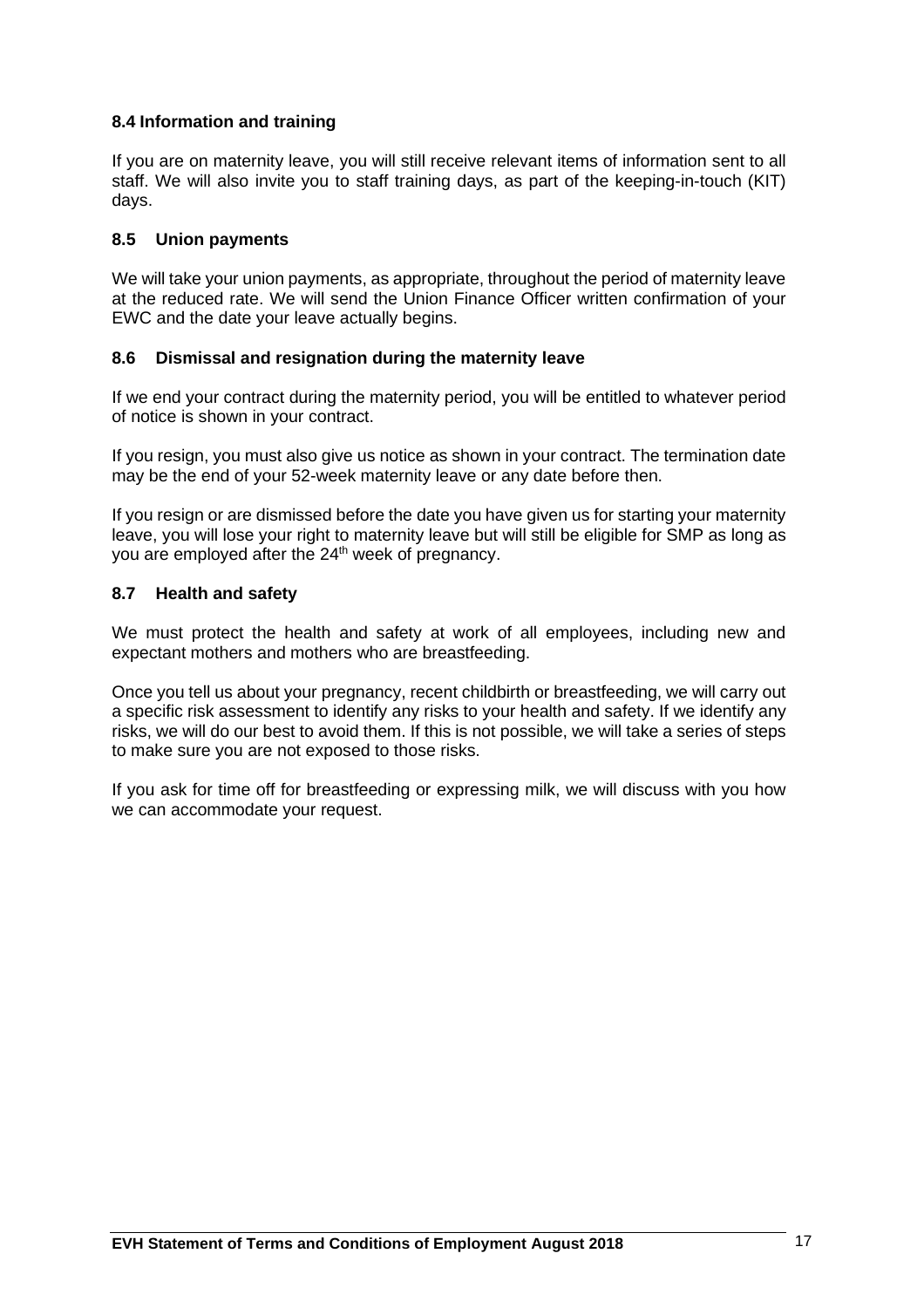### 8.4 Information and training

If you are on maternity leave, you will still receive relevant items of information sent to all staff. We will also invite you to staff training days, as part of the keeping-in-touch (KIT) days.

### 8.5 Union payments

We will take your union payments, as appropriate, throughout the period of maternity leave at the reduced rate. We will send the Union Finance Officer written confirmation of your EWC and the date your leave actually begins.

### 8.6 Dismissal and resignation during the maternity leave

If we end your contract during the maternity period, you will be entitled to whatever period of notice is shown in your contract.

If you resign, you must also give us notice as shown in your contract. The termination date may be the end of your 52-week maternity leave or any date before then.

If you resign or are dismissed before the date you have given us for starting your maternity leave, you will lose your right to maternity leave but will still be eligible for SMP as long as you are employed after the 24th week of pregnancy.

### 8.7 Health and safety

We must protect the health and safety at work of all employees, including new and expectant mothers and mothers who are breastfeeding.

Once you tell us about your pregnancy, recent childbirth or breastfeeding, we will carry out a specific risk assessment to identify any risks to your health and safety. If we identify any risks, we will do our best to avoid them. If this is not possible, we will take a series of steps to make sure you are not exposed to those risks.

If you ask for time off for breastfeeding or expressing milk, we will discuss with you how we can accommodate your request.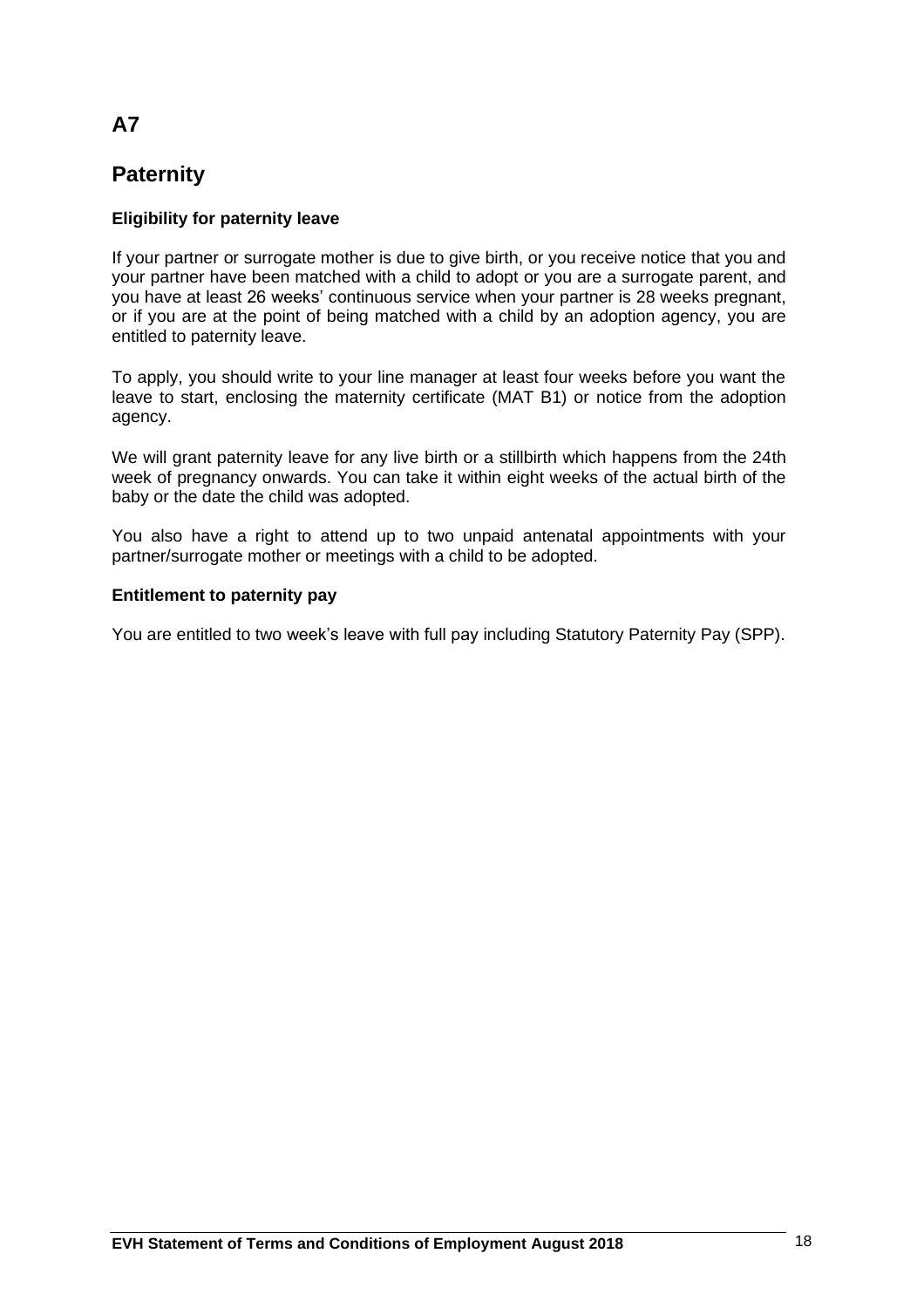# A7

## Paternity

### Eligibility for paternity leave

If your partner or surrogate mother is due to give birth, or you receive notice that you and your partner have been matched with a child to adopt or you are a surrogate parent, and you have at least 26 weeks' continuous service when your partner is 28 weeks pregnant, or if you are at the point of being matched with a child by an adoption agency, you are entitled to paternity leave.

To apply, you should write to your line manager at least four weeks before you want the leave to start, enclosing the maternity certificate (MAT B1) or notice from the adoption agency.

We will grant paternity leave for any live birth or a stillbirth which happens from the 24th week of pregnancy onwards. You can take it within eight weeks of the actual birth of the baby or the date the child was adopted.

You also have a right to attend up to two unpaid antenatal appointments with your partner/surrogate mother or meetings with a child to be adopted.

### Entitlement to paternity pay

You are entitled to two week's leave with full pay including Statutory Paternity Pay (SPP).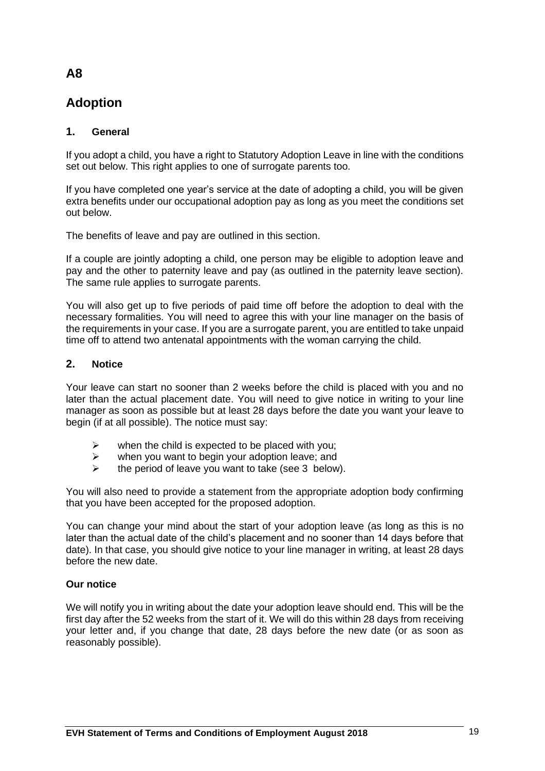# A8

# Adoption

## 1. General

If you adopt a child, you have a right to Statutory Adoption Leave in line with the conditions set out below. This right applies to one of surrogate parents too.

If you have completed one year's service at the date of adopting a child, you will be given extra benefits under our occupational adoption pay as long as you meet the conditions set out below.

The benefits of leave and pay are outlined in this section.

If a couple are jointly adopting a child, one person may be eligible to adoption leave and pay and the other to paternity leave and pay (as outlined in the paternity leave section). The same rule applies to surrogate parents.

You will also get up to five periods of paid time off before the adoption to deal with the necessary formalities. You will need to agree this with your line manager on the basis of the requirements in your case. If you are a surrogate parent, you are entitled to take unpaid time off to attend two antenatal appointments with the woman carrying the child.

## 2. Notice

Your leave can start no sooner than 2 weeks before the child is placed with you and no later than the actual placement date. You will need to give notice in writing to your line manager as soon as possible but at least 28 days before the date you want your leave to begin (if at all possible). The notice must say:

- when the child is expected to be placed with you;
- when you want to begin your adoption leave; and
- the period of leave you want to take (see 3 below).

You will also need to provide a statement from the appropriate adoption body confirming that you have been accepted for the proposed adoption.

You can change your mind about the start of your adoption leave (as long as this is no later than the actual date of the child's placement and no sooner than 14 days before that date). In that case, you should give notice to your line manager in writing, at least 28 days before the new date.

**Our notice**

We will notify you in writing about the date your adoption leave should end. This will be the first day after the 52 weeks from the start of it. We will do this within 28 days from receiving your letter and, if you change that date, 28 days before the new date (or as soon as reasonably possible).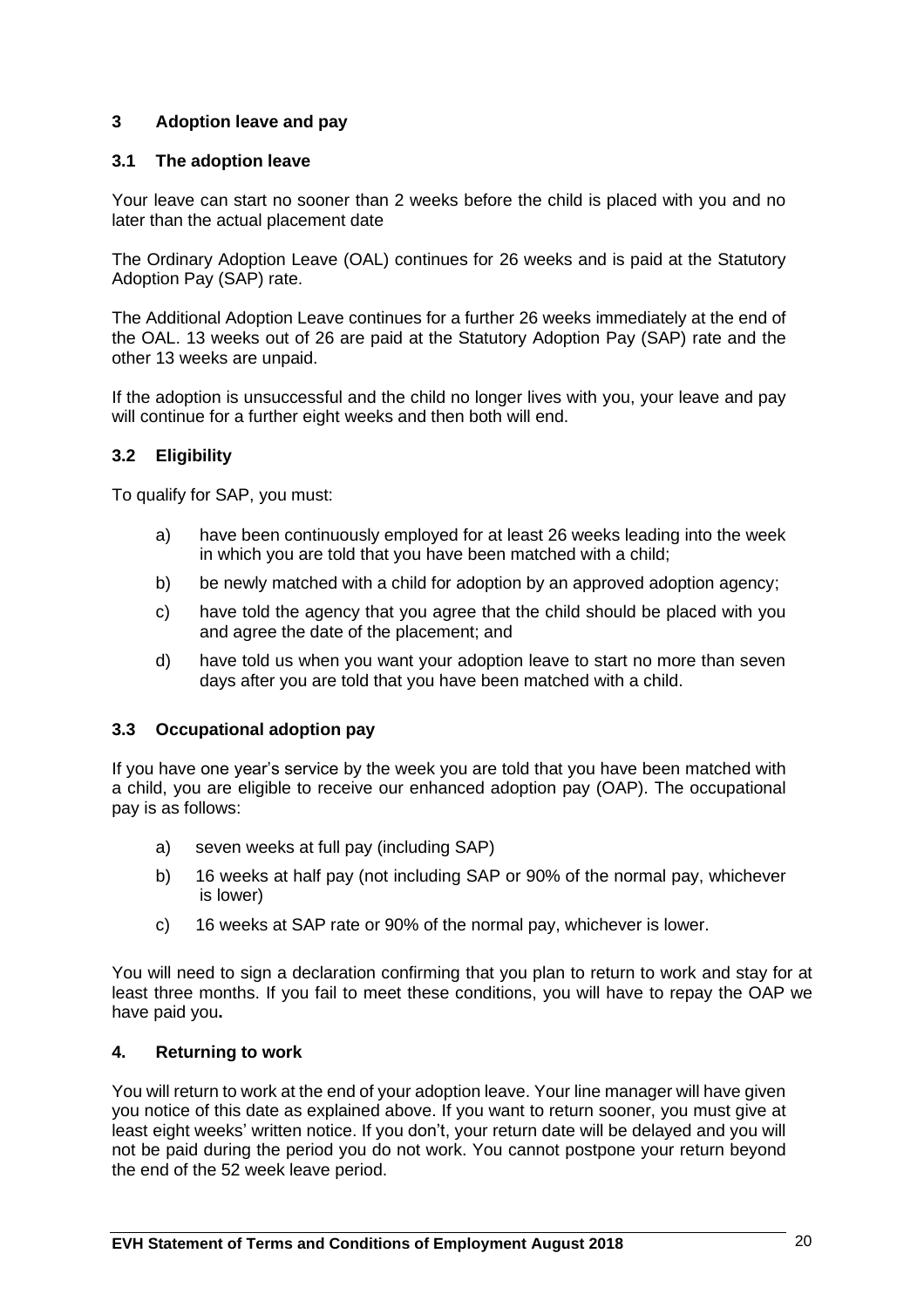## 3 Adoption leave and pay

### 3.1 The adoption leave

Your leave can start no sooner than 2 weeks before the child is placed with you and no later than the actual placement date

The Ordinary Adoption Leave (OAL) continues for 26 weeks and is paid at the Statutory Adoption Pay (SAP) rate.

The Additional Adoption Leave continues for a further 26 weeks immediately at the end of the OAL. 13 weeks out of 26 are paid at the Statutory Adoption Pay (SAP) rate and the other 13 weeks are unpaid.

If the adoption is unsuccessful and the child no longer lives with you, your leave and pay will continue for a further eight weeks and then both will end.

### 3.2 Eligibility

To qualify for SAP, you must:

a) have been continuously employed for at least 26 weeks leading into the week in which you are told that you have been matched with a child;

b) be newly matched with a child for adoption by an approved adoption agency;

c) have told the agency that you agree that the child should be placed with you and agree the date of the placement; and

d) have told us when you want your adoption leave to start no more than seven days after you are told that you have been matched with a child.

### 3.3 Occupational adoption pay

If you have one year's service by the week you are told that you have been matched with a child, you are eligible to receive our enhanced adoption pay (OAP). The occupational pay is as follows:

a) seven weeks at full pay (including SAP)

b) 16 weeks at half pay (not including SAP or 90% of the normal pay, whichever is lower)

c) 16 weeks at SAP rate or 90% of the normal pay, whichever is lower.

You will need to sign a declaration confirming that you plan to return to work and stay for at least three months. If you fail to meet these conditions, you will have to repay the OAP we have paid you**.**

## 4. Returning to work

You will return to work at the end of your adoption leave. Your line manager will have given you notice of this date as explained above. If you want to return sooner, you must give at least eight weeks' written notice. If you don't, your return date will be delayed and you will not be paid during the period you do not work. You cannot postpone your return beyond the end of the 52 week leave period.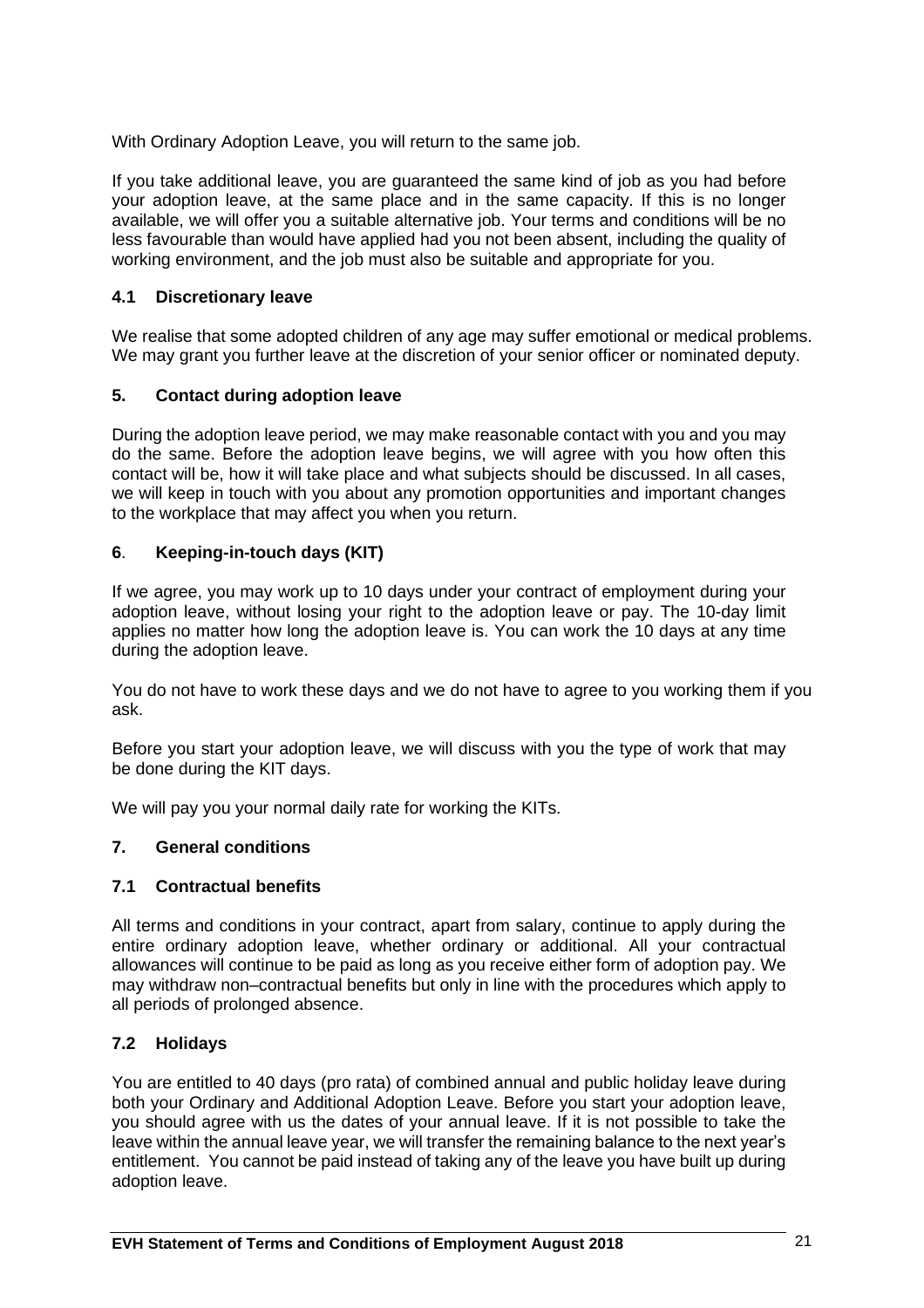With Ordinary Adoption Leave, you will return to the same job.

If you take additional leave, you are guaranteed the same kind of job as you had before your adoption leave, at the same place and in the same capacity. If this is no longer available, we will offer you a suitable alternative job. Your terms and conditions will be no less favourable than would have applied had you not been absent, including the quality of working environment, and the job must also be suitable and appropriate for you.

### 4.1 Discretionary leave

We realise that some adopted children of any age may suffer emotional or medical problems. We may grant you further leave at the discretion of your senior officer or nominated deputy.

## 5. Contact during adoption leave

During the adoption leave period, we may make reasonable contact with you and you may do the same. Before the adoption leave begins, we will agree with you how often this contact will be, how it will take place and what subjects should be discussed. In all cases, we will keep in touch with you about any promotion opportunities and important changes to the workplace that may affect you when you return.

## 6. Keeping-in-touch days (KIT)

If we agree, you may work up to 10 days under your contract of employment during your adoption leave, without losing your right to the adoption leave or pay. The 10-day limit applies no matter how long the adoption leave is. You can work the 10 days at any time during the adoption leave.

You do not have to work these days and we do not have to agree to you working them if you ask.

Before you start your adoption leave, we will discuss with you the type of work that may be done during the KIT days.

We will pay you your normal daily rate for working the KITs.

## 7. General conditions

### 7.1 Contractual benefits

All terms and conditions in your contract, apart from salary, continue to apply during the entire ordinary adoption leave, whether ordinary or additional. All your contractual allowances will continue to be paid as long as you receive either form of adoption pay. We may withdraw non–contractual benefits but only in line with the procedures which apply to all periods of prolonged absence.

### 7.2 Holidays

You are entitled to 40 days (pro rata) of combined annual and public holiday leave during both your Ordinary and Additional Adoption Leave. Before you start your adoption leave, you should agree with us the dates of your annual leave. If it is not possible to take the leave within the annual leave year, we will transfer the remaining balance to the next year's entitlement. You cannot be paid instead of taking any of the leave you have built up during adoption leave.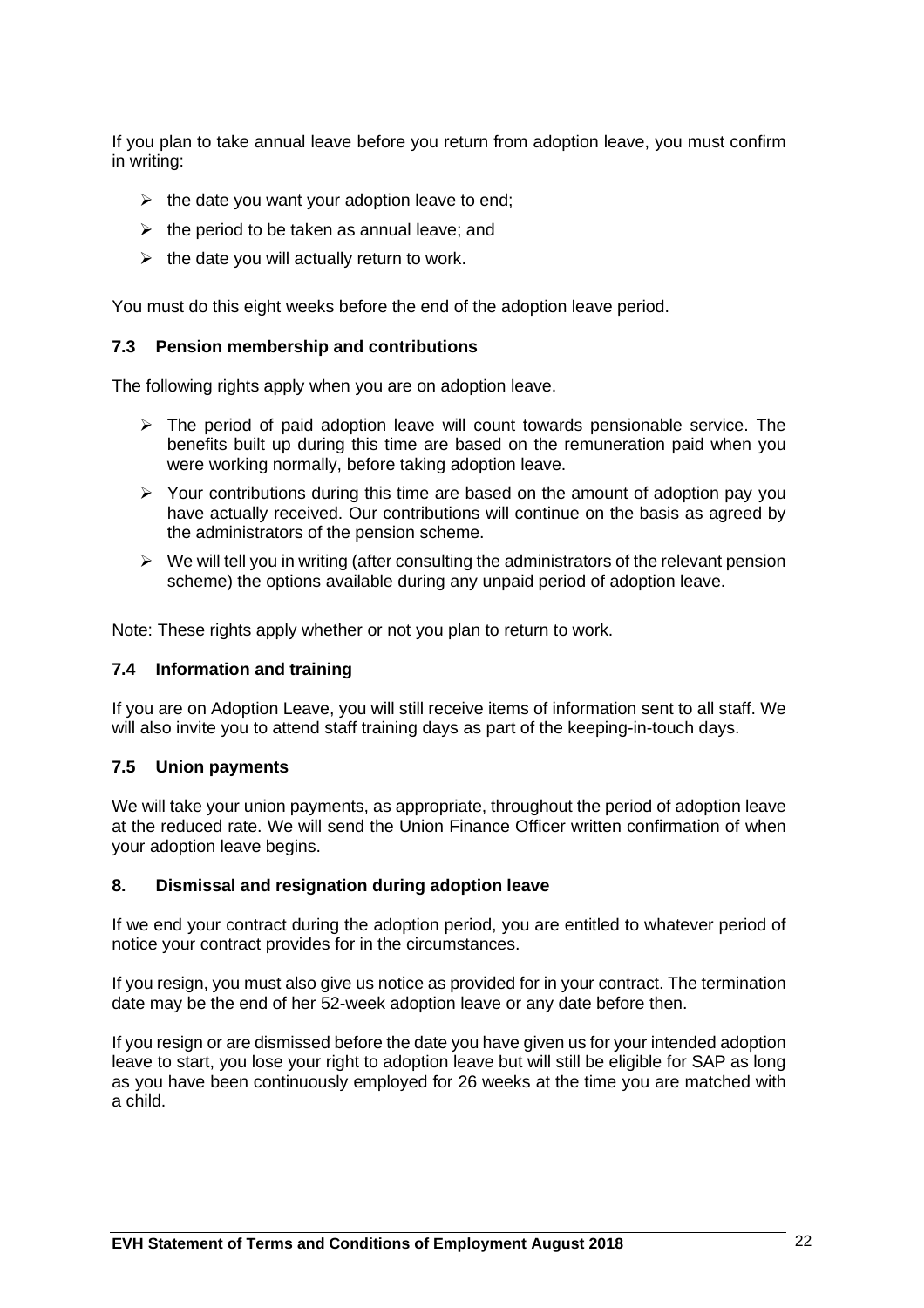If you plan to take annual leave before you return from adoption leave, you must confirm in writing:

- the date you want your adoption leave to end;
- the period to be taken as annual leave; and
- the date you will actually return to work.

You must do this eight weeks before the end of the adoption leave period.

### 7.3 Pension membership and contributions

The following rights apply when you are on adoption leave.

- The period of paid adoption leave will count towards pensionable service. The benefits built up during this time are based on the remuneration paid when you were working normally, before taking adoption leave.
- Your contributions during this time are based on the amount of adoption pay you have actually received. Our contributions will continue on the basis as agreed by the administrators of the pension scheme.
- We will tell you in writing (after consulting the administrators of the relevant pension scheme) the options available during any unpaid period of adoption leave.

Note: These rights apply whether or not you plan to return to work.

### 7.4 Information and training

If you are on Adoption Leave, you will still receive items of information sent to all staff. We will also invite you to attend staff training days as part of the keeping-in-touch days.

### 7.5 Union payments

We will take your union payments, as appropriate, throughout the period of adoption leave at the reduced rate. We will send the Union Finance Officer written confirmation of when your adoption leave begins.

## 8. Dismissal and resignation during adoption leave

If we end your contract during the adoption period, you are entitled to whatever period of notice your contract provides for in the circumstances.

If you resign, you must also give us notice as provided for in your contract. The termination date may be the end of her 52-week adoption leave or any date before then.

If you resign or are dismissed before the date you have given us for your intended adoption leave to start, you lose your right to adoption leave but will still be eligible for SAP as long as you have been continuously employed for 26 weeks at the time you are matched with a child.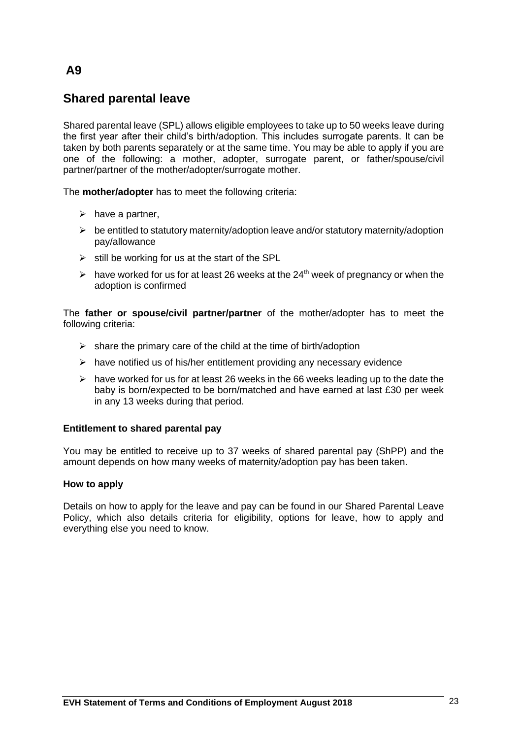# A9

## Shared parental leave

Shared parental leave (SPL) allows eligible employees to take up to 50 weeks leave during the first year after their child's birth/adoption. This includes surrogate parents. It can be taken by both parents separately or at the same time. You may be able to apply if you are one of the following: a mother, adopter, surrogate parent, or father/spouse/civil partner/partner of the mother/adopter/surrogate mother.

The **mother/adopter** has to meet the following criteria:

- have a partner,
- be entitled to statutory maternity/adoption leave and/or statutory maternity/adoption pay/allowance
- still be working for us at the start of the SPL
- have worked for us for at least 26 weeks at the 24th week of pregnancy or when the adoption is confirmed

The **father or spouse/civil partner/partner** of the mother/adopter has to meet the following criteria:

- share the primary care of the child at the time of birth/adoption
- have notified us of his/her entitlement providing any necessary evidence
- have worked for us for at least 26 weeks in the 66 weeks leading up to the date the baby is born/expected to be born/matched and have earned at last £30 per week in any 13 weeks during that period.

**Entitlement to shared parental pay**

You may be entitled to receive up to 37 weeks of shared parental pay (ShPP) and the amount depends on how many weeks of maternity/adoption pay has been taken.

**How to apply**

Details on how to apply for the leave and pay can be found in our Shared Parental Leave Policy, which also details criteria for eligibility, options for leave, how to apply and everything else you need to know.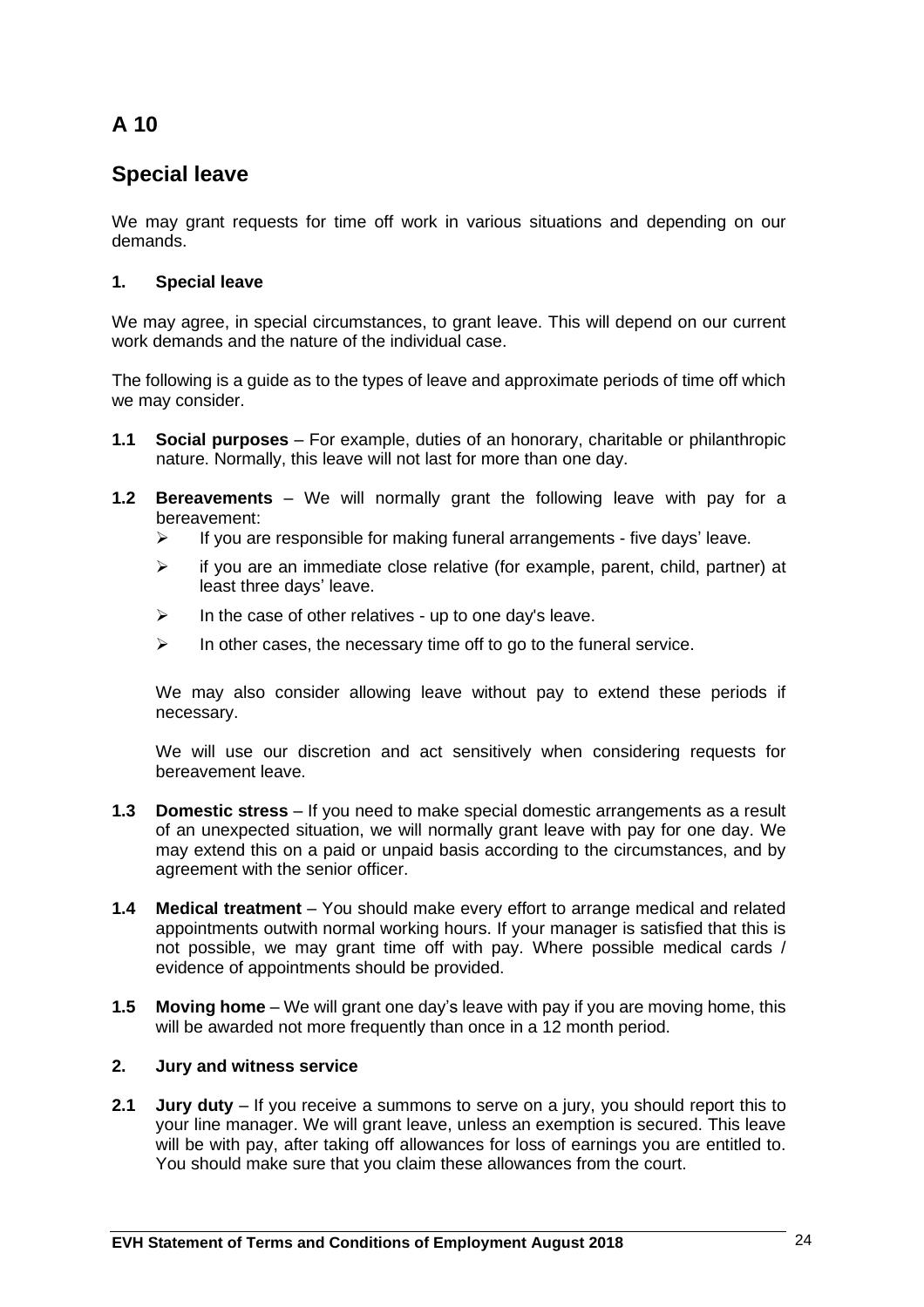# A 10

## Special leave

We may grant requests for time off work in various situations and depending on our demands.

### 1. Special leave

We may agree, in special circumstances, to grant leave. This will depend on our current work demands and the nature of the individual case.

The following is a guide as to the types of leave and approximate periods of time off which we may consider.

**1.1 Social purposes** – For example, duties of an honorary, charitable or philanthropic nature. Normally, this leave will not last for more than one day.

**1.2 Bereavements** – We will normally grant the following leave with pay for a bereavement:

- If you are responsible for making funeral arrangements - five days' leave.
- if you are an immediate close relative (for example, parent, child, partner) at least three days' leave.
- In the case of other relatives - up to one day's leave.
- In other cases, the necessary time off to go to the funeral service.

We may also consider allowing leave without pay to extend these periods if necessary.

We will use our discretion and act sensitively when considering requests for bereavement leave.

**1.3 Domestic stress** – If you need to make special domestic arrangements as a result of an unexpected situation, we will normally grant leave with pay for one day. We may extend this on a paid or unpaid basis according to the circumstances, and by agreement with the senior officer.

**1.4 Medical treatment** – You should make every effort to arrange medical and related appointments outwith normal working hours. If your manager is satisfied that this is not possible, we may grant time off with pay. Where possible medical cards / evidence of appointments should be provided.

**1.5 Moving home** – We will grant one day's leave with pay if you are moving home, this will be awarded not more frequently than once in a 12 month period.

### 2. Jury and witness service

**2.1 Jury duty** – If you receive a summons to serve on a jury, you should report this to your line manager. We will grant leave, unless an exemption is secured. This leave will be with pay, after taking off allowances for loss of earnings you are entitled to. You should make sure that you claim these allowances from the court.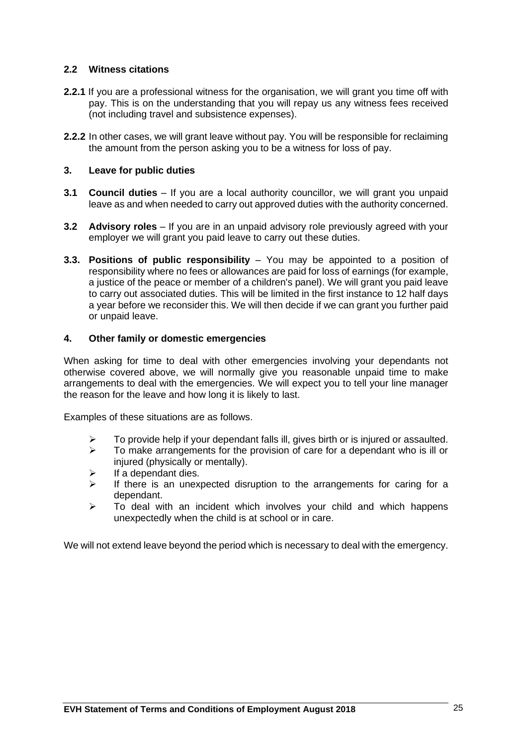### 2.2 Witness citations

**2.2.1** If you are a professional witness for the organisation, we will grant you time off with pay. This is on the understanding that you will repay us any witness fees received (not including travel and subsistence expenses).

**2.2.2** In other cases, we will grant leave without pay. You will be responsible for reclaiming the amount from the person asking you to be a witness for loss of pay.

## 3. Leave for public duties

**3.1 Council duties** – If you are a local authority councillor, we will grant you unpaid leave as and when needed to carry out approved duties with the authority concerned.

**3.2 Advisory roles** – If you are in an unpaid advisory role previously agreed with your employer we will grant you paid leave to carry out these duties.

**3.3. Positions of public responsibility** – You may be appointed to a position of responsibility where no fees or allowances are paid for loss of earnings (for example, a justice of the peace or member of a children's panel). We will grant you paid leave to carry out associated duties. This will be limited in the first instance to 12 half days a year before we reconsider this. We will then decide if we can grant you further paid or unpaid leave.

## 4. Other family or domestic emergencies

When asking for time to deal with other emergencies involving your dependants not otherwise covered above, we will normally give you reasonable unpaid time to make arrangements to deal with the emergencies. We will expect you to tell your line manager the reason for the leave and how long it is likely to last.

Examples of these situations are as follows.

- To provide help if your dependant falls ill, gives birth or is injured or assaulted.
- To make arrangements for the provision of care for a dependant who is ill or injured (physically or mentally).
- If a dependant dies.
- If there is an unexpected disruption to the arrangements for caring for a dependant.
- To deal with an incident which involves your child and which happens unexpectedly when the child is at school or in care.

We will not extend leave beyond the period which is necessary to deal with the emergency.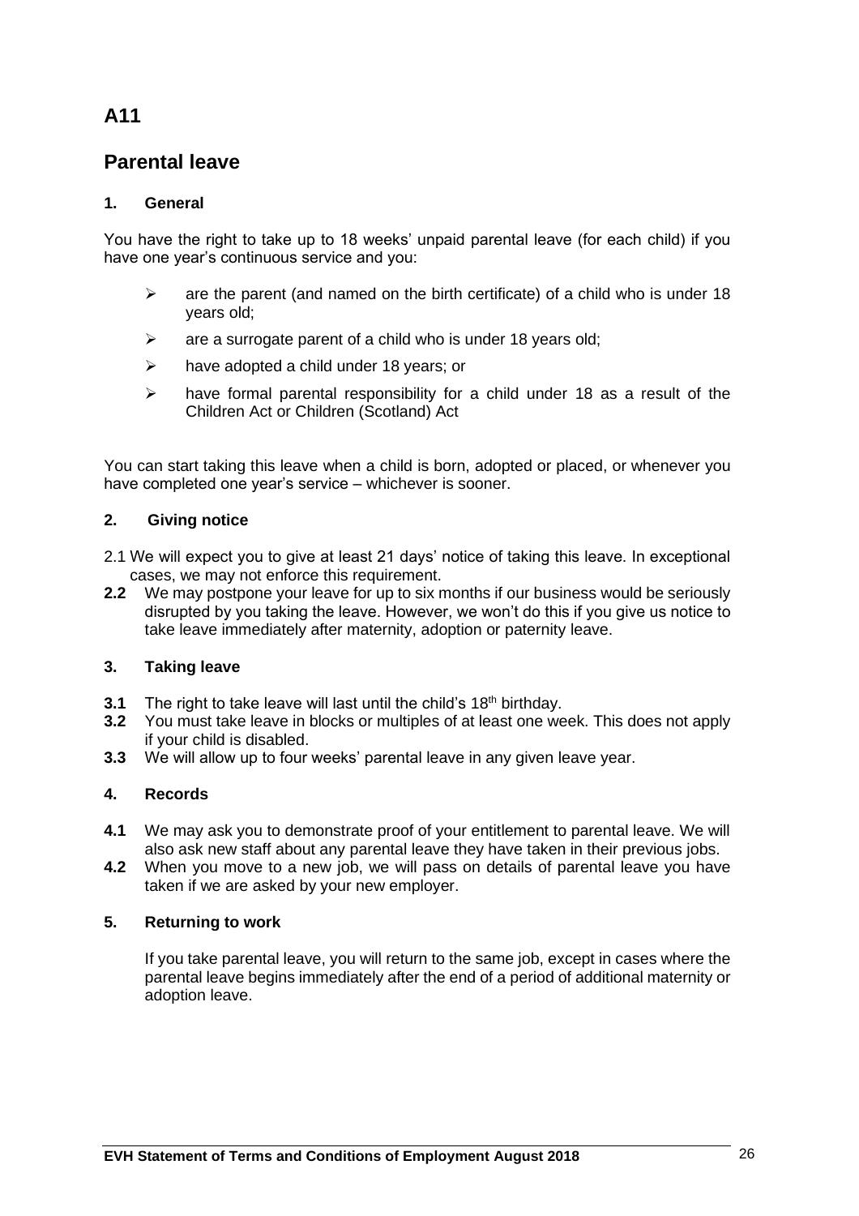# A11

## Parental leave

### 1. General

You have the right to take up to 18 weeks' unpaid parental leave (for each child) if you have one year's continuous service and you:

- are the parent (and named on the birth certificate) of a child who is under 18 years old;
- are a surrogate parent of a child who is under 18 years old;
- have adopted a child under 18 years; or
- have formal parental responsibility for a child under 18 as a result of the Children Act or Children (Scotland) Act

You can start taking this leave when a child is born, adopted or placed, or whenever you have completed one year's service – whichever is sooner.

### 2. Giving notice

2.1 We will expect you to give at least 21 days' notice of taking this leave. In exceptional cases, we may not enforce this requirement.

**2.2** We may postpone your leave for up to six months if our business would be seriously disrupted by you taking the leave. However, we won't do this if you give us notice to take leave immediately after maternity, adoption or paternity leave.

### 3. Taking leave

**3.1** The right to take leave will last until the child's 18th birthday.

**3.2** You must take leave in blocks or multiples of at least one week. This does not apply if your child is disabled.

**3.3** We will allow up to four weeks' parental leave in any given leave year.

### 4. Records

**4.1** We may ask you to demonstrate proof of your entitlement to parental leave. We will also ask new staff about any parental leave they have taken in their previous jobs.

**4.2** When you move to a new job, we will pass on details of parental leave you have taken if we are asked by your new employer.

### 5. Returning to work

If you take parental leave, you will return to the same job, except in cases where the parental leave begins immediately after the end of a period of additional maternity or adoption leave.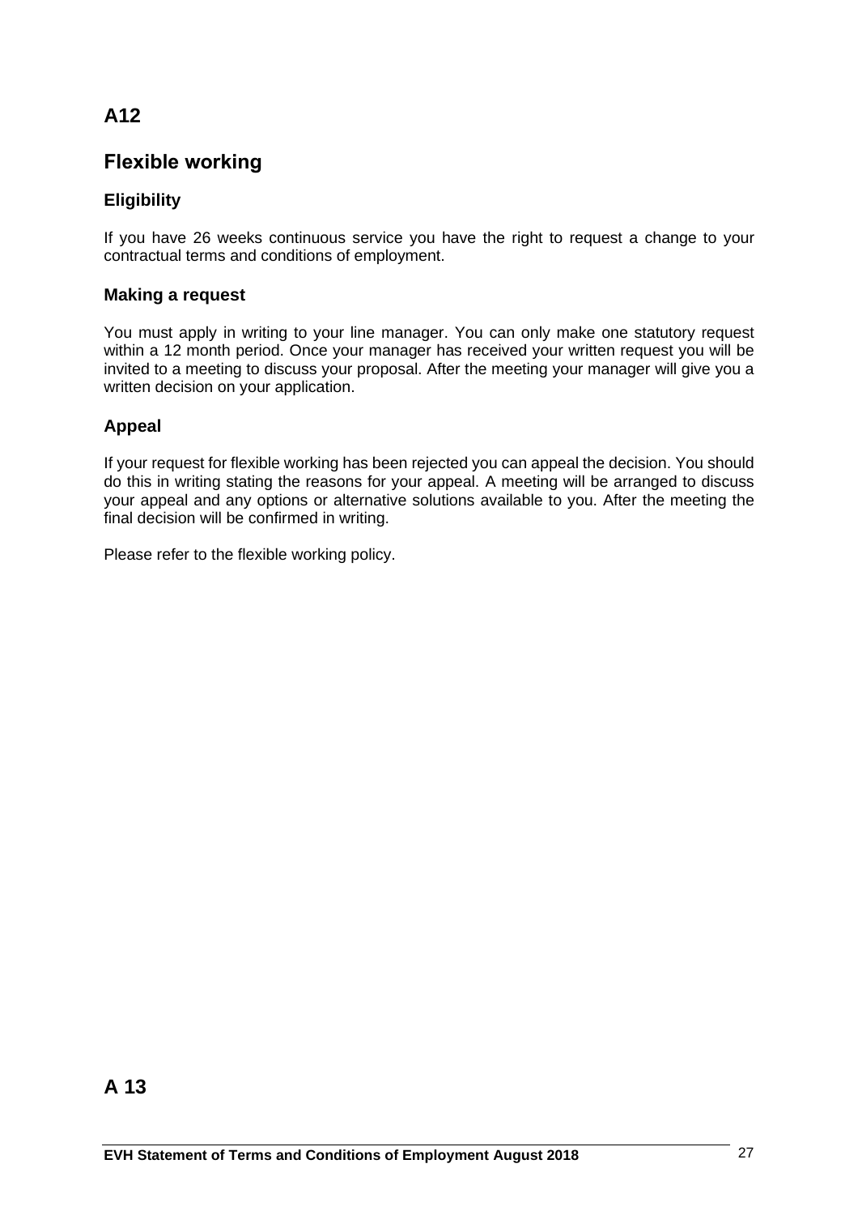## A12

## Flexible working

### Eligibility

If you have 26 weeks continuous service you have the right to request a change to your contractual terms and conditions of employment.

### Making a request

You must apply in writing to your line manager. You can only make one statutory request within a 12 month period. Once your manager has received your written request you will be invited to a meeting to discuss your proposal. After the meeting your manager will give you a written decision on your application.

### Appeal

If your request for flexible working has been rejected you can appeal the decision. You should do this in writing stating the reasons for your appeal. A meeting will be arranged to discuss your appeal and any options or alternative solutions available to you. After the meeting the final decision will be confirmed in writing.

Please refer to the flexible working policy.

## A 13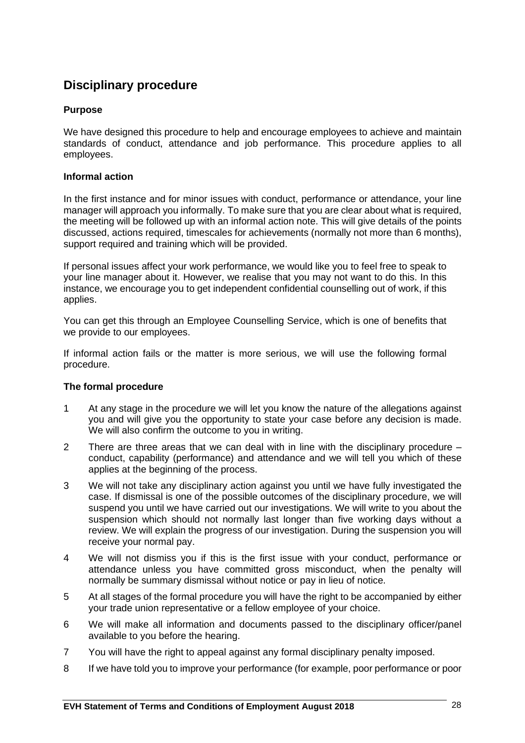## Disciplinary procedure

### Purpose

We have designed this procedure to help and encourage employees to achieve and maintain standards of conduct, attendance and job performance. This procedure applies to all employees.

### Informal action

In the first instance and for minor issues with conduct, performance or attendance, your line manager will approach you informally. To make sure that you are clear about what is required, the meeting will be followed up with an informal action note. This will give details of the points discussed, actions required, timescales for achievements (normally not more than 6 months), support required and training which will be provided.

If personal issues affect your work performance, we would like you to feel free to speak to your line manager about it. However, we realise that you may not want to do this. In this instance, we encourage you to get independent confidential counselling out of work, if this applies.

You can get this through an Employee Counselling Service, which is one of benefits that we provide to our employees.

If informal action fails or the matter is more serious, we will use the following formal procedure.

### The formal procedure

1. At any stage in the procedure we will let you know the nature of the allegations against you and will give you the opportunity to state your case before any decision is made. We will also confirm the outcome to you in writing.
2. There are three areas that we can deal with in line with the disciplinary procedure – conduct, capability (performance) and attendance and we will tell you which of these applies at the beginning of the process.
3. We will not take any disciplinary action against you until we have fully investigated the case. If dismissal is one of the possible outcomes of the disciplinary procedure, we will suspend you until we have carried out our investigations. We will write to you about the suspension which should not normally last longer than five working days without a review. We will explain the progress of our investigation. During the suspension you will receive your normal pay.
4. We will not dismiss you if this is the first issue with your conduct, performance or attendance unless you have committed gross misconduct, when the penalty will normally be summary dismissal without notice or pay in lieu of notice.
5. At all stages of the formal procedure you will have the right to be accompanied by either your trade union representative or a fellow employee of your choice.
6. We will make all information and documents passed to the disciplinary officer/panel available to you before the hearing.
7. You will have the right to appeal against any formal disciplinary penalty imposed.
8. If we have told you to improve your performance (for example, poor performance or poor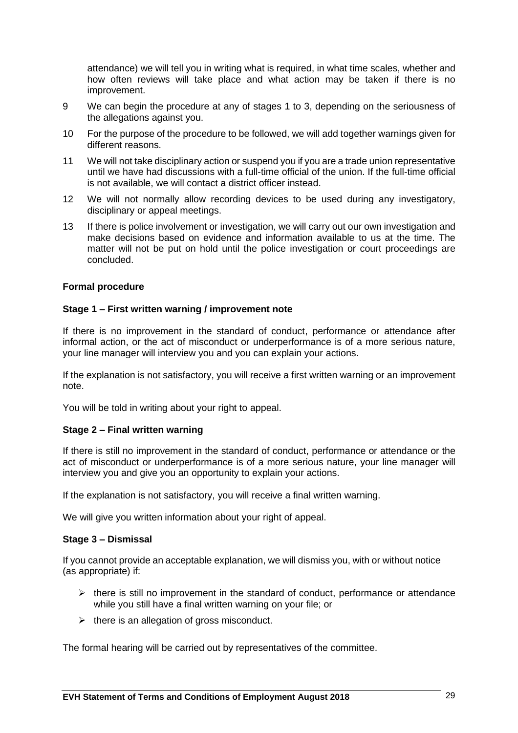attendance) we will tell you in writing what is required, in what time scales, whether and how often reviews will take place and what action may be taken if there is no improvement.

9 We can begin the procedure at any of stages 1 to 3, depending on the seriousness of the allegations against you.

10 For the purpose of the procedure to be followed, we will add together warnings given for different reasons.

11 We will not take disciplinary action or suspend you if you are a trade union representative until we have had discussions with a full-time official of the union. If the full-time official is not available, we will contact a district officer instead.

12 We will not normally allow recording devices to be used during any investigatory, disciplinary or appeal meetings.

13 If there is police involvement or investigation, we will carry out our own investigation and make decisions based on evidence and information available to us at the time. The matter will not be put on hold until the police investigation or court proceedings are concluded.

**Formal procedure**

**Stage 1 – First written warning / improvement note**

If there is no improvement in the standard of conduct, performance or attendance after informal action, or the act of misconduct or underperformance is of a more serious nature, your line manager will interview you and you can explain your actions.

If the explanation is not satisfactory, you will receive a first written warning or an improvement note.

You will be told in writing about your right to appeal.

**Stage 2 – Final written warning**

If there is still no improvement in the standard of conduct, performance or attendance or the act of misconduct or underperformance is of a more serious nature, your line manager will interview you and give you an opportunity to explain your actions.

If the explanation is not satisfactory, you will receive a final written warning.

We will give you written information about your right of appeal.

**Stage 3 – Dismissal**

If you cannot provide an acceptable explanation, we will dismiss you, with or without notice (as appropriate) if:

- there is still no improvement in the standard of conduct, performance or attendance while you still have a final written warning on your file; or
- there is an allegation of gross misconduct.

The formal hearing will be carried out by representatives of the committee.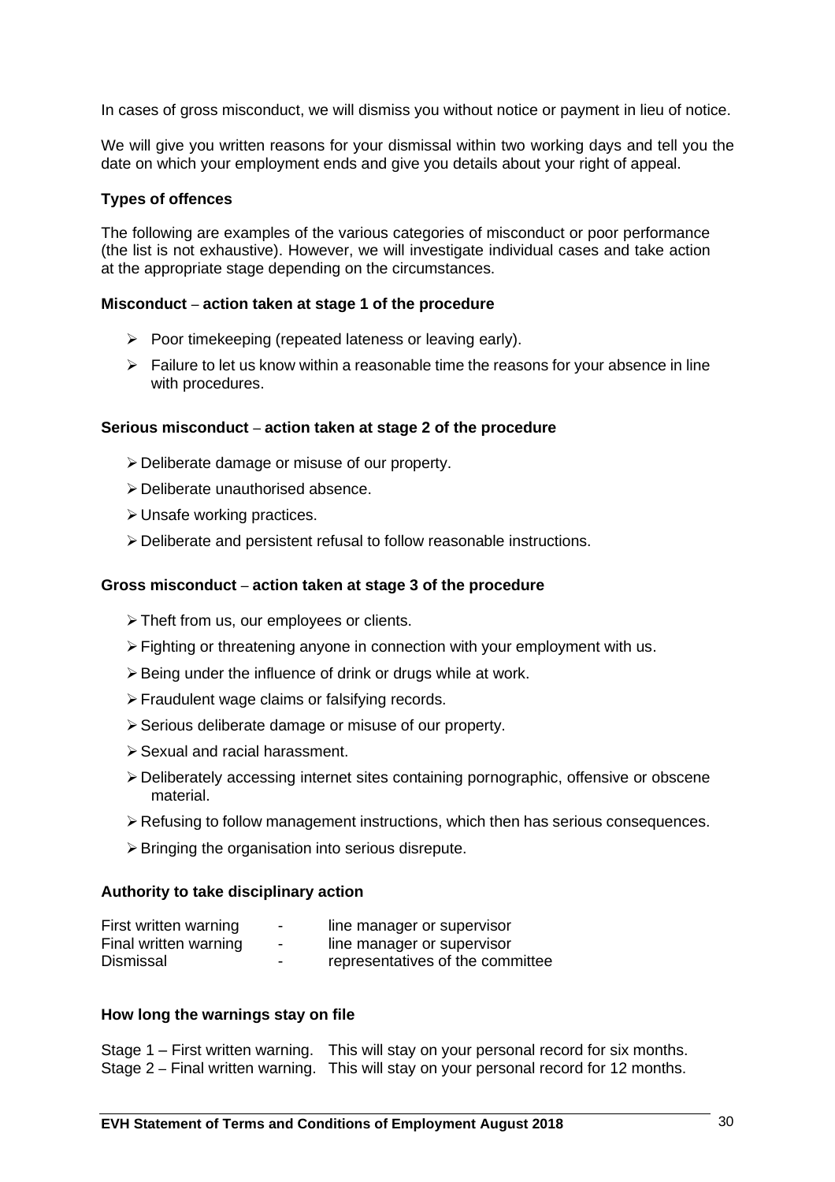In cases of gross misconduct, we will dismiss you without notice or payment in lieu of notice.

We will give you written reasons for your dismissal within two working days and tell you the date on which your employment ends and give you details about your right of appeal.

### Types of offences

The following are examples of the various categories of misconduct or poor performance (the list is not exhaustive). However, we will investigate individual cases and take action at the appropriate stage depending on the circumstances.

#### Misconduct – action taken at stage 1 of the procedure

- Poor timekeeping (repeated lateness or leaving early).
- Failure to let us know within a reasonable time the reasons for your absence in line with procedures.

#### Serious misconduct – action taken at stage 2 of the procedure

- Deliberate damage or misuse of our property.
- Deliberate unauthorised absence.
- Unsafe working practices.
- Deliberate and persistent refusal to follow reasonable instructions.

#### Gross misconduct – action taken at stage 3 of the procedure

- Theft from us, our employees or clients.
- Fighting or threatening anyone in connection with your employment with us.
- Being under the influence of drink or drugs while at work.
- Fraudulent wage claims or falsifying records.
- Serious deliberate damage or misuse of our property.
- Sexual and racial harassment.
- Deliberately accessing internet sites containing pornographic, offensive or obscene material.
- Refusing to follow management instructions, which then has serious consequences.
- Bringing the organisation into serious disrepute.

### Authority to take disciplinary action

| | | |
|---|---|---|
| First written warning | - | line manager or supervisor |
| Final written warning | - | line manager or supervisor |
| Dismissal | - | representatives of the committee |

### How long the warnings stay on file

| | |
|---|---|
| Stage 1 – First written warning. | This will stay on your personal record for six months. |
| Stage 2 – Final written warning. | This will stay on your personal record for 12 months. |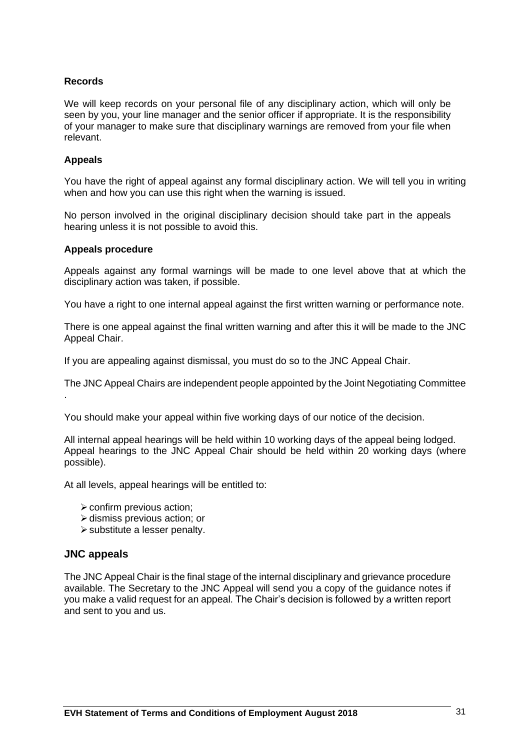**Records**

We will keep records on your personal file of any disciplinary action, which will only be seen by you, your line manager and the senior officer if appropriate. It is the responsibility of your manager to make sure that disciplinary warnings are removed from your file when relevant.

**Appeals**

You have the right of appeal against any formal disciplinary action. We will tell you in writing when and how you can use this right when the warning is issued.

No person involved in the original disciplinary decision should take part in the appeals hearing unless it is not possible to avoid this.

**Appeals procedure**

Appeals against any formal warnings will be made to one level above that at which the disciplinary action was taken, if possible.

You have a right to one internal appeal against the first written warning or performance note.

There is one appeal against the final written warning and after this it will be made to the JNC Appeal Chair.

If you are appealing against dismissal, you must do so to the JNC Appeal Chair.

The JNC Appeal Chairs are independent people appointed by the Joint Negotiating Committee .

You should make your appeal within five working days of our notice of the decision.

All internal appeal hearings will be held within 10 working days of the appeal being lodged. Appeal hearings to the JNC Appeal Chair should be held within 20 working days (where possible).

At all levels, appeal hearings will be entitled to:

- confirm previous action;
- dismiss previous action; or
- substitute a lesser penalty.

## JNC appeals

The JNC Appeal Chair is the final stage of the internal disciplinary and grievance procedure available. The Secretary to the JNC Appeal will send you a copy of the guidance notes if you make a valid request for an appeal. The Chair's decision is followed by a written report and sent to you and us.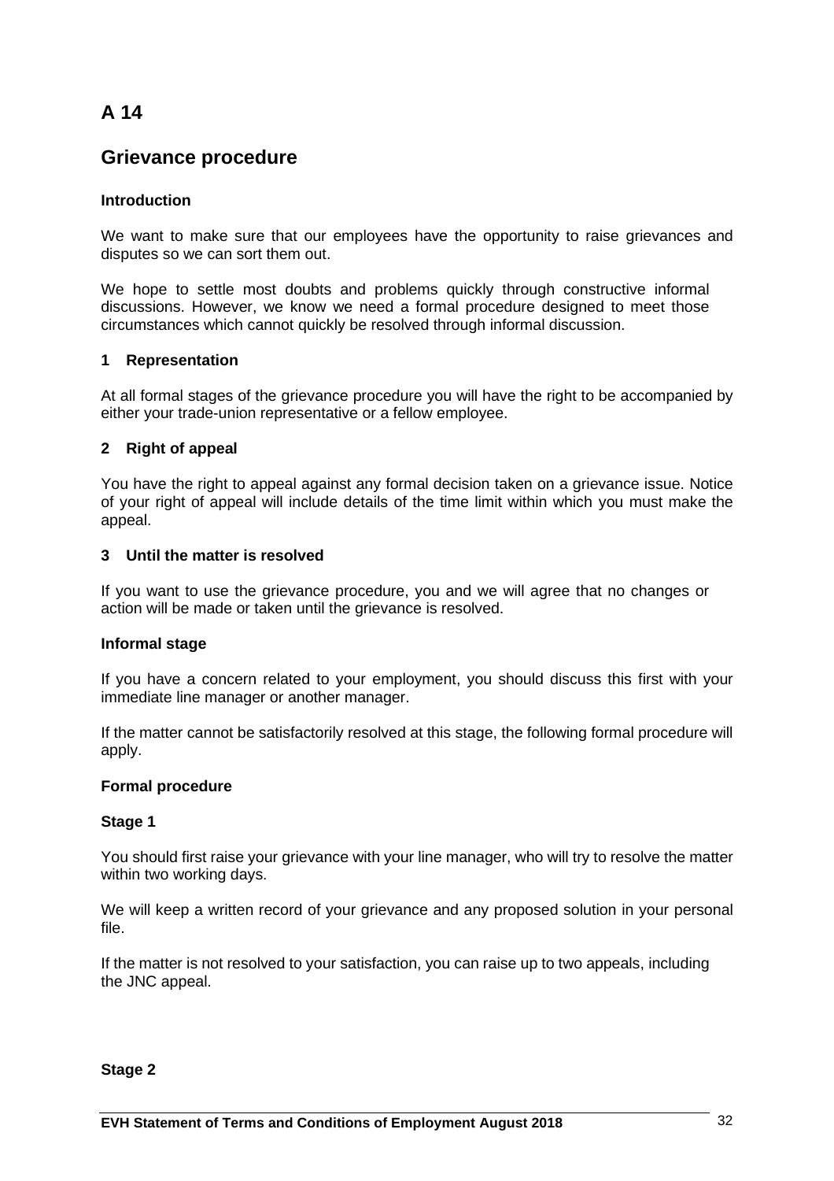# A 14

## Grievance procedure

**Introduction**

We want to make sure that our employees have the opportunity to raise grievances and disputes so we can sort them out.

We hope to settle most doubts and problems quickly through constructive informal discussions. However, we know we need a formal procedure designed to meet those circumstances which cannot quickly be resolved through informal discussion.

**1 Representation**

At all formal stages of the grievance procedure you will have the right to be accompanied by either your trade-union representative or a fellow employee.

**2 Right of appeal**

You have the right to appeal against any formal decision taken on a grievance issue. Notice of your right of appeal will include details of the time limit within which you must make the appeal.

**3 Until the matter is resolved**

If you want to use the grievance procedure, you and we will agree that no changes or action will be made or taken until the grievance is resolved.

**Informal stage**

If you have a concern related to your employment, you should discuss this first with your immediate line manager or another manager.

If the matter cannot be satisfactorily resolved at this stage, the following formal procedure will apply.

**Formal procedure**

**Stage 1**

You should first raise your grievance with your line manager, who will try to resolve the matter within two working days.

We will keep a written record of your grievance and any proposed solution in your personal file.

If the matter is not resolved to your satisfaction, you can raise up to two appeals, including the JNC appeal.

**Stage 2**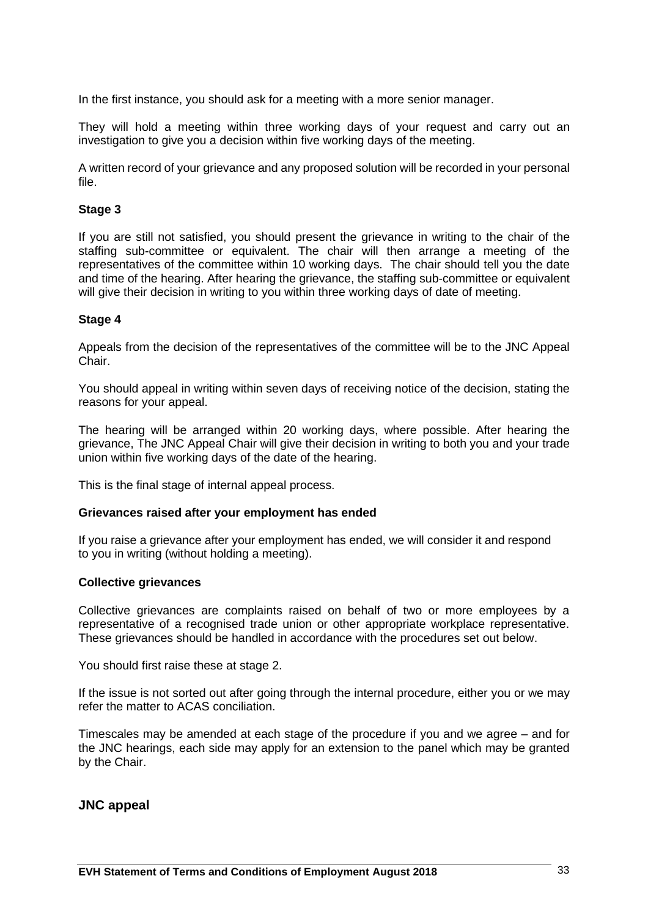In the first instance, you should ask for a meeting with a more senior manager.

They will hold a meeting within three working days of your request and carry out an investigation to give you a decision within five working days of the meeting.

A written record of your grievance and any proposed solution will be recorded in your personal file.

**Stage 3**

If you are still not satisfied, you should present the grievance in writing to the chair of the staffing sub-committee or equivalent. The chair will then arrange a meeting of the representatives of the committee within 10 working days. The chair should tell you the date and time of the hearing. After hearing the grievance, the staffing sub-committee or equivalent will give their decision in writing to you within three working days of date of meeting.

**Stage 4**

Appeals from the decision of the representatives of the committee will be to the JNC Appeal Chair.

You should appeal in writing within seven days of receiving notice of the decision, stating the reasons for your appeal.

The hearing will be arranged within 20 working days, where possible. After hearing the grievance, The JNC Appeal Chair will give their decision in writing to both you and your trade union within five working days of the date of the hearing.

This is the final stage of internal appeal process.

**Grievances raised after your employment has ended**

If you raise a grievance after your employment has ended, we will consider it and respond to you in writing (without holding a meeting).

**Collective grievances**

Collective grievances are complaints raised on behalf of two or more employees by a representative of a recognised trade union or other appropriate workplace representative. These grievances should be handled in accordance with the procedures set out below.

You should first raise these at stage 2.

If the issue is not sorted out after going through the internal procedure, either you or we may refer the matter to ACAS conciliation.

Timescales may be amended at each stage of the procedure if you and we agree – and for the JNC hearings, each side may apply for an extension to the panel which may be granted by the Chair.

## JNC appeal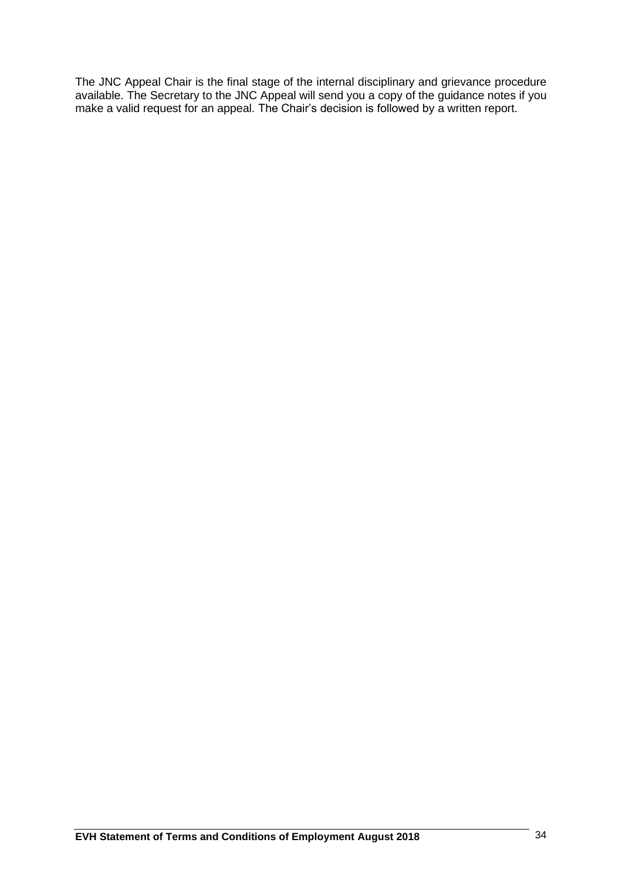The JNC Appeal Chair is the final stage of the internal disciplinary and grievance procedure available. The Secretary to the JNC Appeal will send you a copy of the guidance notes if you make a valid request for an appeal. The Chair's decision is followed by a written report.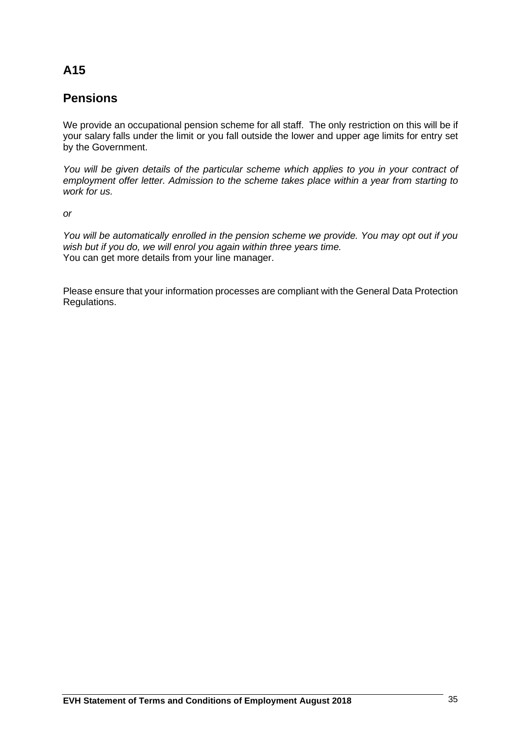## A15

## Pensions

We provide an occupational pension scheme for all staff. The only restriction on this will be if your salary falls under the limit or you fall outside the lower and upper age limits for entry set by the Government.

*You will be given details of the particular scheme which applies to you in your contract of employment offer letter. Admission to the scheme takes place within a year from starting to work for us.*

*or*

*You will be automatically enrolled in the pension scheme we provide. You may opt out if you wish but if you do, we will enrol you again within three years time.*
You can get more details from your line manager.

Please ensure that your information processes are compliant with the General Data Protection Regulations.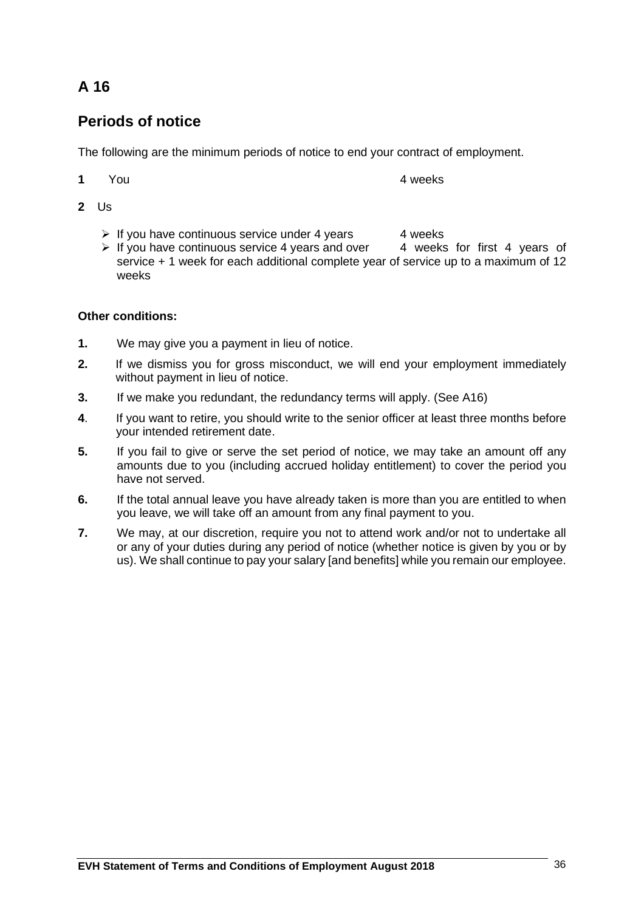## A 16

## Periods of notice

The following are the minimum periods of notice to end your contract of employment.

**1** You 4 weeks

**2** Us

- If you have continuous service under 4 years 4 weeks
- If you have continuous service 4 years and over 4 weeks for first 4 years of service + 1 week for each additional complete year of service up to a maximum of 12 weeks

**Other conditions:**

**1.** We may give you a payment in lieu of notice.

**2.** If we dismiss you for gross misconduct, we will end your employment immediately without payment in lieu of notice.

**3.** If we make you redundant, the redundancy terms will apply. (See A16)

**4**. If you want to retire, you should write to the senior officer at least three months before your intended retirement date.

**5.** If you fail to give or serve the set period of notice, we may take an amount off any amounts due to you (including accrued holiday entitlement) to cover the period you have not served.

**6.** If the total annual leave you have already taken is more than you are entitled to when you leave, we will take off an amount from any final payment to you.

**7.** We may, at our discretion, require you not to attend work and/or not to undertake all or any of your duties during any period of notice (whether notice is given by you or by us). We shall continue to pay your salary [and benefits] while you remain our employee.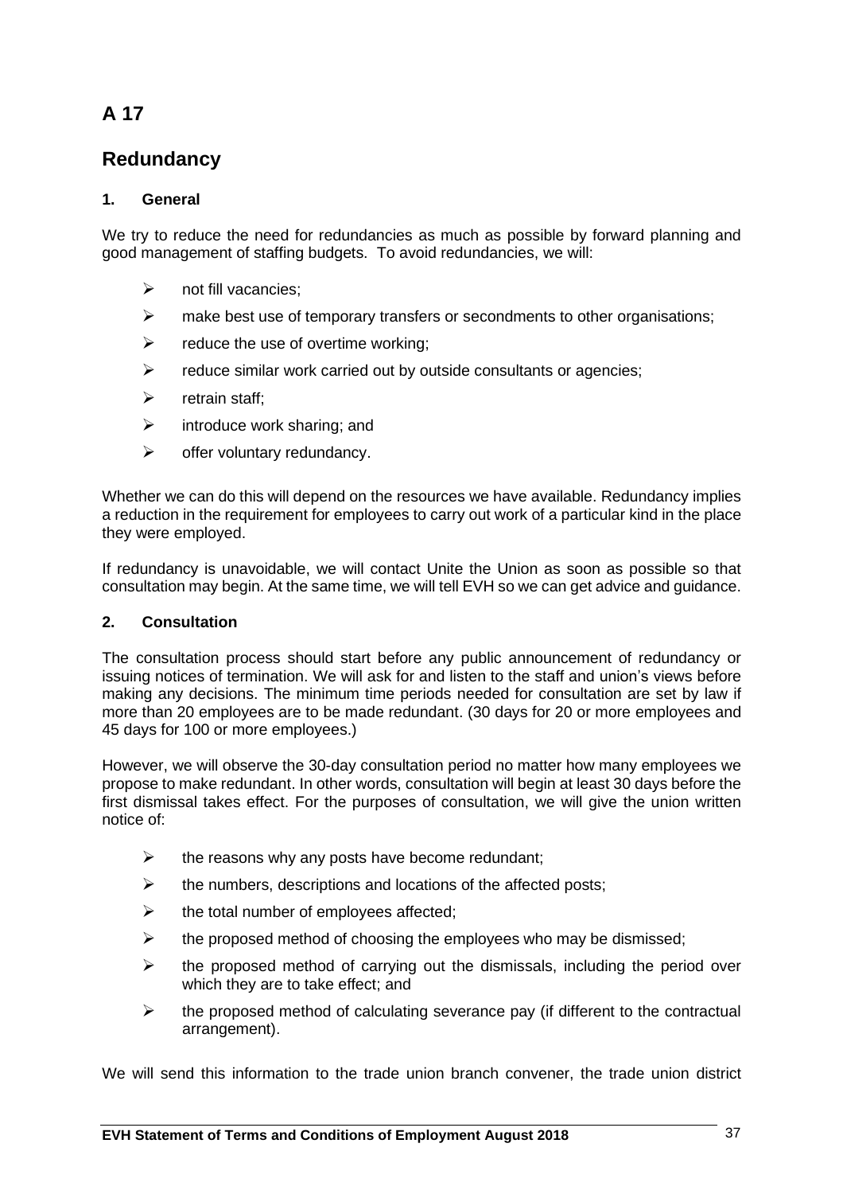# A 17

# Redundancy

### 1. General

We try to reduce the need for redundancies as much as possible by forward planning and good management of staffing budgets. To avoid redundancies, we will:

- not fill vacancies;
- make best use of temporary transfers or secondments to other organisations;
- reduce the use of overtime working;
- reduce similar work carried out by outside consultants or agencies;
- retrain staff;
- introduce work sharing; and
- offer voluntary redundancy.

Whether we can do this will depend on the resources we have available. Redundancy implies a reduction in the requirement for employees to carry out work of a particular kind in the place they were employed.

If redundancy is unavoidable, we will contact Unite the Union as soon as possible so that consultation may begin. At the same time, we will tell EVH so we can get advice and guidance.

### 2. Consultation

The consultation process should start before any public announcement of redundancy or issuing notices of termination. We will ask for and listen to the staff and union's views before making any decisions. The minimum time periods needed for consultation are set by law if more than 20 employees are to be made redundant. (30 days for 20 or more employees and 45 days for 100 or more employees.)

However, we will observe the 30-day consultation period no matter how many employees we propose to make redundant. In other words, consultation will begin at least 30 days before the first dismissal takes effect. For the purposes of consultation, we will give the union written notice of:

- the reasons why any posts have become redundant;
- the numbers, descriptions and locations of the affected posts;
- the total number of employees affected;
- the proposed method of choosing the employees who may be dismissed;
- the proposed method of carrying out the dismissals, including the period over which they are to take effect; and
- the proposed method of calculating severance pay (if different to the contractual arrangement).

We will send this information to the trade union branch convener, the trade union district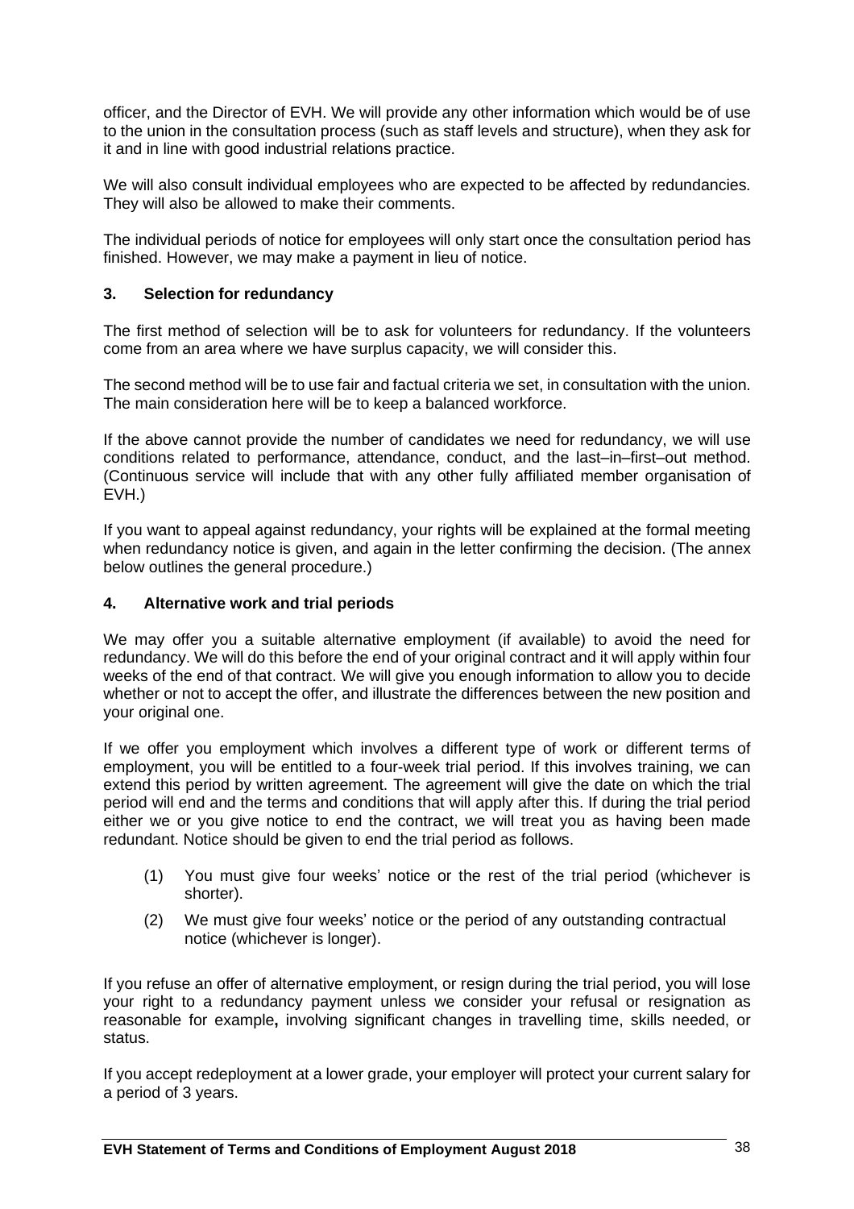officer, and the Director of EVH. We will provide any other information which would be of use to the union in the consultation process (such as staff levels and structure), when they ask for it and in line with good industrial relations practice.

We will also consult individual employees who are expected to be affected by redundancies. They will also be allowed to make their comments.

The individual periods of notice for employees will only start once the consultation period has finished. However, we may make a payment in lieu of notice.

### 3. Selection for redundancy

The first method of selection will be to ask for volunteers for redundancy. If the volunteers come from an area where we have surplus capacity, we will consider this.

The second method will be to use fair and factual criteria we set, in consultation with the union. The main consideration here will be to keep a balanced workforce.

If the above cannot provide the number of candidates we need for redundancy, we will use conditions related to performance, attendance, conduct, and the last–in–first–out method. (Continuous service will include that with any other fully affiliated member organisation of EVH.)

If you want to appeal against redundancy, your rights will be explained at the formal meeting when redundancy notice is given, and again in the letter confirming the decision. (The annex below outlines the general procedure.)

### 4. Alternative work and trial periods

We may offer you a suitable alternative employment (if available) to avoid the need for redundancy. We will do this before the end of your original contract and it will apply within four weeks of the end of that contract. We will give you enough information to allow you to decide whether or not to accept the offer, and illustrate the differences between the new position and your original one.

If we offer you employment which involves a different type of work or different terms of employment, you will be entitled to a four-week trial period. If this involves training, we can extend this period by written agreement. The agreement will give the date on which the trial period will end and the terms and conditions that will apply after this. If during the trial period either we or you give notice to end the contract, we will treat you as having been made redundant. Notice should be given to end the trial period as follows.

(1) You must give four weeks' notice or the rest of the trial period (whichever is shorter).

(2) We must give four weeks' notice or the period of any outstanding contractual notice (whichever is longer).

If you refuse an offer of alternative employment, or resign during the trial period, you will lose your right to a redundancy payment unless we consider your refusal or resignation as reasonable for example**,** involving significant changes in travelling time, skills needed, or status.

If you accept redeployment at a lower grade, your employer will protect your current salary for a period of 3 years.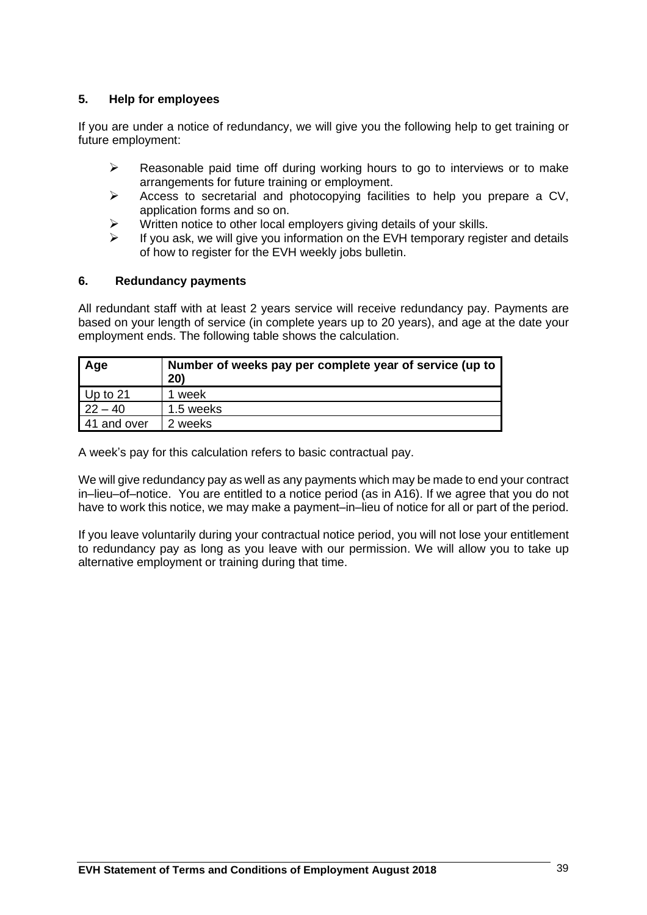## 5. Help for employees

If you are under a notice of redundancy, we will give you the following help to get training or future employment:

- Reasonable paid time off during working hours to go to interviews or to make arrangements for future training or employment.
- Access to secretarial and photocopying facilities to help you prepare a CV, application forms and so on.
- Written notice to other local employers giving details of your skills.
- If you ask, we will give you information on the EVH temporary register and details of how to register for the EVH weekly jobs bulletin.

## 6. Redundancy payments

All redundant staff with at least 2 years service will receive redundancy pay. Payments are based on your length of service (in complete years up to 20 years), and age at the date your employment ends. The following table shows the calculation.

| Age | Number of weeks pay per complete year of service (up to 20) |
|---|---|
| Up to 21 | 1 week |
| 22 – 40 | 1.5 weeks |
| 41 and over | 2 weeks |

A week's pay for this calculation refers to basic contractual pay.

We will give redundancy pay as well as any payments which may be made to end your contract in–lieu–of–notice. You are entitled to a notice period (as in A16). If we agree that you do not have to work this notice, we may make a payment–in–lieu of notice for all or part of the period.

If you leave voluntarily during your contractual notice period, you will not lose your entitlement to redundancy pay as long as you leave with our permission. We will allow you to take up alternative employment or training during that time.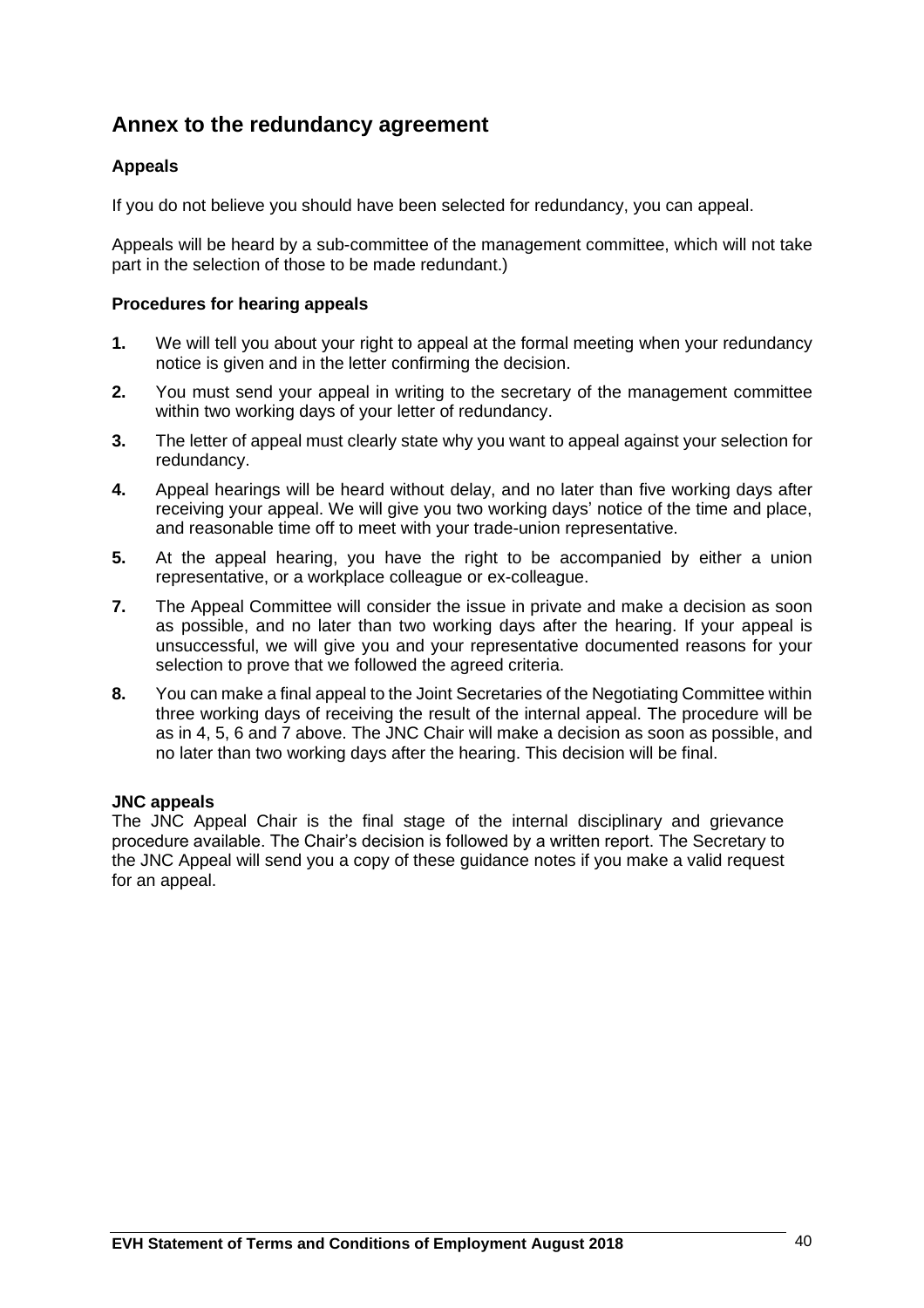## Annex to the redundancy agreement

### Appeals

If you do not believe you should have been selected for redundancy, you can appeal.

Appeals will be heard by a sub-committee of the management committee, which will not take part in the selection of those to be made redundant.)

### Procedures for hearing appeals

**1.** We will tell you about your right to appeal at the formal meeting when your redundancy notice is given and in the letter confirming the decision.

**2.** You must send your appeal in writing to the secretary of the management committee within two working days of your letter of redundancy.

**3.** The letter of appeal must clearly state why you want to appeal against your selection for redundancy.

**4.** Appeal hearings will be heard without delay, and no later than five working days after receiving your appeal. We will give you two working days' notice of the time and place, and reasonable time off to meet with your trade-union representative.

**5.** At the appeal hearing, you have the right to be accompanied by either a union representative, or a workplace colleague or ex-colleague.

**7.** The Appeal Committee will consider the issue in private and make a decision as soon as possible, and no later than two working days after the hearing. If your appeal is unsuccessful, we will give you and your representative documented reasons for your selection to prove that we followed the agreed criteria.

**8.** You can make a final appeal to the Joint Secretaries of the Negotiating Committee within three working days of receiving the result of the internal appeal. The procedure will be as in 4, 5, 6 and 7 above. The JNC Chair will make a decision as soon as possible, and no later than two working days after the hearing. This decision will be final.

**JNC appeals**

The JNC Appeal Chair is the final stage of the internal disciplinary and grievance procedure available. The Chair's decision is followed by a written report. The Secretary to the JNC Appeal will send you a copy of these guidance notes if you make a valid request for an appeal.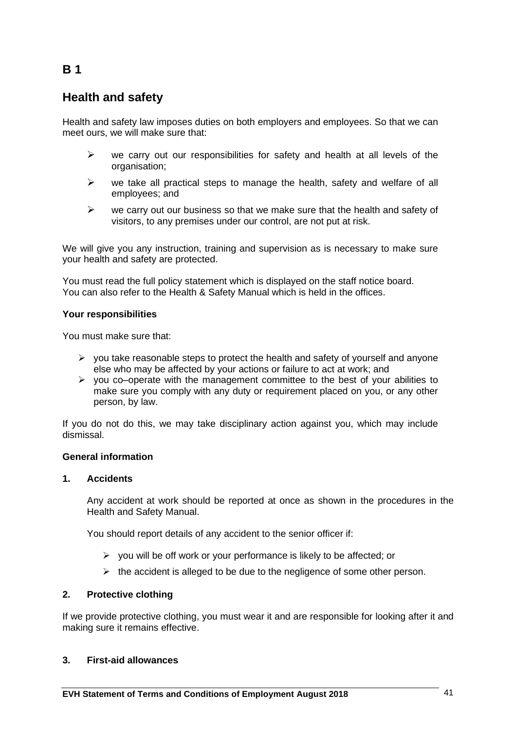# B 1

## Health and safety

Health and safety law imposes duties on both employers and employees. So that we can meet ours, we will make sure that:

- we carry out our responsibilities for safety and health at all levels of the organisation;
- we take all practical steps to manage the health, safety and welfare of all employees; and
- we carry out our business so that we make sure that the health and safety of visitors, to any premises under our control, are not put at risk.

We will give you any instruction, training and supervision as is necessary to make sure your health and safety are protected.

You must read the full policy statement which is displayed on the staff notice board. You can also refer to the Health & Safety Manual which is held in the offices.

**Your responsibilities**

You must make sure that:

- you take reasonable steps to protect the health and safety of yourself and anyone else who may be affected by your actions or failure to act at work; and
- you co–operate with the management committee to the best of your abilities to make sure you comply with any duty or requirement placed on you, or any other person, by law.

If you do not do this, we may take disciplinary action against you, which may include dismissal.

**General information**

**1. Accidents**

Any accident at work should be reported at once as shown in the procedures in the Health and Safety Manual.

You should report details of any accident to the senior officer if:

- you will be off work or your performance is likely to be affected; or
- the accident is alleged to be due to the negligence of some other person.

**2. Protective clothing**

If we provide protective clothing, you must wear it and are responsible for looking after it and making sure it remains effective.

**3. First-aid allowances**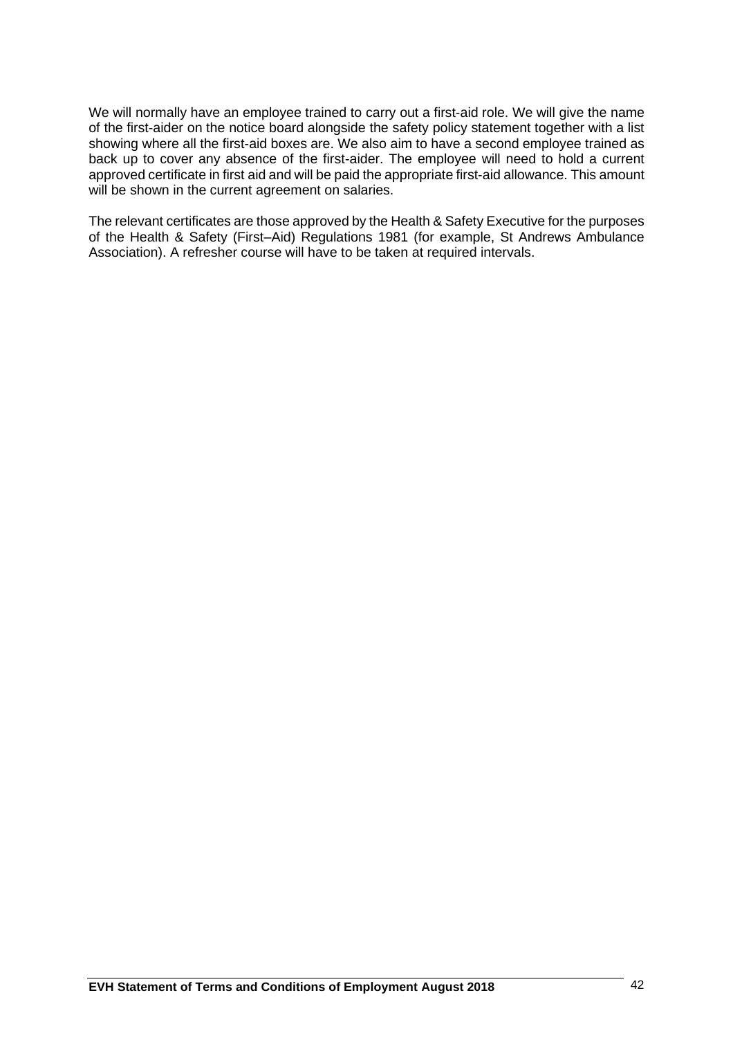We will normally have an employee trained to carry out a first-aid role. We will give the name of the first-aider on the notice board alongside the safety policy statement together with a list showing where all the first-aid boxes are. We also aim to have a second employee trained as back up to cover any absence of the first-aider. The employee will need to hold a current approved certificate in first aid and will be paid the appropriate first-aid allowance. This amount will be shown in the current agreement on salaries.

The relevant certificates are those approved by the Health & Safety Executive for the purposes of the Health & Safety (First–Aid) Regulations 1981 (for example, St Andrews Ambulance Association). A refresher course will have to be taken at required intervals.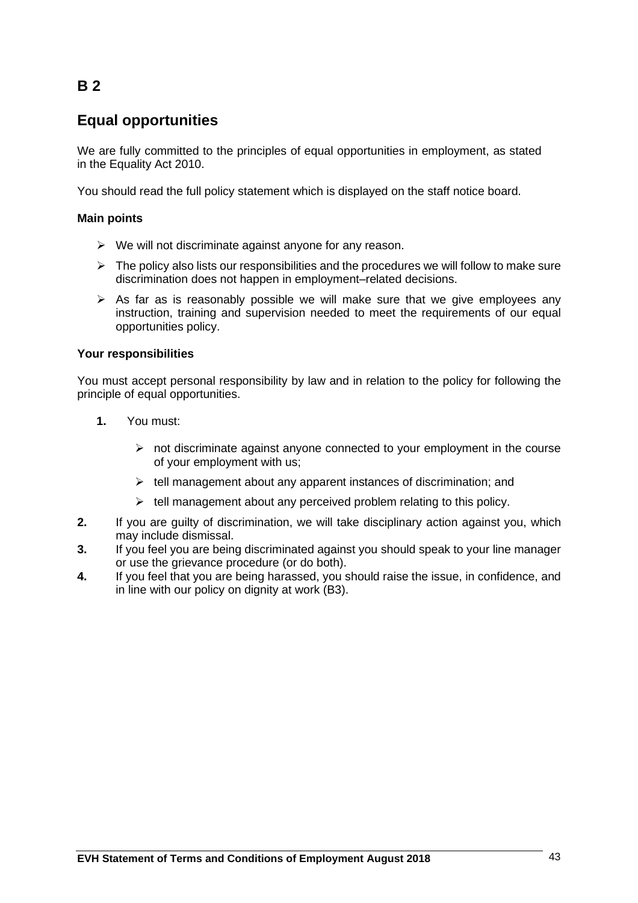# B 2

## Equal opportunities

We are fully committed to the principles of equal opportunities in employment, as stated in the Equality Act 2010.

You should read the full policy statement which is displayed on the staff notice board.

### Main points

- We will not discriminate against anyone for any reason.
- The policy also lists our responsibilities and the procedures we will follow to make sure discrimination does not happen in employment–related decisions.
- As far as is reasonably possible we will make sure that we give employees any instruction, training and supervision needed to meet the requirements of our equal opportunities policy.

### Your responsibilities

You must accept personal responsibility by law and in relation to the policy for following the principle of equal opportunities.

**1.** You must:

   - not discriminate against anyone connected to your employment in the course of your employment with us;
   - tell management about any apparent instances of discrimination; and
   - tell management about any perceived problem relating to this policy.

**2.** If you are guilty of discrimination, we will take disciplinary action against you, which may include dismissal.

**3.** If you feel you are being discriminated against you should speak to your line manager or use the grievance procedure (or do both).

**4.** If you feel that you are being harassed, you should raise the issue, in confidence, and in line with our policy on dignity at work (B3).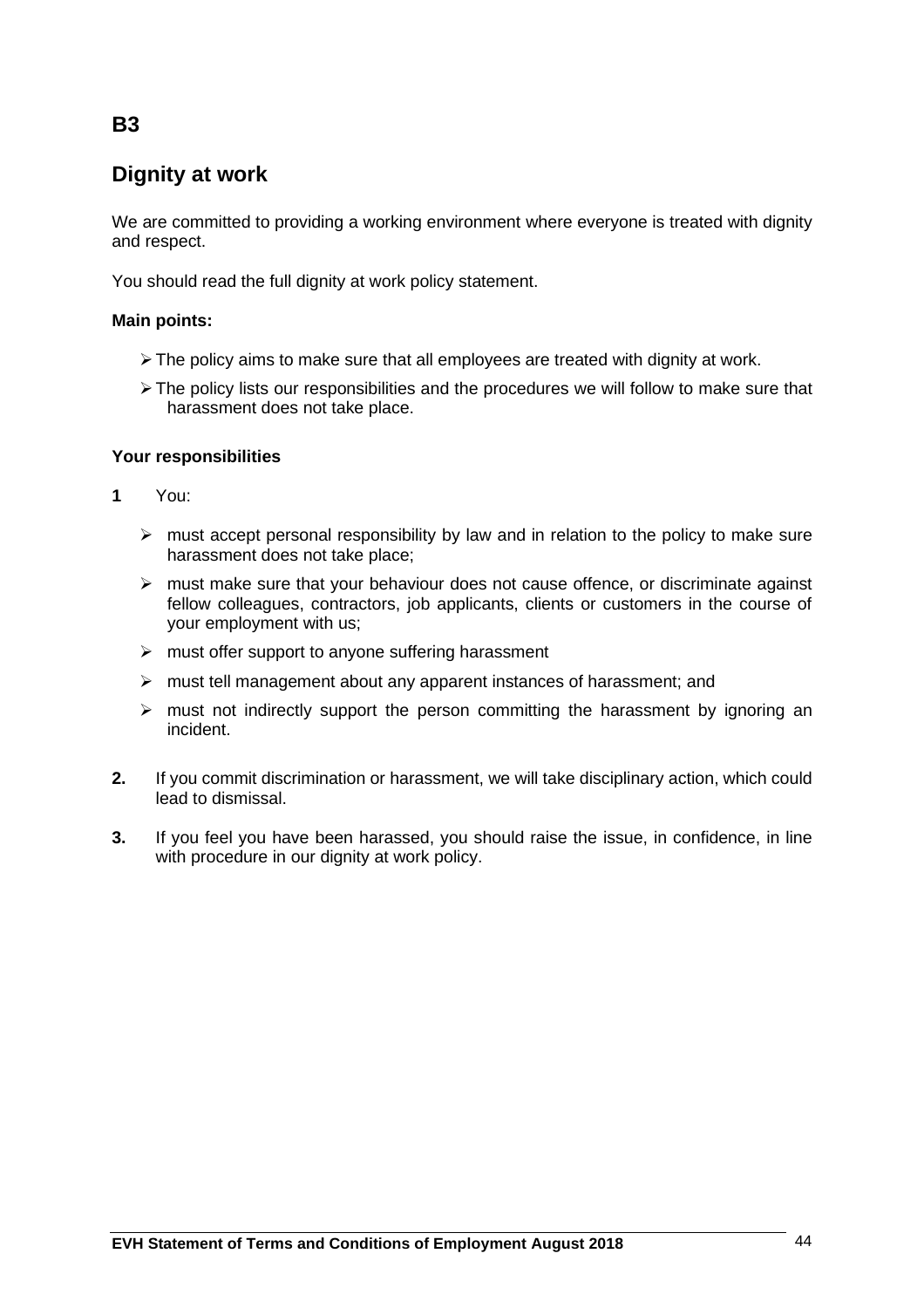## B3

## Dignity at work

We are committed to providing a working environment where everyone is treated with dignity and respect.

You should read the full dignity at work policy statement.

**Main points:**

- The policy aims to make sure that all employees are treated with dignity at work.
- The policy lists our responsibilities and the procedures we will follow to make sure that harassment does not take place.

**Your responsibilities**

**1** You:

- must accept personal responsibility by law and in relation to the policy to make sure harassment does not take place;
- must make sure that your behaviour does not cause offence, or discriminate against fellow colleagues, contractors, job applicants, clients or customers in the course of your employment with us;
- must offer support to anyone suffering harassment
- must tell management about any apparent instances of harassment; and
- must not indirectly support the person committing the harassment by ignoring an incident.

**2.** If you commit discrimination or harassment, we will take disciplinary action, which could lead to dismissal.

**3.** If you feel you have been harassed, you should raise the issue, in confidence, in line with procedure in our dignity at work policy.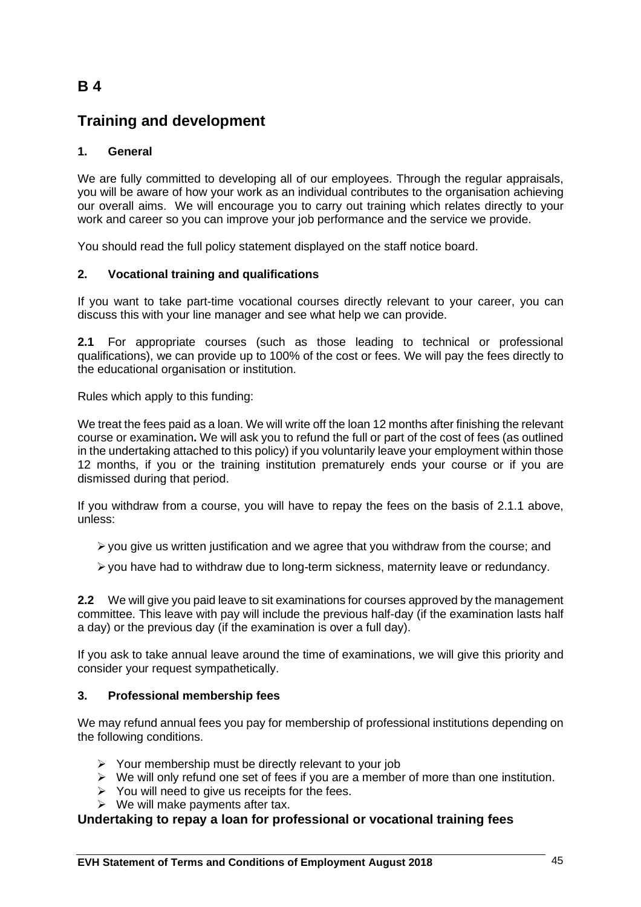# B 4

## Training and development

### 1. General

We are fully committed to developing all of our employees. Through the regular appraisals, you will be aware of how your work as an individual contributes to the organisation achieving our overall aims. We will encourage you to carry out training which relates directly to your work and career so you can improve your job performance and the service we provide.

You should read the full policy statement displayed on the staff notice board.

### 2. Vocational training and qualifications

If you want to take part-time vocational courses directly relevant to your career, you can discuss this with your line manager and see what help we can provide.

**2.1** For appropriate courses (such as those leading to technical or professional qualifications), we can provide up to 100% of the cost or fees. We will pay the fees directly to the educational organisation or institution.

Rules which apply to this funding:

We treat the fees paid as a loan. We will write off the loan 12 months after finishing the relevant course or examination**.** We will ask you to refund the full or part of the cost of fees (as outlined in the undertaking attached to this policy) if you voluntarily leave your employment within those 12 months, if you or the training institution prematurely ends your course or if you are dismissed during that period.

If you withdraw from a course, you will have to repay the fees on the basis of 2.1.1 above, unless:

- you give us written justification and we agree that you withdraw from the course; and
- you have had to withdraw due to long-term sickness, maternity leave or redundancy.

**2.2** We will give you paid leave to sit examinations for courses approved by the management committee. This leave with pay will include the previous half-day (if the examination lasts half a day) or the previous day (if the examination is over a full day).

If you ask to take annual leave around the time of examinations, we will give this priority and consider your request sympathetically.

### 3. Professional membership fees

We may refund annual fees you pay for membership of professional institutions depending on the following conditions.

- Your membership must be directly relevant to your job
- We will only refund one set of fees if you are a member of more than one institution.
- You will need to give us receipts for the fees.
- We will make payments after tax.

## Undertaking to repay a loan for professional or vocational training fees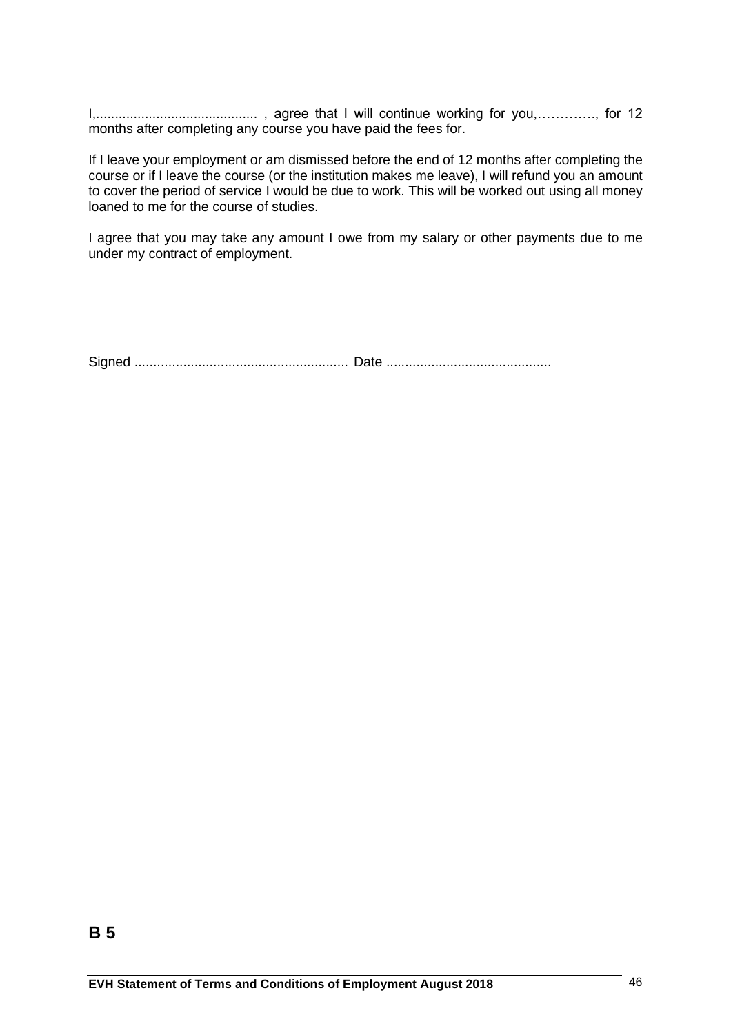I,........................................... , agree that I will continue working for you,…………., for 12 months after completing any course you have paid the fees for.

If I leave your employment or am dismissed before the end of 12 months after completing the course or if I leave the course (or the institution makes me leave), I will refund you an amount to cover the period of service I would be due to work. This will be worked out using all money loaned to me for the course of studies.

I agree that you may take any amount I owe from my salary or other payments due to me under my contract of employment.

Signed ......................................................... Date ............................................

**B 5**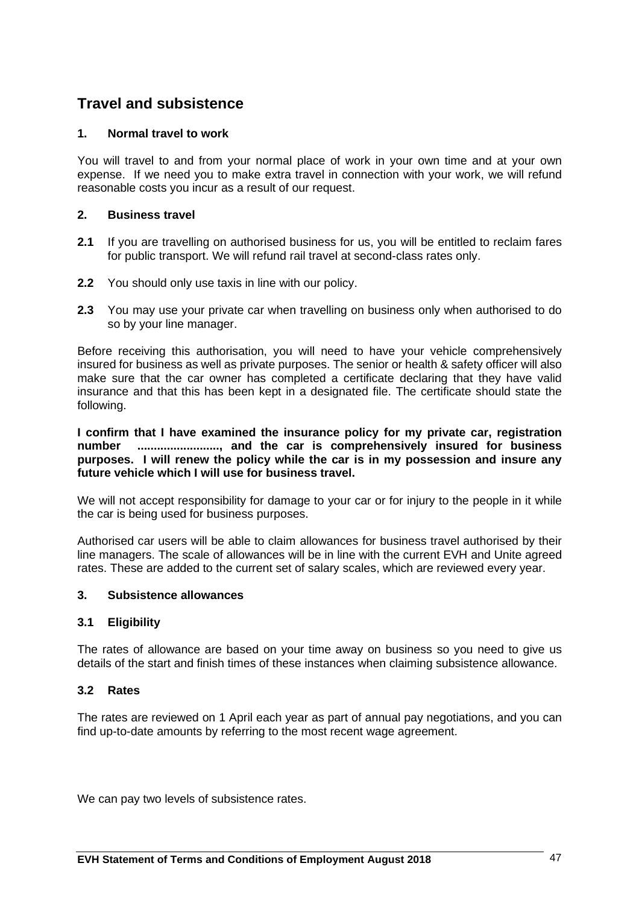## Travel and subsistence

### 1. Normal travel to work

You will travel to and from your normal place of work in your own time and at your own expense. If we need you to make extra travel in connection with your work, we will refund reasonable costs you incur as a result of our request.

### 2. Business travel

**2.1** If you are travelling on authorised business for us, you will be entitled to reclaim fares for public transport. We will refund rail travel at second-class rates only.

**2.2** You should only use taxis in line with our policy.

**2.3** You may use your private car when travelling on business only when authorised to do so by your line manager.

Before receiving this authorisation, you will need to have your vehicle comprehensively insured for business as well as private purposes. The senior or health & safety officer will also make sure that the car owner has completed a certificate declaring that they have valid insurance and that this has been kept in a designated file. The certificate should state the following.

**I confirm that I have examined the insurance policy for my private car, registration number ........................., and the car is comprehensively insured for business purposes. I will renew the policy while the car is in my possession and insure any future vehicle which I will use for business travel.**

We will not accept responsibility for damage to your car or for injury to the people in it while the car is being used for business purposes.

Authorised car users will be able to claim allowances for business travel authorised by their line managers. The scale of allowances will be in line with the current EVH and Unite agreed rates. These are added to the current set of salary scales, which are reviewed every year.

### 3. Subsistence allowances

#### 3.1 Eligibility

The rates of allowance are based on your time away on business so you need to give us details of the start and finish times of these instances when claiming subsistence allowance.

#### 3.2 Rates

The rates are reviewed on 1 April each year as part of annual pay negotiations, and you can find up-to-date amounts by referring to the most recent wage agreement.

We can pay two levels of subsistence rates.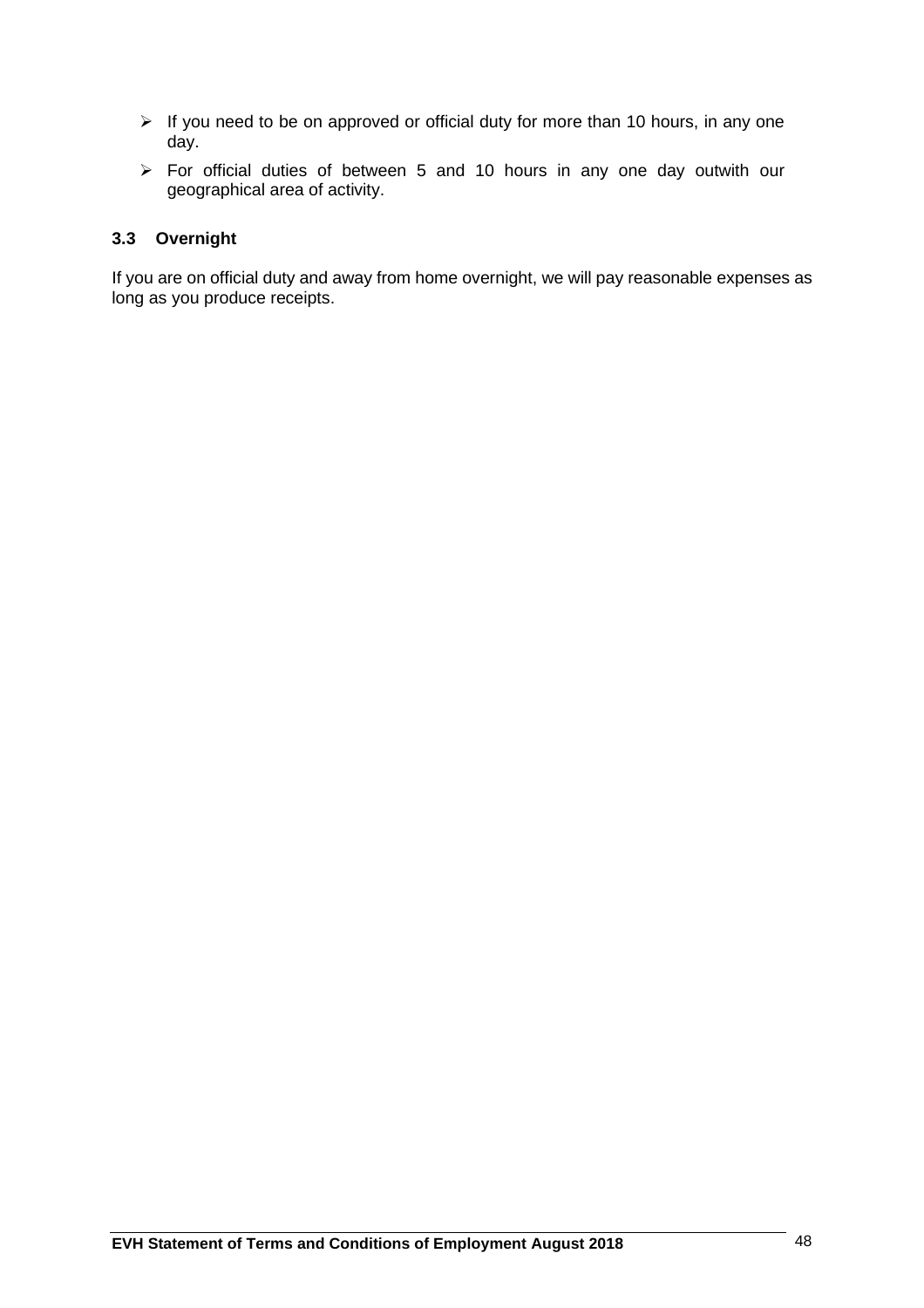- If you need to be on approved or official duty for more than 10 hours, in any one day.
- For official duties of between 5 and 10 hours in any one day outwith our geographical area of activity.

### 3.3 Overnight

If you are on official duty and away from home overnight, we will pay reasonable expenses as long as you produce receipts.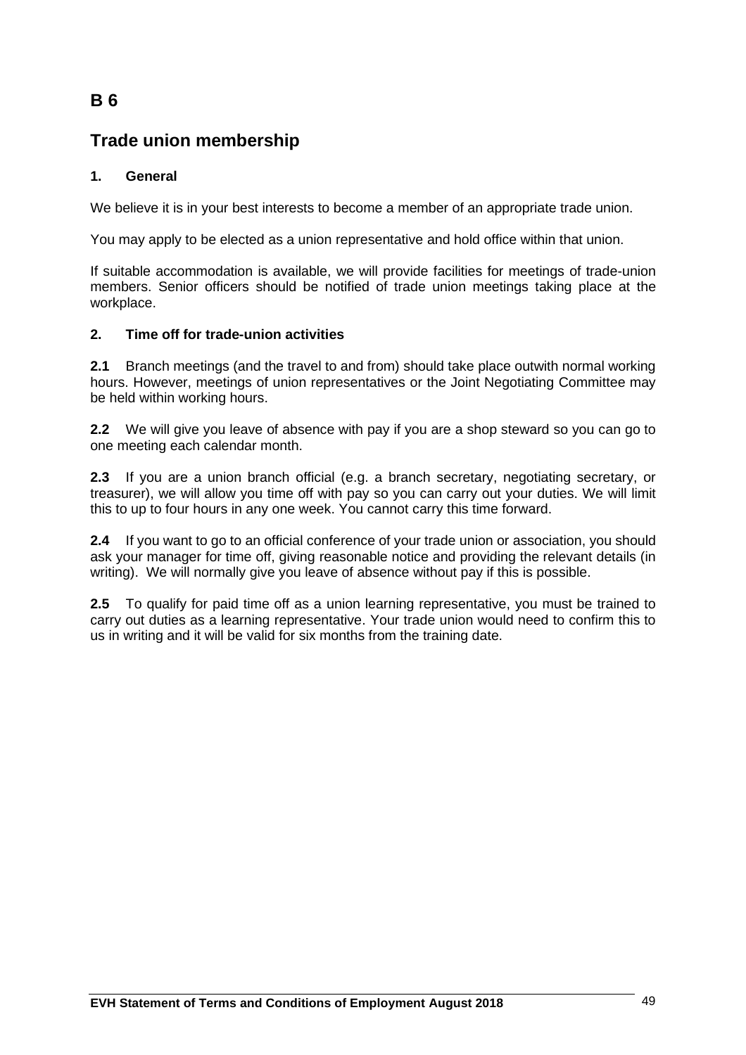# B 6

## Trade union membership

### 1. General

We believe it is in your best interests to become a member of an appropriate trade union.

You may apply to be elected as a union representative and hold office within that union.

If suitable accommodation is available, we will provide facilities for meetings of trade-union members. Senior officers should be notified of trade union meetings taking place at the workplace.

### 2. Time off for trade-union activities

**2.1** Branch meetings (and the travel to and from) should take place outwith normal working hours. However, meetings of union representatives or the Joint Negotiating Committee may be held within working hours.

**2.2** We will give you leave of absence with pay if you are a shop steward so you can go to one meeting each calendar month.

**2.3** If you are a union branch official (e.g. a branch secretary, negotiating secretary, or treasurer), we will allow you time off with pay so you can carry out your duties. We will limit this to up to four hours in any one week. You cannot carry this time forward.

**2.4** If you want to go to an official conference of your trade union or association, you should ask your manager for time off, giving reasonable notice and providing the relevant details (in writing). We will normally give you leave of absence without pay if this is possible.

**2.5** To qualify for paid time off as a union learning representative, you must be trained to carry out duties as a learning representative. Your trade union would need to confirm this to us in writing and it will be valid for six months from the training date.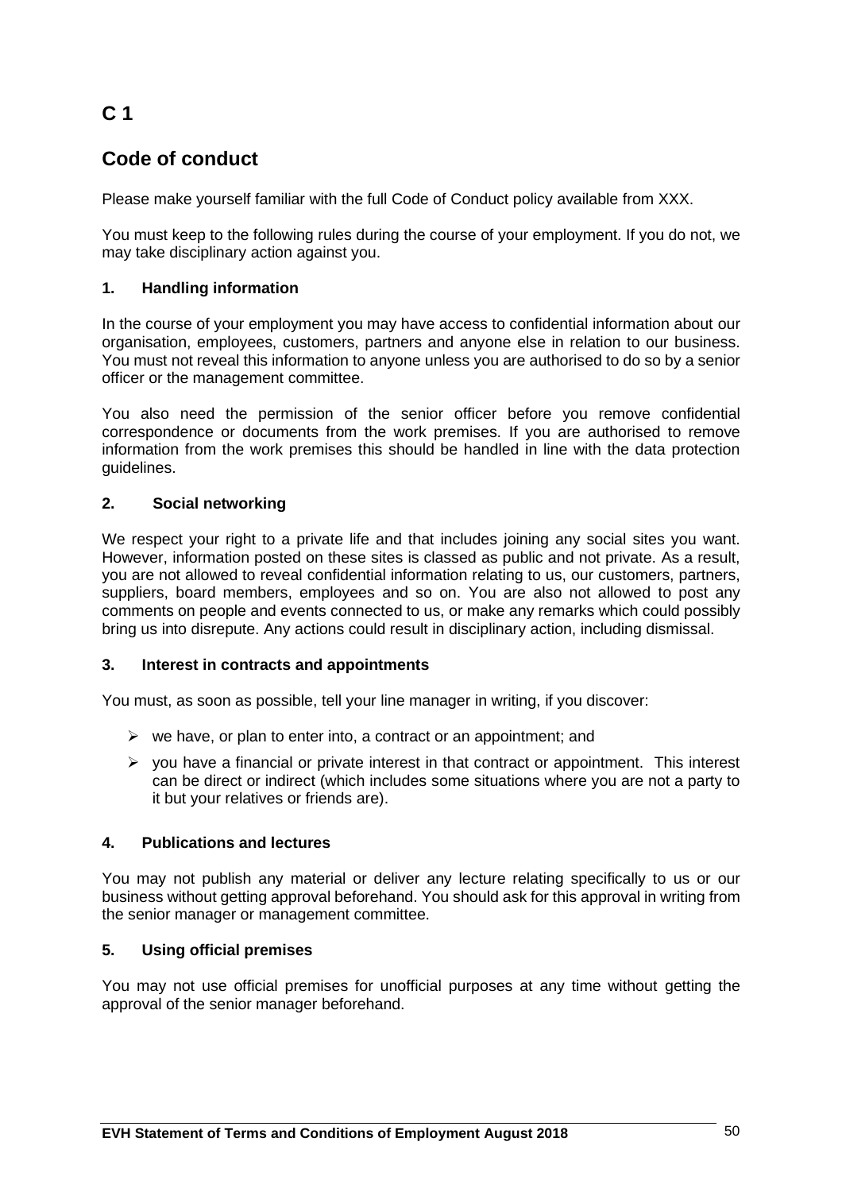# C 1

## Code of conduct

Please make yourself familiar with the full Code of Conduct policy available from XXX.

You must keep to the following rules during the course of your employment. If you do not, we may take disciplinary action against you.

### 1. Handling information

In the course of your employment you may have access to confidential information about our organisation, employees, customers, partners and anyone else in relation to our business. You must not reveal this information to anyone unless you are authorised to do so by a senior officer or the management committee.

You also need the permission of the senior officer before you remove confidential correspondence or documents from the work premises. If you are authorised to remove information from the work premises this should be handled in line with the data protection guidelines.

### 2. Social networking

We respect your right to a private life and that includes joining any social sites you want. However, information posted on these sites is classed as public and not private. As a result, you are not allowed to reveal confidential information relating to us, our customers, partners, suppliers, board members, employees and so on. You are also not allowed to post any comments on people and events connected to us, or make any remarks which could possibly bring us into disrepute. Any actions could result in disciplinary action, including dismissal.

### 3. Interest in contracts and appointments

You must, as soon as possible, tell your line manager in writing, if you discover:

- we have, or plan to enter into, a contract or an appointment; and
- you have a financial or private interest in that contract or appointment. This interest can be direct or indirect (which includes some situations where you are not a party to it but your relatives or friends are).

### 4. Publications and lectures

You may not publish any material or deliver any lecture relating specifically to us or our business without getting approval beforehand. You should ask for this approval in writing from the senior manager or management committee.

### 5. Using official premises

You may not use official premises for unofficial purposes at any time without getting the approval of the senior manager beforehand.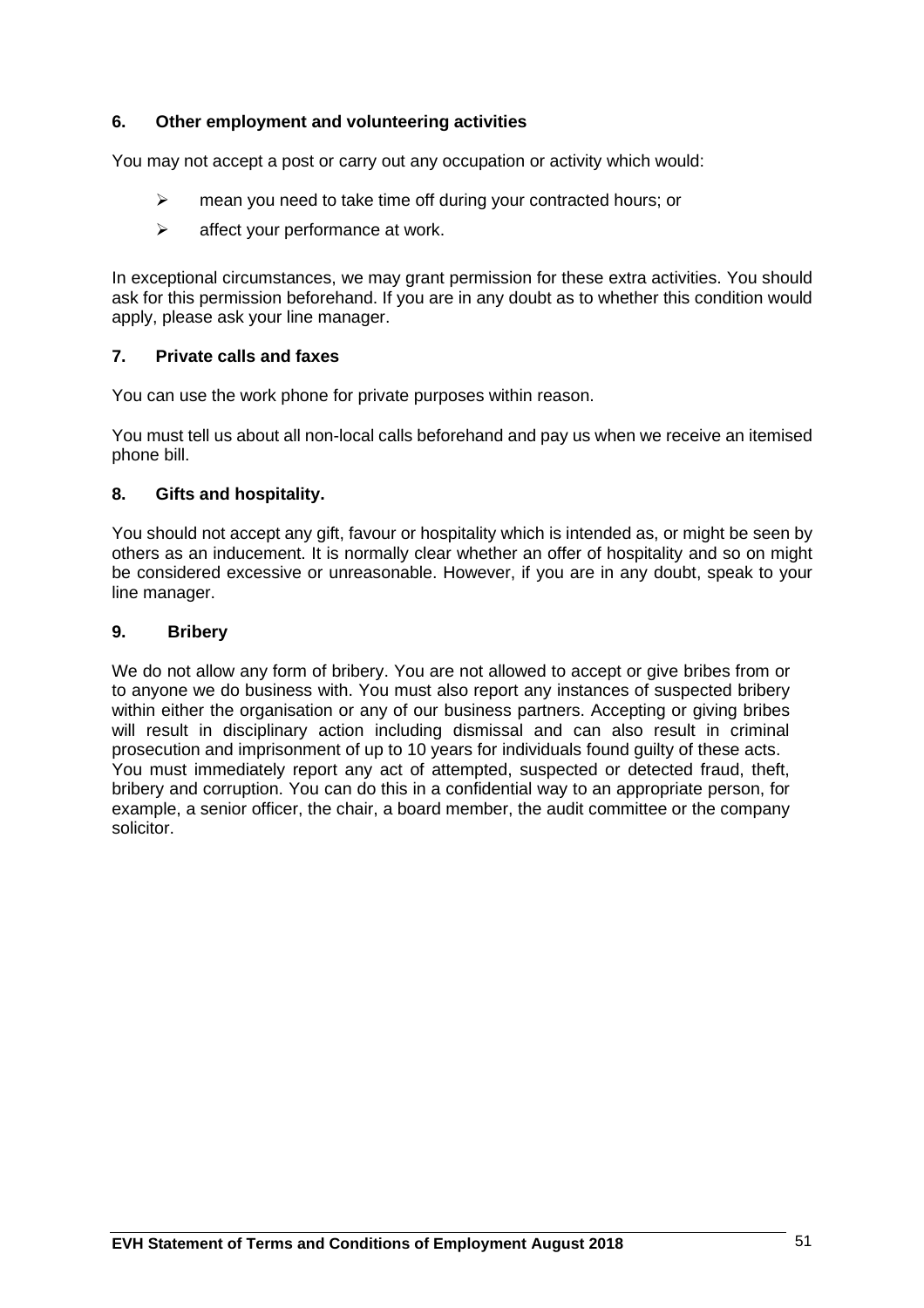### 6. Other employment and volunteering activities

You may not accept a post or carry out any occupation or activity which would:

- mean you need to take time off during your contracted hours; or
- affect your performance at work.

In exceptional circumstances, we may grant permission for these extra activities. You should ask for this permission beforehand. If you are in any doubt as to whether this condition would apply, please ask your line manager.

### 7. Private calls and faxes

You can use the work phone for private purposes within reason.

You must tell us about all non-local calls beforehand and pay us when we receive an itemised phone bill.

### 8. Gifts and hospitality.

You should not accept any gift, favour or hospitality which is intended as, or might be seen by others as an inducement. It is normally clear whether an offer of hospitality and so on might be considered excessive or unreasonable. However, if you are in any doubt, speak to your line manager.

### 9. Bribery

We do not allow any form of bribery. You are not allowed to accept or give bribes from or to anyone we do business with. You must also report any instances of suspected bribery within either the organisation or any of our business partners. Accepting or giving bribes will result in disciplinary action including dismissal and can also result in criminal prosecution and imprisonment of up to 10 years for individuals found guilty of these acts.
You must immediately report any act of attempted, suspected or detected fraud, theft, bribery and corruption. You can do this in a confidential way to an appropriate person, for example, a senior officer, the chair, a board member, the audit committee or the company solicitor.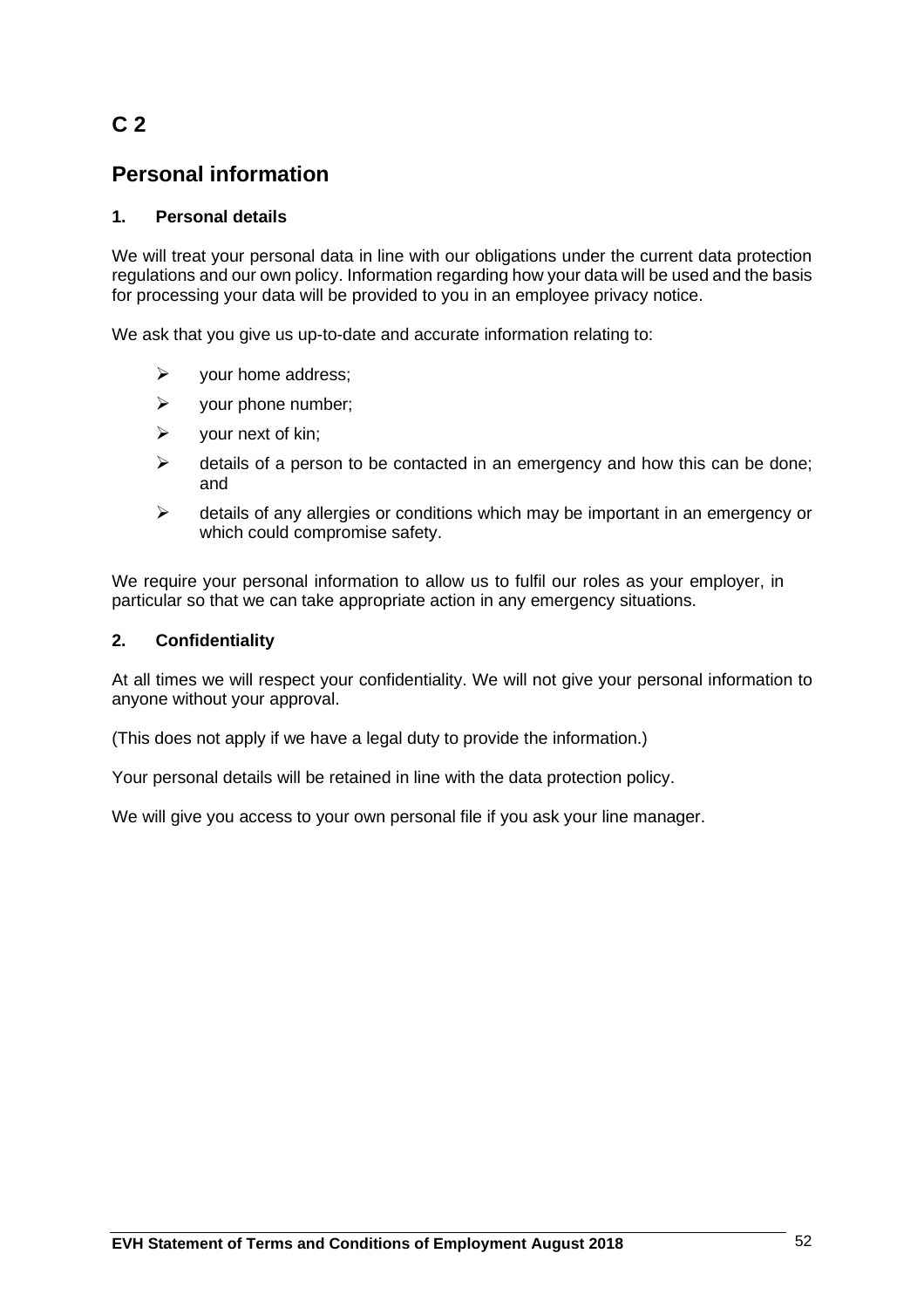# C 2

## Personal information

### 1. Personal details

We will treat your personal data in line with our obligations under the current data protection regulations and our own policy. Information regarding how your data will be used and the basis for processing your data will be provided to you in an employee privacy notice.

We ask that you give us up-to-date and accurate information relating to:

- your home address;
- your phone number;
- your next of kin;
- details of a person to be contacted in an emergency and how this can be done; and
- details of any allergies or conditions which may be important in an emergency or which could compromise safety.

We require your personal information to allow us to fulfil our roles as your employer, in particular so that we can take appropriate action in any emergency situations.

### 2. Confidentiality

At all times we will respect your confidentiality. We will not give your personal information to anyone without your approval.

(This does not apply if we have a legal duty to provide the information.)

Your personal details will be retained in line with the data protection policy.

We will give you access to your own personal file if you ask your line manager.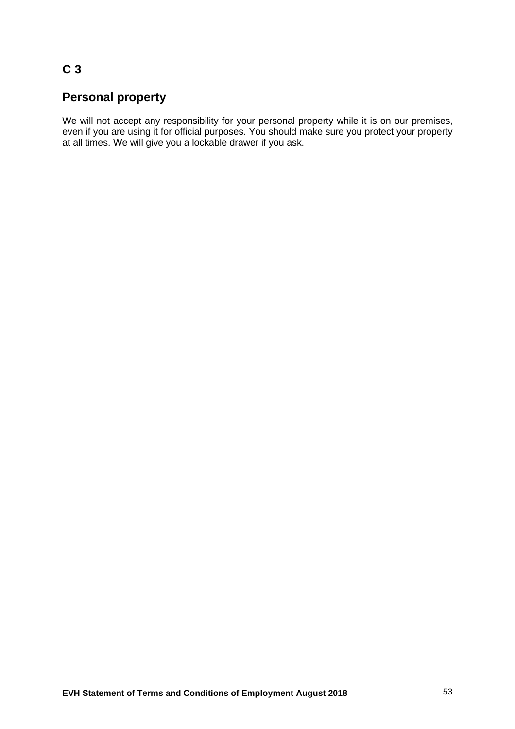## C 3

## Personal property

We will not accept any responsibility for your personal property while it is on our premises, even if you are using it for official purposes. You should make sure you protect your property at all times. We will give you a lockable drawer if you ask.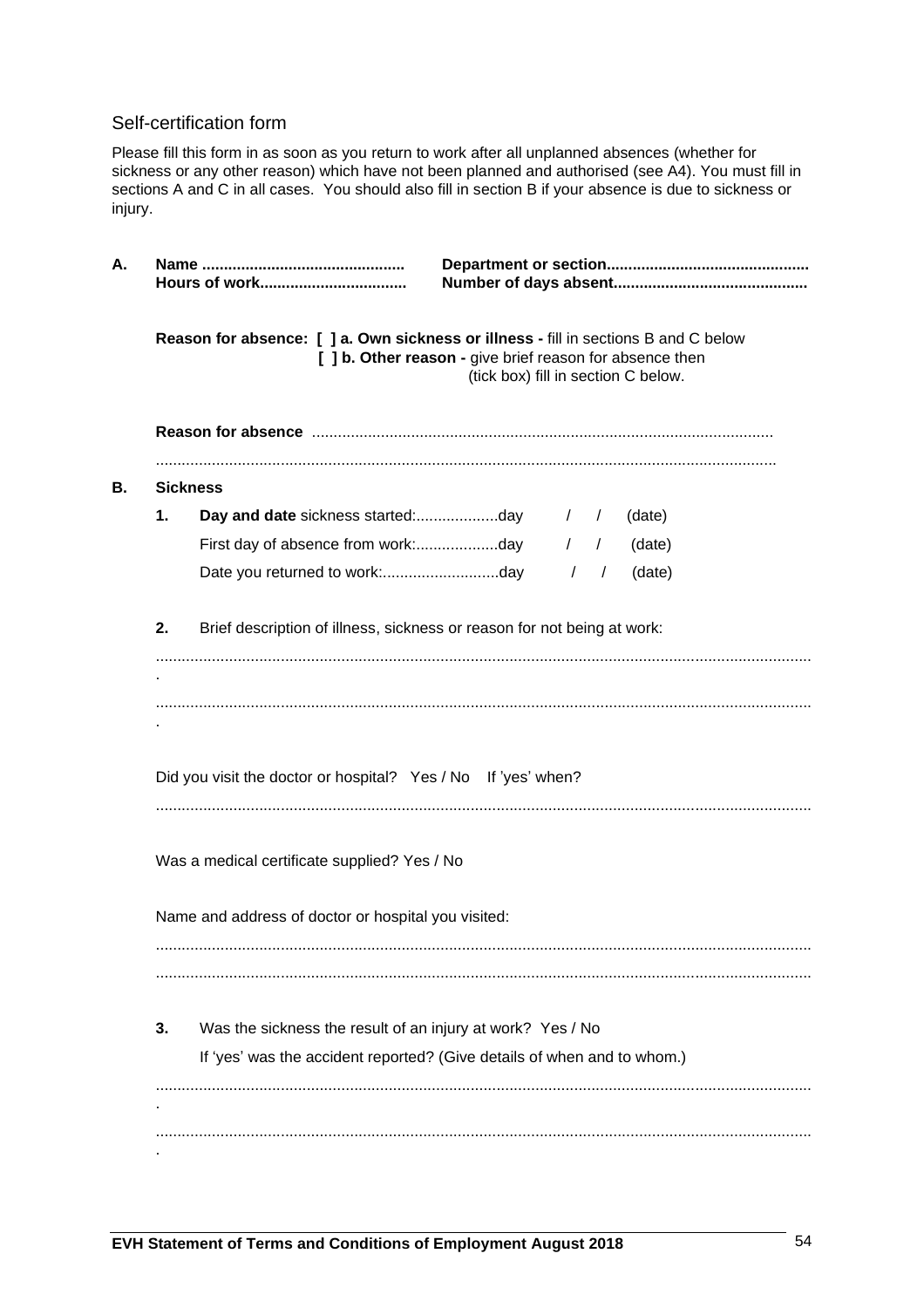## Self-certification form

Please fill this form in as soon as you return to work after all unplanned absences (whether for sickness or any other reason) which have not been planned and authorised (see A4). You must fill in sections A and C in all cases. You should also fill in section B if your absence is due to sickness or injury.

**A.** **Name ..............................................** **Department or section..............................................**
**Hours of work.................................** **Number of days absent............................................**

**Reason for absence: [ ] a. Own sickness or illness -** fill in sections B and C below
**[ ] b. Other reason -** give brief reason for absence then (tick box) fill in section C below.

**Reason for absence** ..........................................................................................................

..............................................................................................................................................

**B.** **Sickness**

**1.** **Day and date** sickness started:...................day / / (date)
First day of absence from work:...................day / / (date)
Date you returned to work:...........................day / / (date)

**2.** Brief description of illness, sickness or reason for not being at work:

.......................................................................................................................................................

.......................................................................................................................................................

Did you visit the doctor or hospital? Yes / No If 'yes' when?

.......................................................................................................................................................

Was a medical certificate supplied? Yes / No

Name and address of doctor or hospital you visited:

.......................................................................................................................................................

.......................................................................................................................................................

**3.** Was the sickness the result of an injury at work? Yes / No
If 'yes' was the accident reported? (Give details of when and to whom.)

.......................................................................................................................................................

.......................................................................................................................................................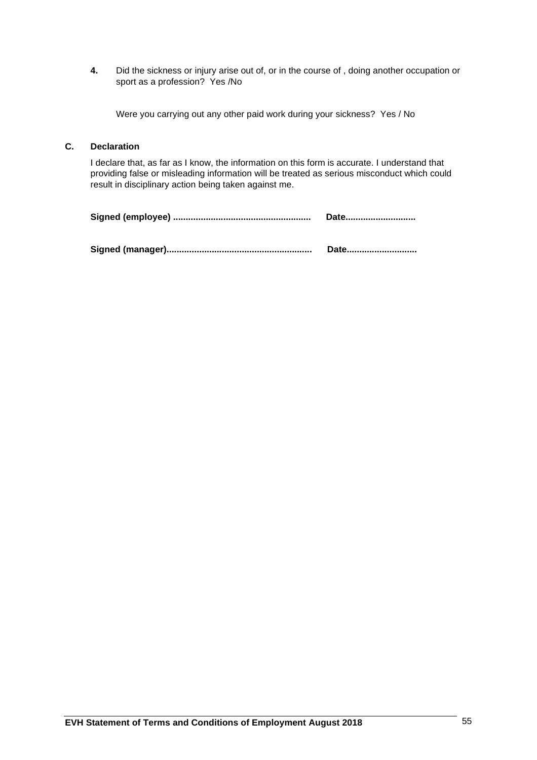**4.** Did the sickness or injury arise out of, or in the course of , doing another occupation or sport as a profession? Yes /No

Were you carrying out any other paid work during your sickness? Yes / No

## C. Declaration

I declare that, as far as I know, the information on this form is accurate. I understand that providing false or misleading information will be treated as serious misconduct which could result in disciplinary action being taken against me.

**Signed (employee) ...................................................... Date............................**

**Signed (manager)......................................................... Date............................**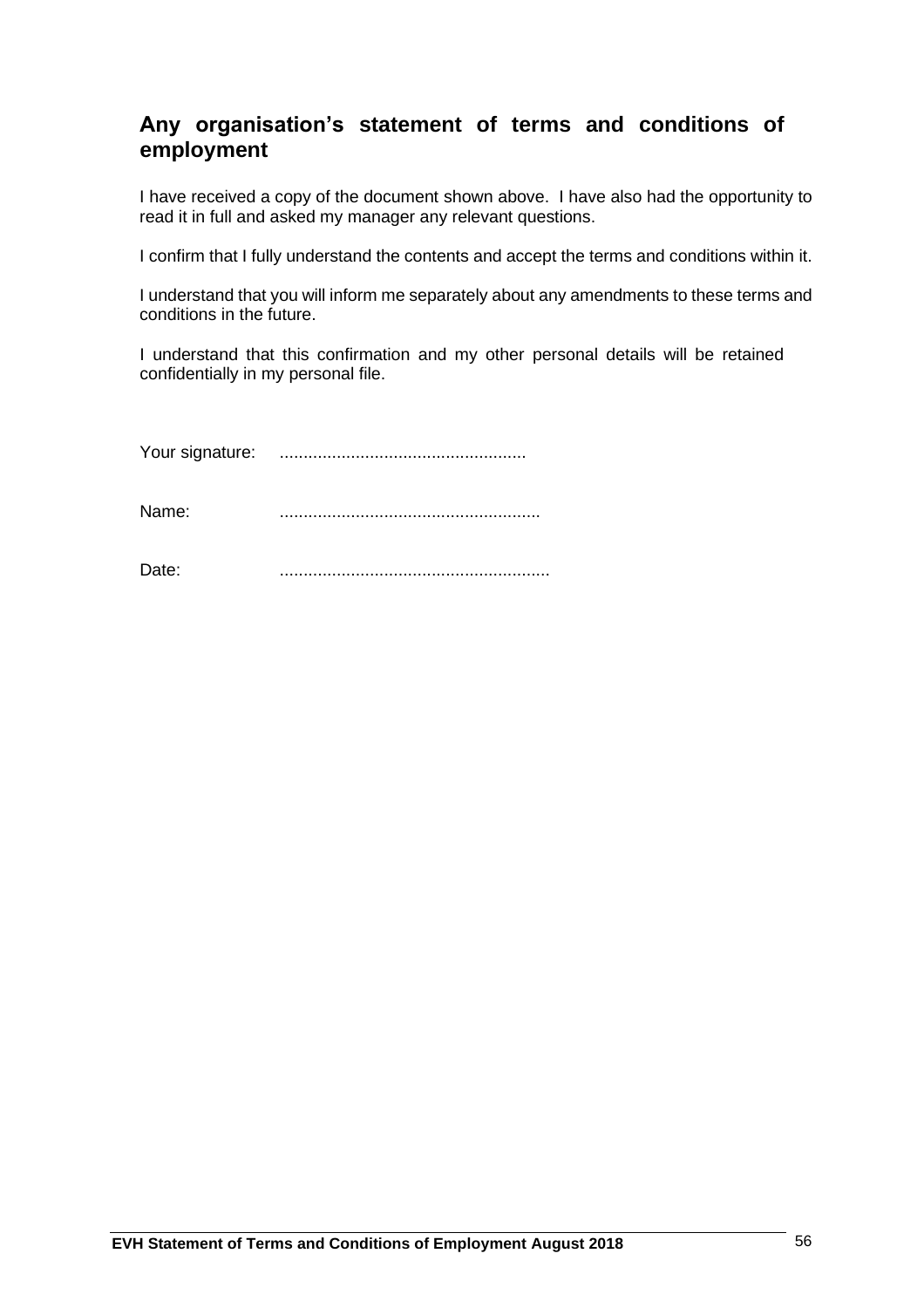## Any organisation's statement of terms and conditions of employment

I have received a copy of the document shown above. I have also had the opportunity to read it in full and asked my manager any relevant questions.

I confirm that I fully understand the contents and accept the terms and conditions within it.

I understand that you will inform me separately about any amendments to these terms and conditions in the future.

I understand that this confirmation and my other personal details will be retained confidentially in my personal file.

Your signature: ....................................................

Name: .......................................................

Date: .........................................................